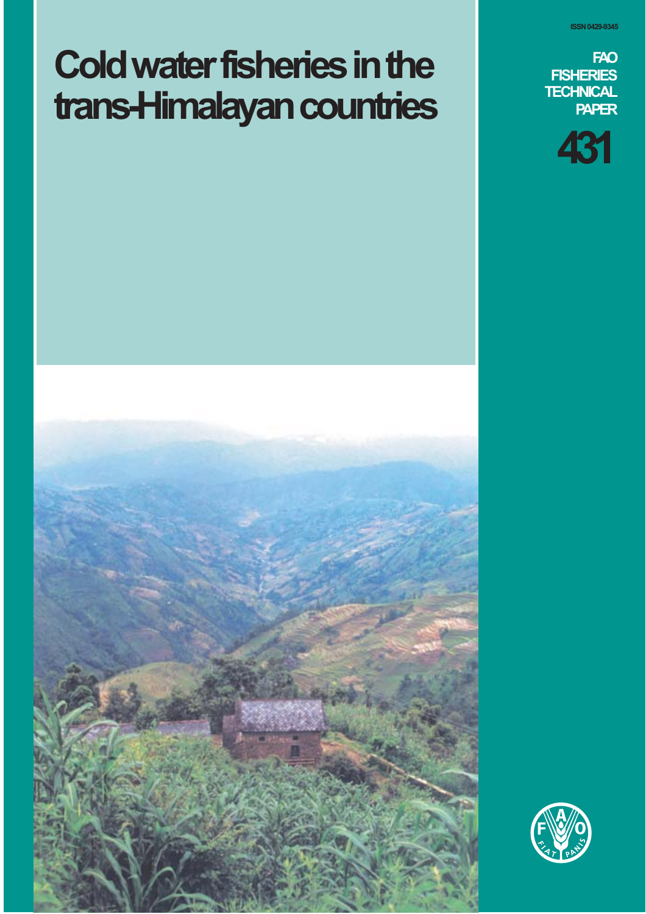ISSN 0429-9345

# Cold water fisheries in the trans-Himalayan countries

FAO FISHERIES TECHNICAL PAPER

431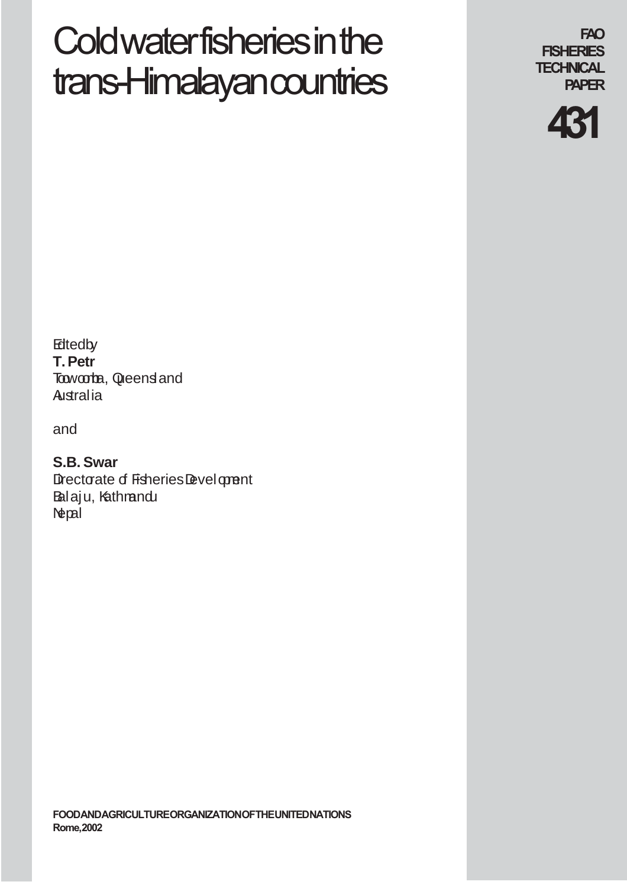# Cold water fisheries in the trans-Himalayan countries

FAO FISHERIES TECHNICAL PAPER

**431**

Edited by
**T. Petr**
Toowoomba, Queensland
Australia

and

**S.B. Swar**
Directorate of Fisheries Development
Balaju, Kathmandu
Nepal

**FOOD AND AGRICULTURE ORGANIZATION OF THE UNITED NATIONS**
**Rome, 2002**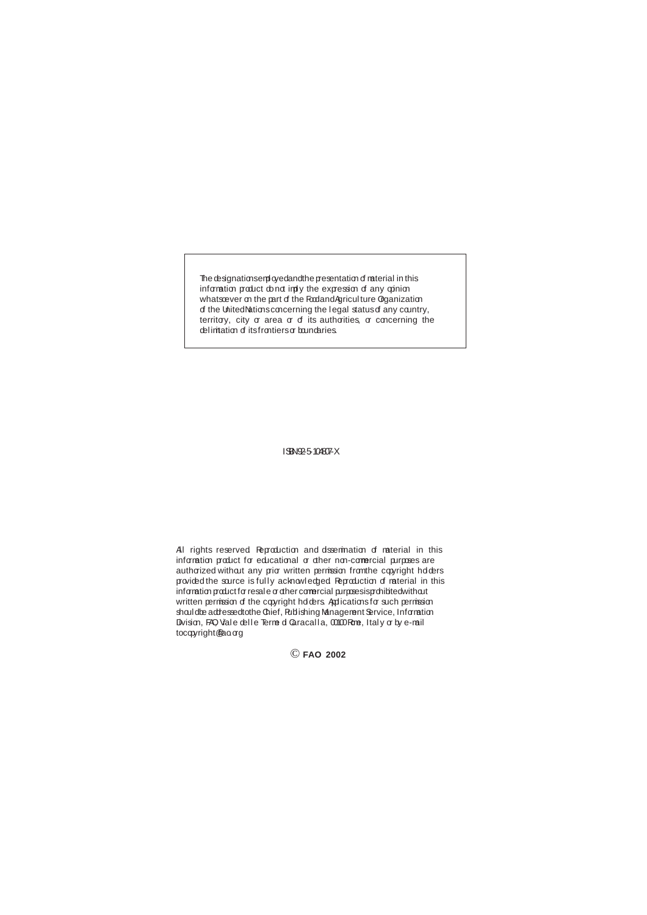The designations employed and the presentation of material in this information product do not imply the expression of any opinion whatsoever on the part of the Food and Agriculture Organization of the United Nations concerning the legal status of any country, territory, city or area or of its authorities, or concerning the delimitation of its frontiers or boundaries.

ISBN 92-5-104807-X

All rights reserved. Reproduction and dissemination of material in this information product for educational or other non-commercial purposes are authorized without any prior written permission from the copyright holders provided the source is fully acknowledged. Reproduction of material in this information product for resale or other commercial purposes is prohibited without written permission of the copyright holders. Applications for such permission should be addressed to the Chief, Publishing Management Service, Information Division, FAO, Viale delle Terme di Caracalla, 00100 Rome, Italy or by e-mail to copyright@fao.org

© **FAO 2002**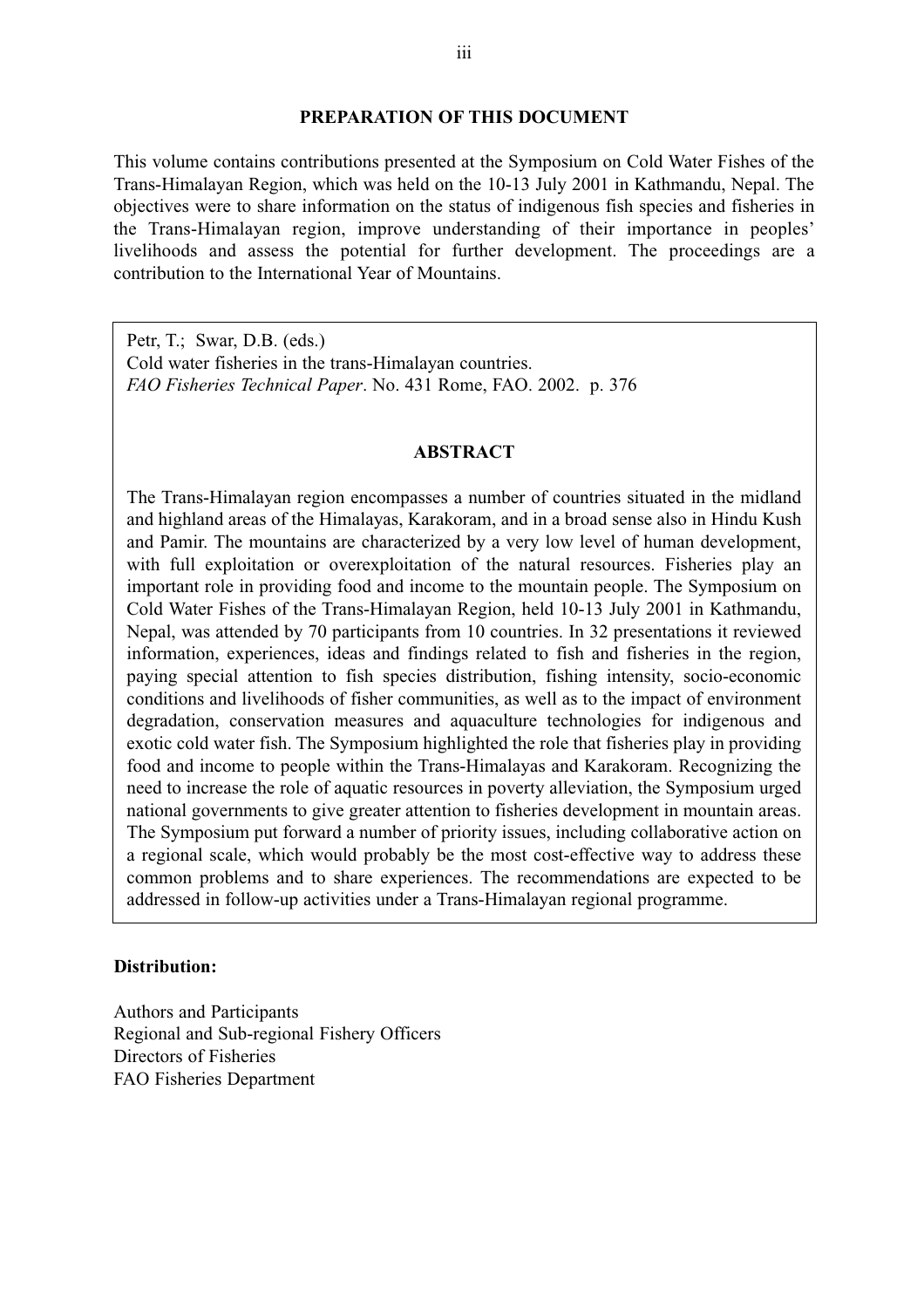## PREPARATION OF THIS DOCUMENT

This volume contains contributions presented at the Symposium on Cold Water Fishes of the Trans-Himalayan Region, which was held on the 10-13 July 2001 in Kathmandu, Nepal. The objectives were to share information on the status of indigenous fish species and fisheries in the Trans-Himalayan region, improve understanding of their importance in peoples' livelihoods and assess the potential for further development. The proceedings are a contribution to the International Year of Mountains.

Petr, T.; Swar, D.B. (eds.)
Cold water fisheries in the trans-Himalayan countries.
*FAO Fisheries Technical Paper*. No. 431 Rome, FAO. 2002. p. 376

### ABSTRACT

The Trans-Himalayan region encompasses a number of countries situated in the midland and highland areas of the Himalayas, Karakoram, and in a broad sense also in Hindu Kush and Pamir. The mountains are characterized by a very low level of human development, with full exploitation or overexploitation of the natural resources. Fisheries play an important role in providing food and income to the mountain people. The Symposium on Cold Water Fishes of the Trans-Himalayan Region, held 10-13 July 2001 in Kathmandu, Nepal, was attended by 70 participants from 10 countries. In 32 presentations it reviewed information, experiences, ideas and findings related to fish and fisheries in the region, paying special attention to fish species distribution, fishing intensity, socio-economic conditions and livelihoods of fisher communities, as well as to the impact of environment degradation, conservation measures and aquaculture technologies for indigenous and exotic cold water fish. The Symposium highlighted the role that fisheries play in providing food and income to people within the Trans-Himalayas and Karakoram. Recognizing the need to increase the role of aquatic resources in poverty alleviation, the Symposium urged national governments to give greater attention to fisheries development in mountain areas. The Symposium put forward a number of priority issues, including collaborative action on a regional scale, which would probably be the most cost-effective way to address these common problems and to share experiences. The recommendations are expected to be addressed in follow-up activities under a Trans-Himalayan regional programme.

**Distribution:**

Authors and Participants
Regional and Sub-regional Fishery Officers
Directors of Fisheries
FAO Fisheries Department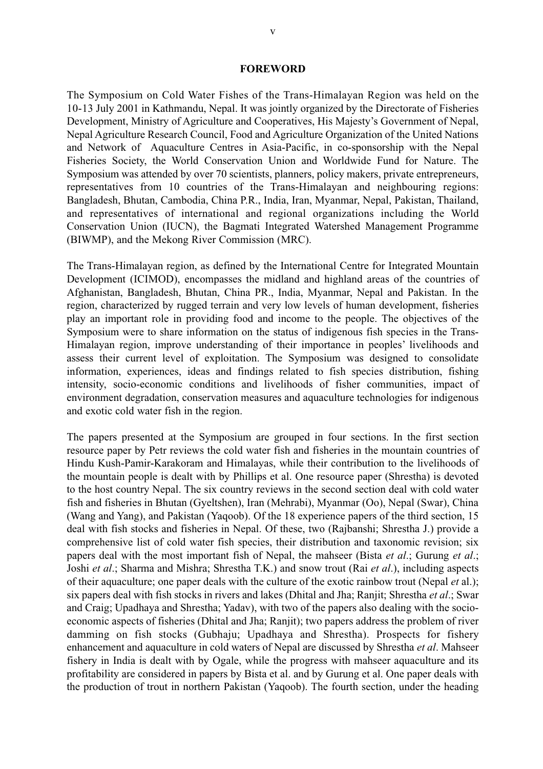## FOREWORD

The Symposium on Cold Water Fishes of the Trans-Himalayan Region was held on the 10-13 July 2001 in Kathmandu, Nepal. It was jointly organized by the Directorate of Fisheries Development, Ministry of Agriculture and Cooperatives, His Majesty's Government of Nepal, Nepal Agriculture Research Council, Food and Agriculture Organization of the United Nations and Network of Aquaculture Centres in Asia-Pacific, in co-sponsorship with the Nepal Fisheries Society, the World Conservation Union and Worldwide Fund for Nature. The Symposium was attended by over 70 scientists, planners, policy makers, private entrepreneurs, representatives from 10 countries of the Trans-Himalayan and neighbouring regions: Bangladesh, Bhutan, Cambodia, China P.R., India, Iran, Myanmar, Nepal, Pakistan, Thailand, and representatives of international and regional organizations including the World Conservation Union (IUCN), the Bagmati Integrated Watershed Management Programme (BIWMP), and the Mekong River Commission (MRC).

The Trans-Himalayan region, as defined by the International Centre for Integrated Mountain Development (ICIMOD), encompasses the midland and highland areas of the countries of Afghanistan, Bangladesh, Bhutan, China PR., India, Myanmar, Nepal and Pakistan. In the region, characterized by rugged terrain and very low levels of human development, fisheries play an important role in providing food and income to the people. The objectives of the Symposium were to share information on the status of indigenous fish species in the Trans-Himalayan region, improve understanding of their importance in peoples' livelihoods and assess their current level of exploitation. The Symposium was designed to consolidate information, experiences, ideas and findings related to fish species distribution, fishing intensity, socio-economic conditions and livelihoods of fisher communities, impact of environment degradation, conservation measures and aquaculture technologies for indigenous and exotic cold water fish in the region.

The papers presented at the Symposium are grouped in four sections. In the first section resource paper by Petr reviews the cold water fish and fisheries in the mountain countries of Hindu Kush-Pamir-Karakoram and Himalayas, while their contribution to the livelihoods of the mountain people is dealt with by Phillips et al. One resource paper (Shrestha) is devoted to the host country Nepal. The six country reviews in the second section deal with cold water fish and fisheries in Bhutan (Gyeltshen), Iran (Mehrabi), Myanmar (Oo), Nepal (Swar), China (Wang and Yang), and Pakistan (Yaqoob). Of the 18 experience papers of the third section, 15 deal with fish stocks and fisheries in Nepal. Of these, two (Rajbanshi; Shrestha J.) provide a comprehensive list of cold water fish species, their distribution and taxonomic revision; six papers deal with the most important fish of Nepal, the mahseer (Bista *et al*.; Gurung *et al*.; Joshi *et al*.; Sharma and Mishra; Shrestha T.K.) and snow trout (Rai *et al*.), including aspects of their aquaculture; one paper deals with the culture of the exotic rainbow trout (Nepal *et* al.); six papers deal with fish stocks in rivers and lakes (Dhital and Jha; Ranjit; Shrestha *et al*.; Swar and Craig; Upadhaya and Shrestha; Yadav), with two of the papers also dealing with the socio-economic aspects of fisheries (Dhital and Jha; Ranjit); two papers address the problem of river damming on fish stocks (Gubhaju; Upadhaya and Shrestha). Prospects for fishery enhancement and aquaculture in cold waters of Nepal are discussed by Shrestha *et al*. Mahseer fishery in India is dealt with by Ogale, while the progress with mahseer aquaculture and its profitability are considered in papers by Bista et al. and by Gurung et al. One paper deals with the production of trout in northern Pakistan (Yaqoob). The fourth section, under the heading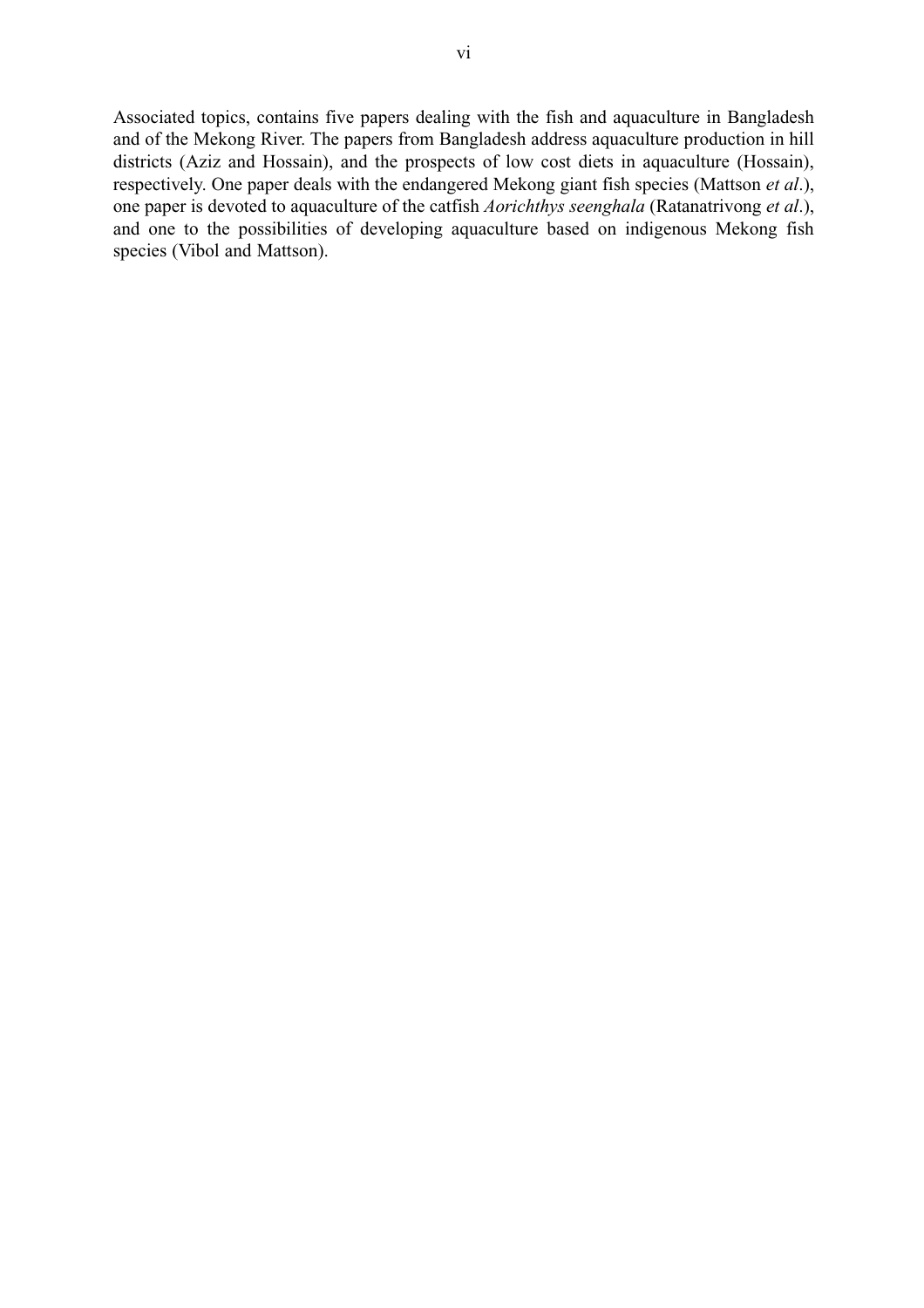Associated topics, contains five papers dealing with the fish and aquaculture in Bangladesh and of the Mekong River. The papers from Bangladesh address aquaculture production in hill districts (Aziz and Hossain), and the prospects of low cost diets in aquaculture (Hossain), respectively. One paper deals with the endangered Mekong giant fish species (Mattson *et al*.), one paper is devoted to aquaculture of the catfish *Aorichthys seenghala* (Ratanatrivong *et al*.), and one to the possibilities of developing aquaculture based on indigenous Mekong fish species (Vibol and Mattson).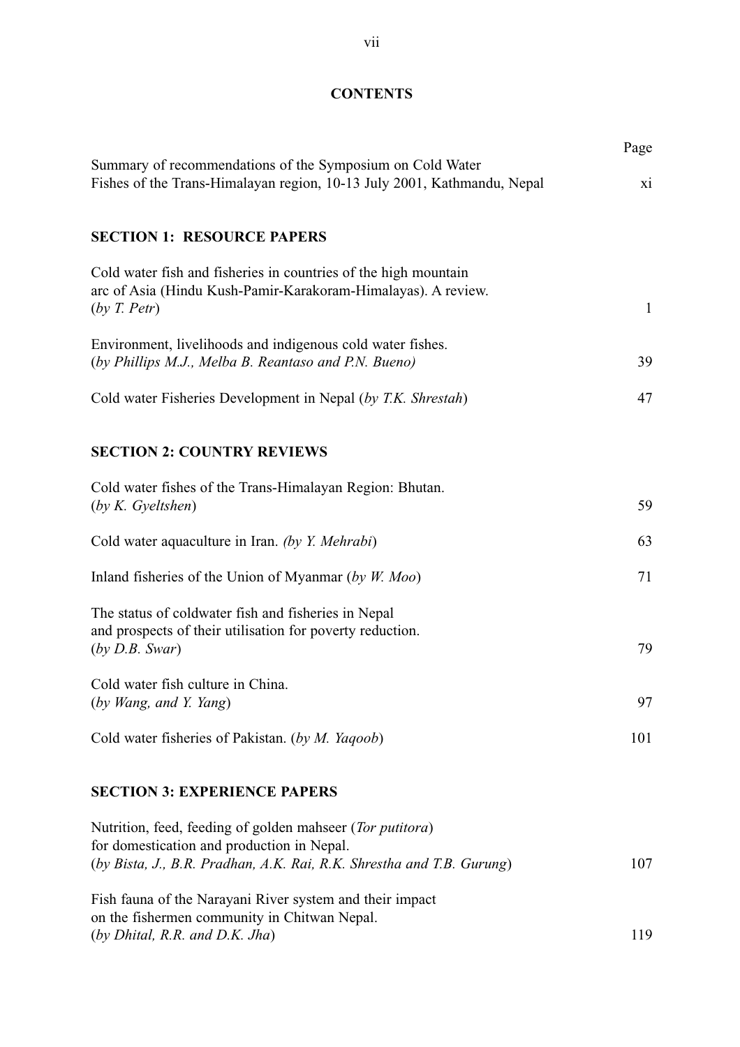# CONTENTS

| | Page |
|---|---|
| Summary of recommendations of the Symposium on Cold Water Fishes of the Trans-Himalayan region, 10-13 July 2001, Kathmandu, Nepal | xi |

## SECTION 1: RESOURCE PAPERS

| | |
|---|---|
| Cold water fish and fisheries in countries of the high mountain arc of Asia (Hindu Kush-Pamir-Karakoram-Himalayas). A review. (*by T. Petr*) | 1 |
| Environment, livelihoods and indigenous cold water fishes. (*by Phillips M.J., Melba B. Reantaso and P.N. Bueno)* | 39 |
| Cold water Fisheries Development in Nepal (*by T.K. Shrestah*) | 47 |

## SECTION 2: COUNTRY REVIEWS

| | |
|---|---|
| Cold water fishes of the Trans-Himalayan Region: Bhutan. (*by K. Gyeltshen*) | 59 |
| Cold water aquaculture in Iran. *(by Y. Mehrabi*) | 63 |
| Inland fisheries of the Union of Myanmar (*by W. Moo*) | 71 |
| The status of coldwater fish and fisheries in Nepal and prospects of their utilisation for poverty reduction. (*by D.B. Swar*) | 79 |
| Cold water fish culture in China. (*by Wang, and Y. Yang*) | 97 |
| Cold water fisheries of Pakistan. (*by M. Yaqoob*) | 101 |

## SECTION 3: EXPERIENCE PAPERS

| | |
|---|---|
| Nutrition, feed, feeding of golden mahseer (*Tor putitora*) for domestication and production in Nepal. (*by Bista, J., B.R. Pradhan, A.K. Rai, R.K. Shrestha and T.B. Gurung*) | 107 |
| Fish fauna of the Narayani River system and their impact on the fishermen community in Chitwan Nepal. (*by Dhital, R.R. and D.K. Jha*) | 119 |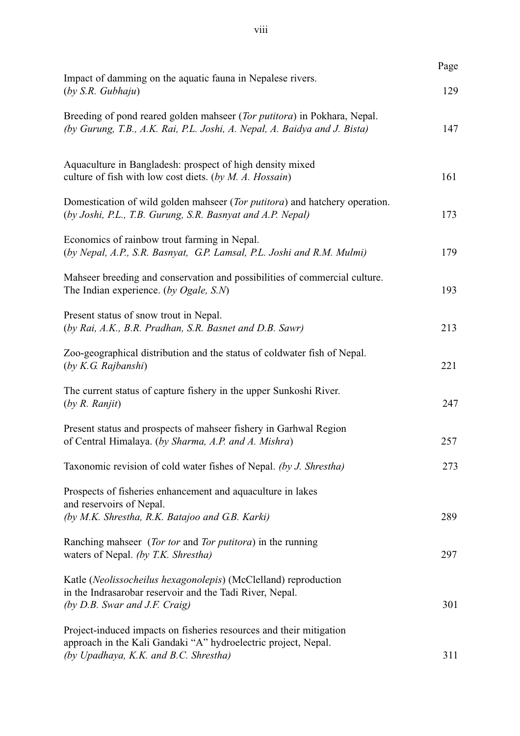| | Page |
|---|---|
| Impact of damming on the aquatic fauna in Nepalese rivers. (*by S.R. Gubhaju*) | 129 |
| Breeding of pond reared golden mahseer (*Tor putitora*) in Pokhara, Nepal. *(by Gurung, T.B., A.K. Rai, P.L. Joshi, A. Nepal, A. Baidya and J. Bista)* | 147 |
| Aquaculture in Bangladesh: prospect of high density mixed culture of fish with low cost diets. (*by M. A. Hossain*) | 161 |
| Domestication of wild golden mahseer (*Tor putitora*) and hatchery operation. (*by Joshi, P.L., T.B. Gurung, S.R. Basnyat and A.P. Nepal)* | 173 |
| Economics of rainbow trout farming in Nepal. (*by Nepal, A.P., S.R. Basnyat, G.P. Lamsal, P.L. Joshi and R.M. Mulmi)* | 179 |
| Mahseer breeding and conservation and possibilities of commercial culture. The Indian experience. (*by Ogale, S.N*) | 193 |
| Present status of snow trout in Nepal. (*by Rai, A.K., B.R. Pradhan, S.R. Basnet and D.B. Sawr)* | 213 |
| Zoo-geographical distribution and the status of coldwater fish of Nepal. (*by K.G. Rajbanshi*) | 221 |
| The current status of capture fishery in the upper Sunkoshi River. (*by R. Ranjit*) | 247 |
| Present status and prospects of mahseer fishery in Garhwal Region of Central Himalaya. (*by Sharma, A.P. and A. Mishra*) | 257 |
| Taxonomic revision of cold water fishes of Nepal. *(by J. Shrestha)* | 273 |
| Prospects of fisheries enhancement and aquaculture in lakes and reservoirs of Nepal. *(by M.K. Shrestha, R.K. Batajoo and G.B. Karki)* | 289 |
| Ranching mahseer (*Tor tor* and *Tor putitora*) in the running waters of Nepal. *(by T.K. Shrestha)* | 297 |
| Katle (*Neolissocheilus hexagonolepis*) (McClelland) reproduction in the Indrasarobar reservoir and the Tadi River, Nepal. *(by D.B. Swar and J.F. Craig)* | 301 |
| Project-induced impacts on fisheries resources and their mitigation approach in the Kali Gandaki "A" hydroelectric project, Nepal. *(by Upadhaya, K.K. and B.C. Shrestha)* | 311 |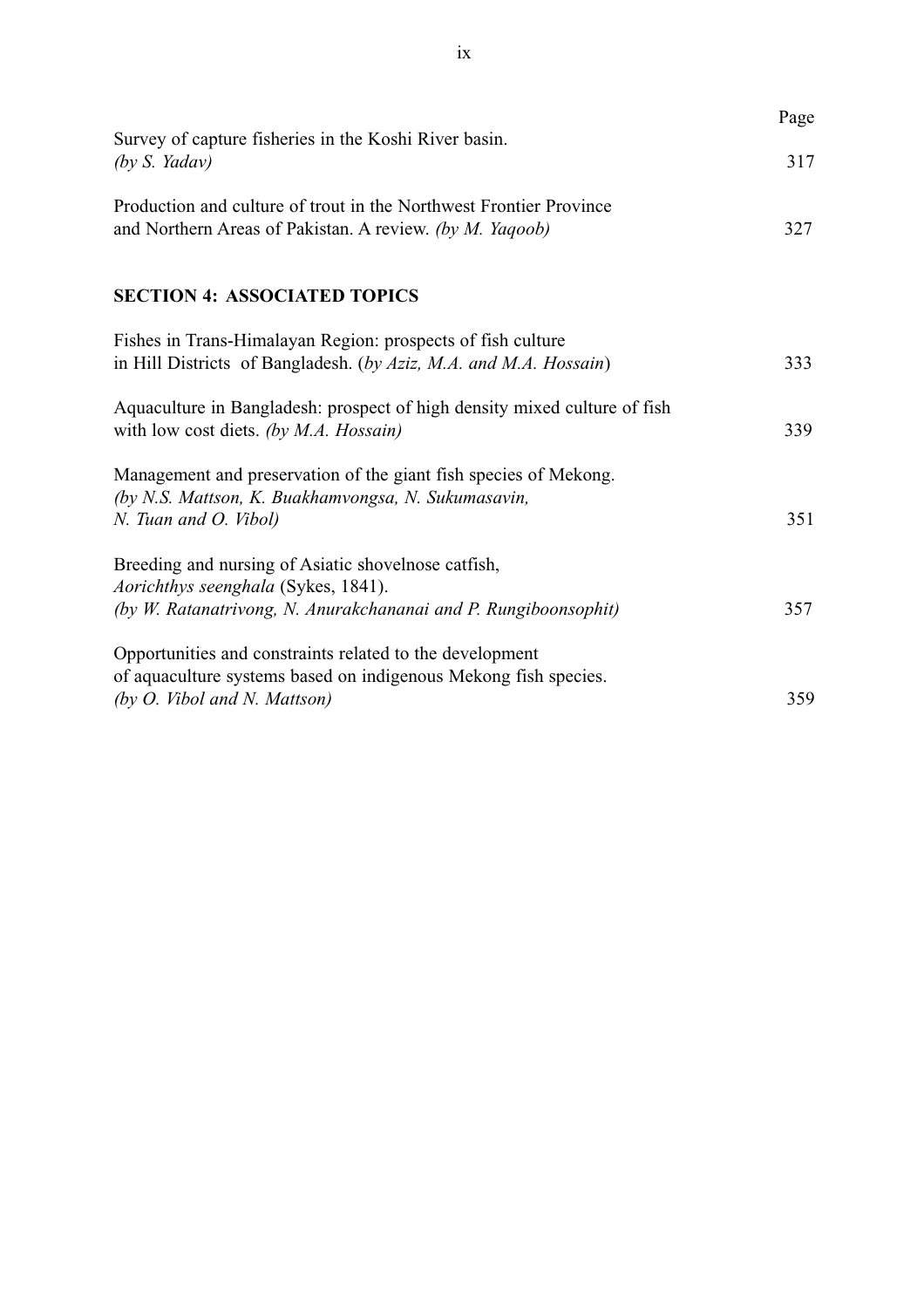| | Page |
|---|---|
| Survey of capture fisheries in the Koshi River basin. *(by S. Yadav)* | 317 |
| Production and culture of trout in the Northwest Frontier Province and Northern Areas of Pakistan. A review. *(by M. Yaqoob)* | 327 |

**SECTION 4: ASSOCIATED TOPICS**

| | |
|---|---|
| Fishes in Trans-Himalayan Region: prospects of fish culture in Hill Districts of Bangladesh. (*by Aziz, M.A. and M.A. Hossain*) | 333 |
| Aquaculture in Bangladesh: prospect of high density mixed culture of fish with low cost diets. *(by M.A. Hossain)* | 339 |
| Management and preservation of the giant fish species of Mekong. *(by N.S. Mattson, K. Buakhamvongsa, N. Sukumasavin, N. Tuan and O. Vibol)* | 351 |
| Breeding and nursing of Asiatic shovelnose catfish, *Aorichthys seenghala* (Sykes, 1841). *(by W. Ratanatrivong, N. Anurakchananai and P. Rungiboonsophit)* | 357 |
| Opportunities and constraints related to the development of aquaculture systems based on indigenous Mekong fish species. *(by O. Vibol and N. Mattson)* | 359 |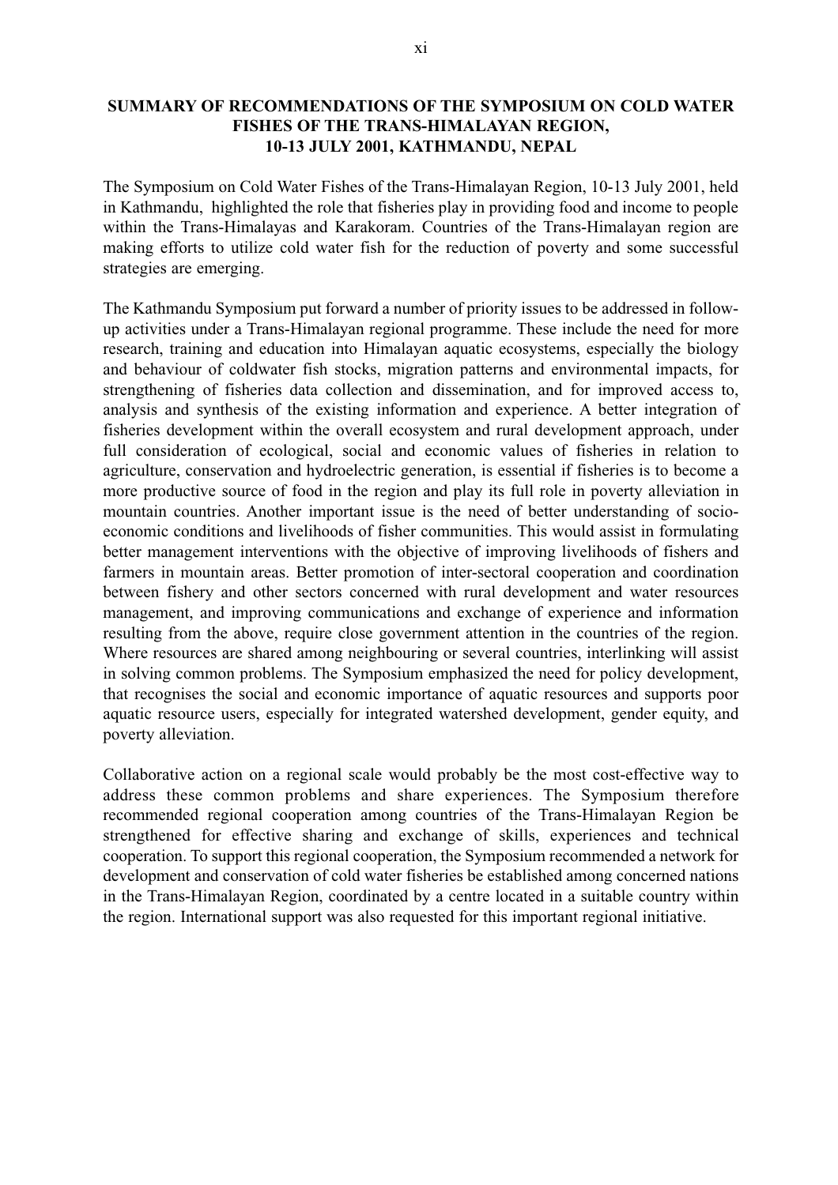# SUMMARY OF RECOMMENDATIONS OF THE SYMPOSIUM ON COLD WATER FISHES OF THE TRANS-HIMALAYAN REGION, 10-13 JULY 2001, KATHMANDU, NEPAL

The Symposium on Cold Water Fishes of the Trans-Himalayan Region, 10-13 July 2001, held in Kathmandu, highlighted the role that fisheries play in providing food and income to people within the Trans-Himalayas and Karakoram. Countries of the Trans-Himalayan region are making efforts to utilize cold water fish for the reduction of poverty and some successful strategies are emerging.

The Kathmandu Symposium put forward a number of priority issues to be addressed in follow-up activities under a Trans-Himalayan regional programme. These include the need for more research, training and education into Himalayan aquatic ecosystems, especially the biology and behaviour of coldwater fish stocks, migration patterns and environmental impacts, for strengthening of fisheries data collection and dissemination, and for improved access to, analysis and synthesis of the existing information and experience. A better integration of fisheries development within the overall ecosystem and rural development approach, under full consideration of ecological, social and economic values of fisheries in relation to agriculture, conservation and hydroelectric generation, is essential if fisheries is to become a more productive source of food in the region and play its full role in poverty alleviation in mountain countries. Another important issue is the need of better understanding of socio-economic conditions and livelihoods of fisher communities. This would assist in formulating better management interventions with the objective of improving livelihoods of fishers and farmers in mountain areas. Better promotion of inter-sectoral cooperation and coordination between fishery and other sectors concerned with rural development and water resources management, and improving communications and exchange of experience and information resulting from the above, require close government attention in the countries of the region. Where resources are shared among neighbouring or several countries, interlinking will assist in solving common problems. The Symposium emphasized the need for policy development, that recognises the social and economic importance of aquatic resources and supports poor aquatic resource users, especially for integrated watershed development, gender equity, and poverty alleviation.

Collaborative action on a regional scale would probably be the most cost-effective way to address these common problems and share experiences. The Symposium therefore recommended regional cooperation among countries of the Trans-Himalayan Region be strengthened for effective sharing and exchange of skills, experiences and technical cooperation. To support this regional cooperation, the Symposium recommended a network for development and conservation of cold water fisheries be established among concerned nations in the Trans-Himalayan Region, coordinated by a centre located in a suitable country within the region. International support was also requested for this important regional initiative.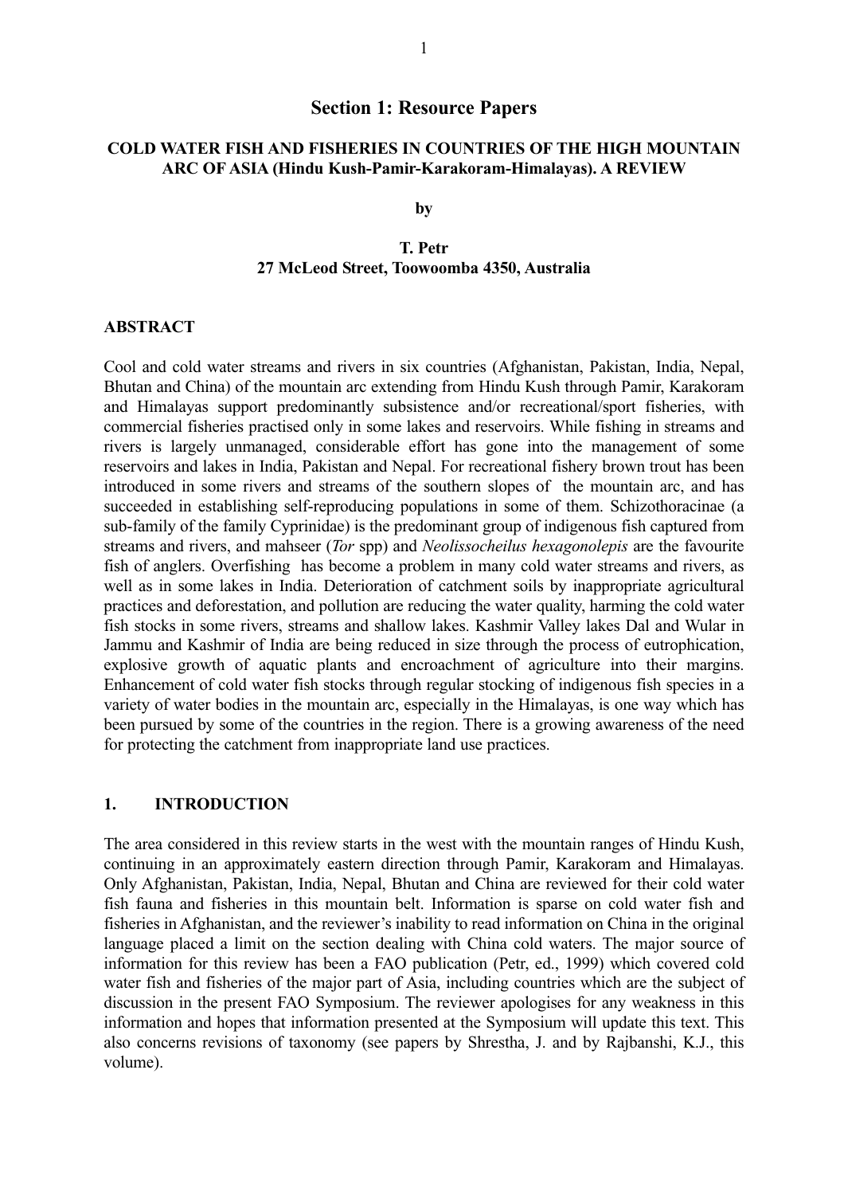# Section 1: Resource Papers

## COLD WATER FISH AND FISHERIES IN COUNTRIES OF THE HIGH MOUNTAIN ARC OF ASIA (Hindu Kush-Pamir-Karakoram-Himalayas). A REVIEW

**by**

**T. Petr**
**27 McLeod Street, Toowoomba 4350, Australia**

### ABSTRACT

Cool and cold water streams and rivers in six countries (Afghanistan, Pakistan, India, Nepal, Bhutan and China) of the mountain arc extending from Hindu Kush through Pamir, Karakoram and Himalayas support predominantly subsistence and/or recreational/sport fisheries, with commercial fisheries practised only in some lakes and reservoirs. While fishing in streams and rivers is largely unmanaged, considerable effort has gone into the management of some reservoirs and lakes in India, Pakistan and Nepal. For recreational fishery brown trout has been introduced in some rivers and streams of the southern slopes of the mountain arc, and has succeeded in establishing self-reproducing populations in some of them. Schizothoracinae (a sub-family of the family Cyprinidae) is the predominant group of indigenous fish captured from streams and rivers, and mahseer (*Tor* spp) and *Neolissocheilus hexagonolepis* are the favourite fish of anglers. Overfishing has become a problem in many cold water streams and rivers, as well as in some lakes in India. Deterioration of catchment soils by inappropriate agricultural practices and deforestation, and pollution are reducing the water quality, harming the cold water fish stocks in some rivers, streams and shallow lakes. Kashmir Valley lakes Dal and Wular in Jammu and Kashmir of India are being reduced in size through the process of eutrophication, explosive growth of aquatic plants and encroachment of agriculture into their margins. Enhancement of cold water fish stocks through regular stocking of indigenous fish species in a variety of water bodies in the mountain arc, especially in the Himalayas, is one way which has been pursued by some of the countries in the region. There is a growing awareness of the need for protecting the catchment from inappropriate land use practices.

### 1. INTRODUCTION

The area considered in this review starts in the west with the mountain ranges of Hindu Kush, continuing in an approximately eastern direction through Pamir, Karakoram and Himalayas. Only Afghanistan, Pakistan, India, Nepal, Bhutan and China are reviewed for their cold water fish fauna and fisheries in this mountain belt. Information is sparse on cold water fish and fisheries in Afghanistan, and the reviewer's inability to read information on China in the original language placed a limit on the section dealing with China cold waters. The major source of information for this review has been a FAO publication (Petr, ed., 1999) which covered cold water fish and fisheries of the major part of Asia, including countries which are the subject of discussion in the present FAO Symposium. The reviewer apologises for any weakness in this information and hopes that information presented at the Symposium will update this text. This also concerns revisions of taxonomy (see papers by Shrestha, J. and by Rajbanshi, K.J., this volume).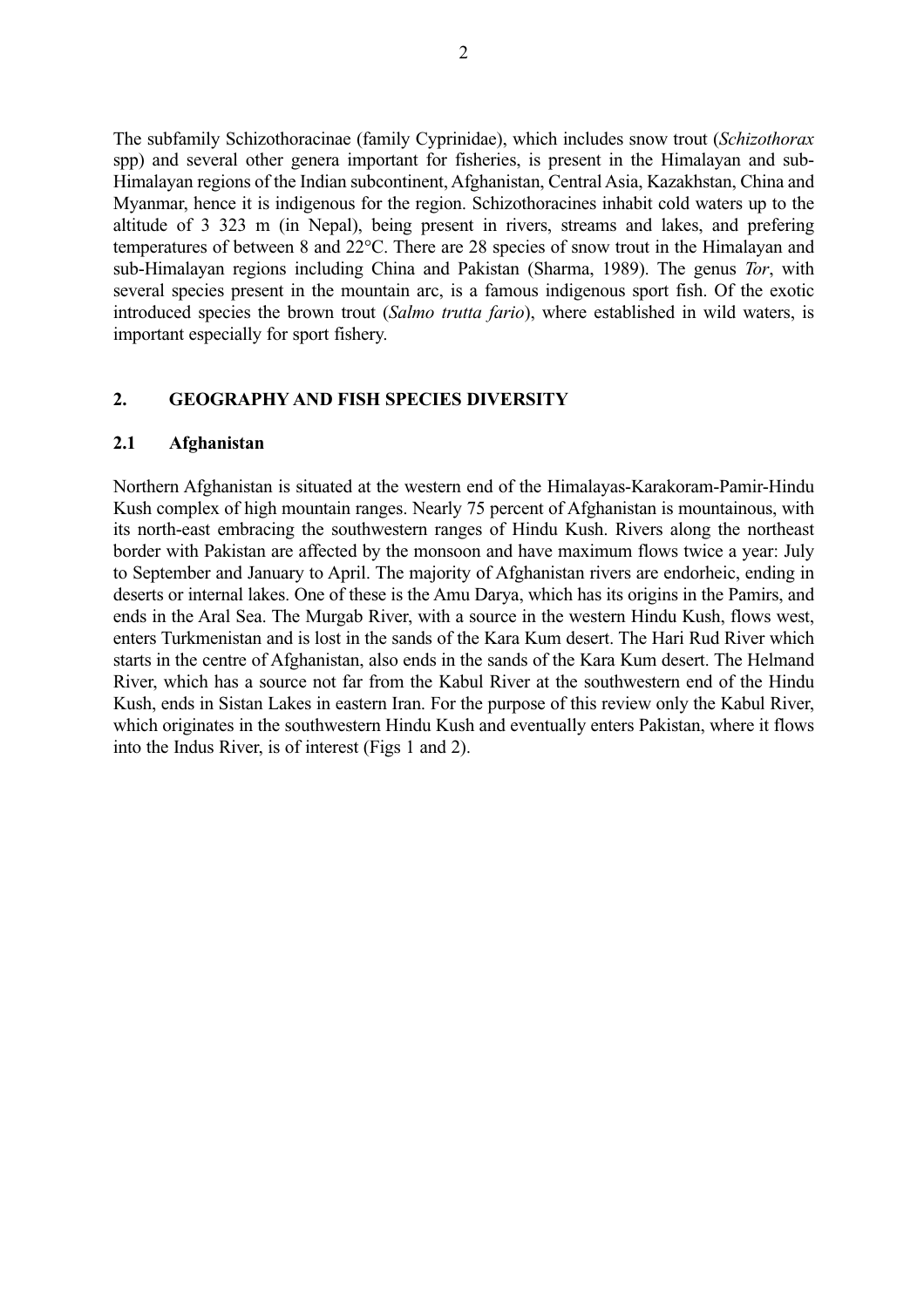The subfamily Schizothoracinae (family Cyprinidae), which includes snow trout (*Schizothorax* spp) and several other genera important for fisheries, is present in the Himalayan and sub-Himalayan regions of the Indian subcontinent, Afghanistan, Central Asia, Kazakhstan, China and Myanmar, hence it is indigenous for the region. Schizothoracines inhabit cold waters up to the altitude of 3 323 m (in Nepal), being present in rivers, streams and lakes, and prefering temperatures of between 8 and 22°C. There are 28 species of snow trout in the Himalayan and sub-Himalayan regions including China and Pakistan (Sharma, 1989). The genus *Tor*, with several species present in the mountain arc, is a famous indigenous sport fish. Of the exotic introduced species the brown trout (*Salmo trutta fario*), where established in wild waters, is important especially for sport fishery.

## 2. GEOGRAPHY AND FISH SPECIES DIVERSITY

### 2.1 Afghanistan

Northern Afghanistan is situated at the western end of the Himalayas-Karakoram-Pamir-Hindu Kush complex of high mountain ranges. Nearly 75 percent of Afghanistan is mountainous, with its north-east embracing the southwestern ranges of Hindu Kush. Rivers along the northeast border with Pakistan are affected by the monsoon and have maximum flows twice a year: July to September and January to April. The majority of Afghanistan rivers are endorheic, ending in deserts or internal lakes. One of these is the Amu Darya, which has its origins in the Pamirs, and ends in the Aral Sea. The Murgab River, with a source in the western Hindu Kush, flows west, enters Turkmenistan and is lost in the sands of the Kara Kum desert. The Hari Rud River which starts in the centre of Afghanistan, also ends in the sands of the Kara Kum desert. The Helmand River, which has a source not far from the Kabul River at the southwestern end of the Hindu Kush, ends in Sistan Lakes in eastern Iran. For the purpose of this review only the Kabul River, which originates in the southwestern Hindu Kush and eventually enters Pakistan, where it flows into the Indus River, is of interest (Figs 1 and 2).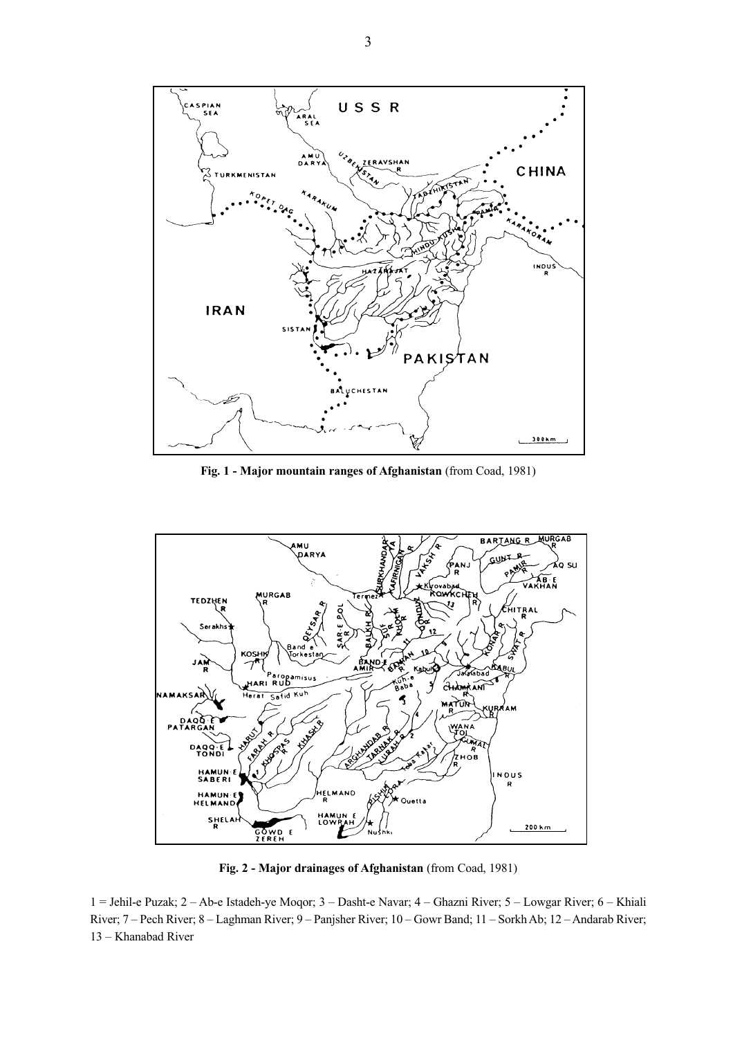**Fig. 1 - Major mountain ranges of Afghanistan** (from Coad, 1981)

**Fig. 2 - Major drainages of Afghanistan** (from Coad, 1981)

1 = Jehil-e Puzak; 2 – Ab-e Istadeh-ye Moqor; 3 – Dasht-e Navar; 4 – Ghazni River; 5 – Lowgar River; 6 – Khiali River; 7 – Pech River; 8 – Laghman River; 9 – Panjsher River; 10 – Gowr Band; 11 – Sorkh Ab; 12 – Andarab River; 13 – Khanabad River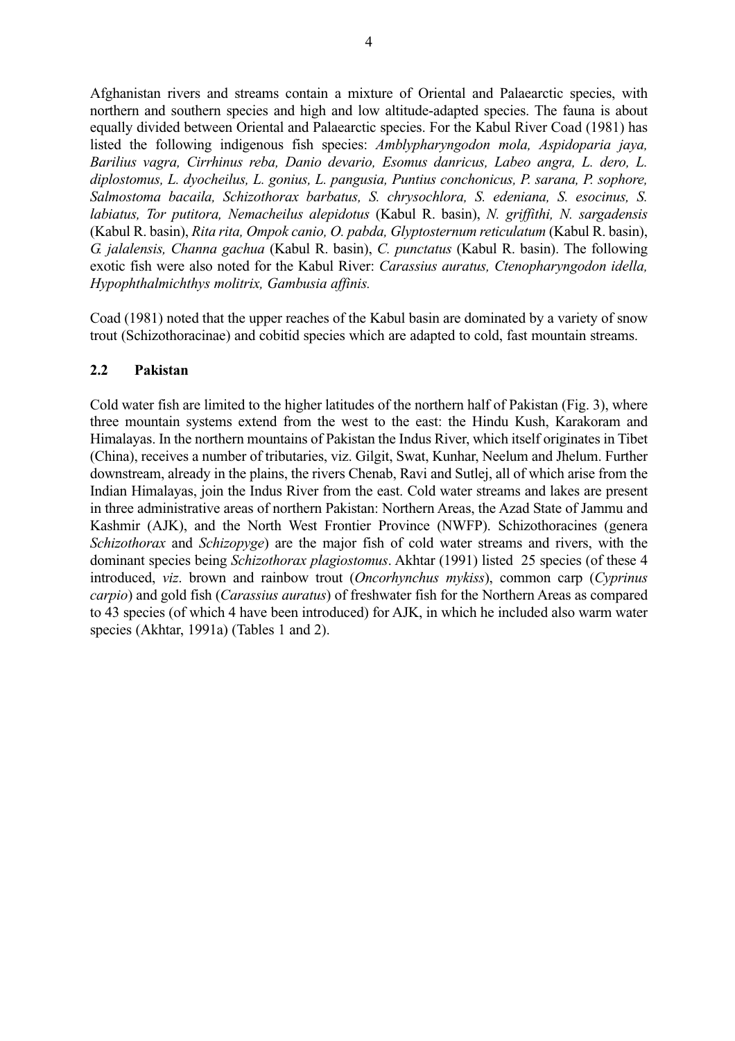Afghanistan rivers and streams contain a mixture of Oriental and Palaearctic species, with northern and southern species and high and low altitude-adapted species. The fauna is about equally divided between Oriental and Palaearctic species. For the Kabul River Coad (1981) has listed the following indigenous fish species: *Amblypharyngodon mola, Aspidoparia jaya, Barilius vagra, Cirrhinus reba, Danio devario, Esomus danricus, Labeo angra, L. dero, L. diplostomus, L. dyocheilus, L. gonius, L. pangusia, Puntius conchonicus, P. sarana, P. sophore, Salmostoma bacaila, Schizothorax barbatus, S. chrysochlora, S. edeniana, S. esocinus, S. labiatus, Tor putitora, Nemacheilus alepidotus* (Kabul R. basin), *N. griffithi, N. sargadensis* (Kabul R. basin), *Rita rita, Ompok canio, O. pabda, Glyptosternum reticulatum* (Kabul R. basin), *G. jalalensis, Channa gachua* (Kabul R. basin), *C. punctatus* (Kabul R. basin). The following exotic fish were also noted for the Kabul River: *Carassius auratus, Ctenopharyngodon idella, Hypophthalmichthys molitrix, Gambusia affinis.*

Coad (1981) noted that the upper reaches of the Kabul basin are dominated by a variety of snow trout (Schizothoracinae) and cobitid species which are adapted to cold, fast mountain streams.

## 2.2 Pakistan

Cold water fish are limited to the higher latitudes of the northern half of Pakistan (Fig. 3), where three mountain systems extend from the west to the east: the Hindu Kush, Karakoram and Himalayas. In the northern mountains of Pakistan the Indus River, which itself originates in Tibet (China), receives a number of tributaries, viz. Gilgit, Swat, Kunhar, Neelum and Jhelum. Further downstream, already in the plains, the rivers Chenab, Ravi and Sutlej, all of which arise from the Indian Himalayas, join the Indus River from the east. Cold water streams and lakes are present in three administrative areas of northern Pakistan: Northern Areas, the Azad State of Jammu and Kashmir (AJK), and the North West Frontier Province (NWFP). Schizothoracines (genera *Schizothorax* and *Schizopyge*) are the major fish of cold water streams and rivers, with the dominant species being *Schizothorax plagiostomus*. Akhtar (1991) listed 25 species (of these 4 introduced, *viz*. brown and rainbow trout (*Oncorhynchus mykiss*), common carp (*Cyprinus carpio*) and gold fish (*Carassius auratus*) of freshwater fish for the Northern Areas as compared to 43 species (of which 4 have been introduced) for AJK, in which he included also warm water species (Akhtar, 1991a) (Tables 1 and 2).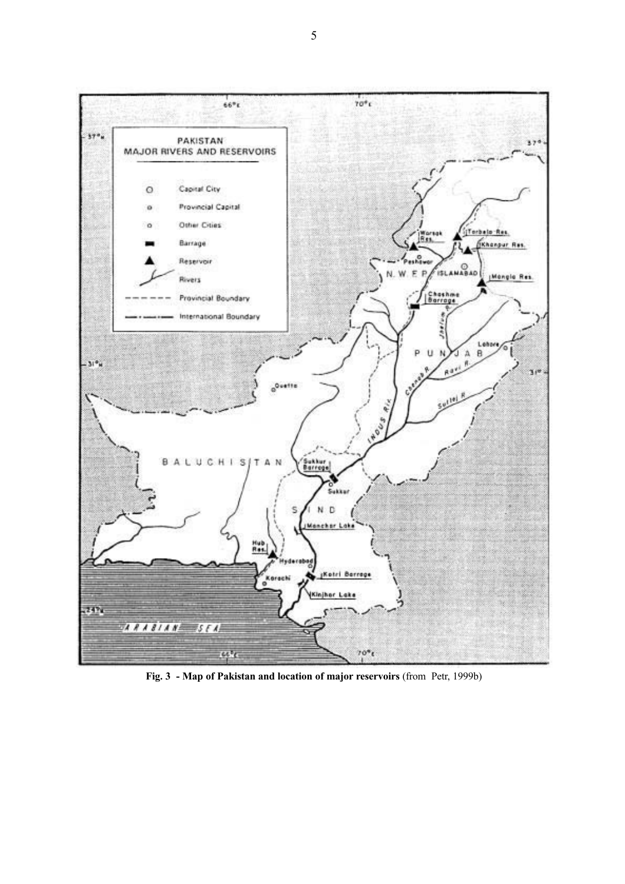**Fig. 3 - Map of Pakistan and location of major reservoirs** (from Petr, 1999b)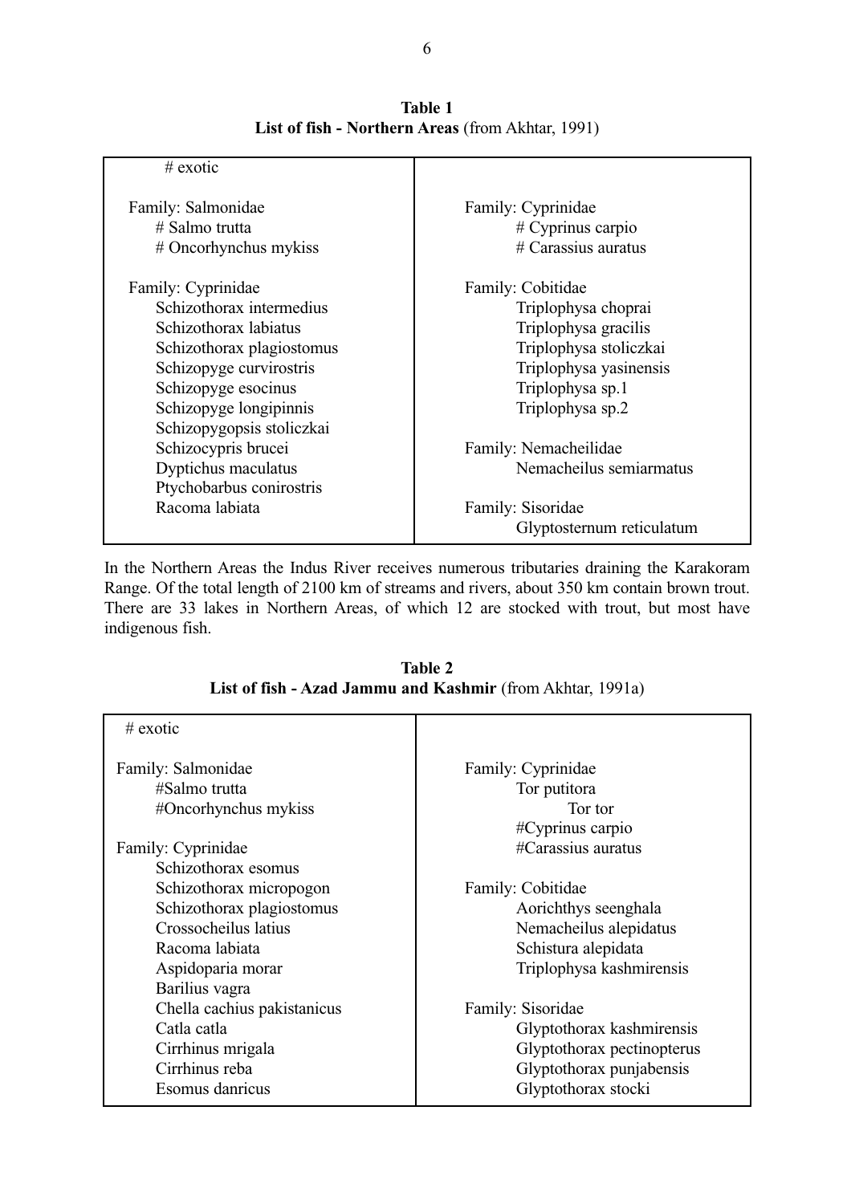**Table 1**
**List of fish - Northern Areas** (from Akhtar, 1991)

| # exotic | |
|---|---|
| Family: Salmonidae | Family: Cyprinidae |
| # Salmo trutta | # Cyprinus carpio |
| # Oncorhynchus mykiss | # Carassius auratus |
| | |
| Family: Cyprinidae | Family: Cobitidae |
| Schizothorax intermedius | Triplophysa choprai |
| Schizothorax labiatus | Triplophysa gracilis |
| Schizothorax plagiostomus | Triplophysa stoliczkai |
| Schizopyge curvirostris | Triplophysa yasinensis |
| Schizopyge esocinus | Triplophysa sp.1 |
| Schizopyge longipinnis | Triplophysa sp.2 |
| Schizopygopsis stoliczkai | |
| Schizocypris brucei | Family: Nemacheilidae |
| Dyptichus maculatus | Nemacheilus semiarmatus |
| Ptychobarbus conirostris | |
| Racoma labiata | Family: Sisoridae |
| | Glyptosternum reticulatum |

In the Northern Areas the Indus River receives numerous tributaries draining the Karakoram Range. Of the total length of 2100 km of streams and rivers, about 350 km contain brown trout. There are 33 lakes in Northern Areas, of which 12 are stocked with trout, but most have indigenous fish.

**Table 2**
**List of fish - Azad Jammu and Kashmir** (from Akhtar, 1991a)

| # exotic | |
|---|---|
| Family: Salmonidae | Family: Cyprinidae |
| #Salmo trutta | Tor putitora |
| #Oncorhynchus mykiss | Tor tor |
| | #Cyprinus carpio |
| Family: Cyprinidae | #Carassius auratus |
| Schizothorax esomus | |
| Schizothorax micropogon | Family: Cobitidae |
| Schizothorax plagiostomus | Aorichthys seenghala |
| Crossocheilus latius | Nemacheilus alepidatus |
| Racoma labiata | Schistura alepidata |
| Aspidoparia morar | Triplophysa kashmirensis |
| Barilius vagra | |
| Chella cachius pakistanicus | Family: Sisoridae |
| Catla catla | Glyptothorax kashmirensis |
| Cirrhinus mrigala | Glyptothorax pectinopterus |
| Cirrhinus reba | Glyptothorax punjabensis |
| Esomus danricus | Glyptothorax stocki |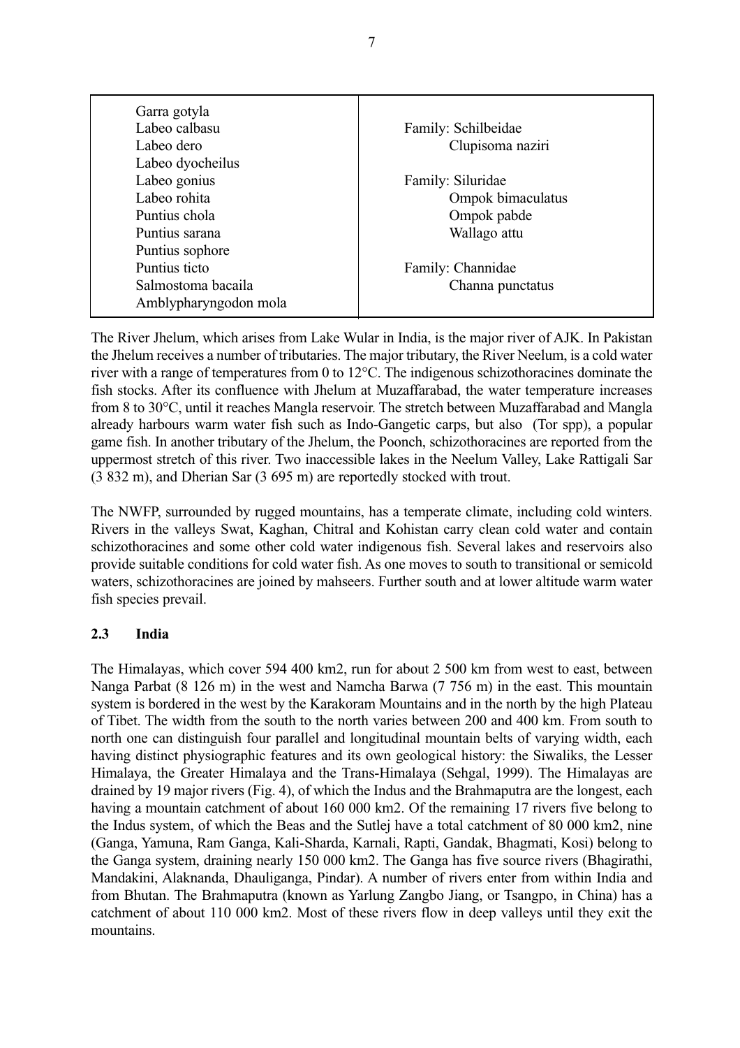| | |
|---|---|
| Garra gotyla | |
| Labeo calbasu | Family: Schilbeidae |
| Labeo dero | Clupisoma naziri |
| Labeo dyocheilus | |
| Labeo gonius | Family: Siluridae |
| Labeo rohita | Ompok bimaculatus |
| Puntius chola | Ompok pabde |
| Puntius sarana | Wallago attu |
| Puntius sophore | |
| Puntius ticto | Family: Channidae |
| Salmostoma bacaila | Channa punctatus |
| Amblypharyngodon mola | |

The River Jhelum, which arises from Lake Wular in India, is the major river of AJK. In Pakistan the Jhelum receives a number of tributaries. The major tributary, the River Neelum, is a cold water river with a range of temperatures from 0 to 12°C. The indigenous schizothoracines dominate the fish stocks. After its confluence with Jhelum at Muzaffarabad, the water temperature increases from 8 to 30°C, until it reaches Mangla reservoir. The stretch between Muzaffarabad and Mangla already harbours warm water fish such as Indo-Gangetic carps, but also (Tor spp), a popular game fish. In another tributary of the Jhelum, the Poonch, schizothoracines are reported from the uppermost stretch of this river. Two inaccessible lakes in the Neelum Valley, Lake Rattigali Sar (3 832 m), and Dherian Sar (3 695 m) are reportedly stocked with trout.

The NWFP, surrounded by rugged mountains, has a temperate climate, including cold winters. Rivers in the valleys Swat, Kaghan, Chitral and Kohistan carry clean cold water and contain schizothoracines and some other cold water indigenous fish. Several lakes and reservoirs also provide suitable conditions for cold water fish. As one moves to south to transitional or semicold waters, schizothoracines are joined by mahseers. Further south and at lower altitude warm water fish species prevail.

## 2.3 India

The Himalayas, which cover 594 400 km2, run for about 2 500 km from west to east, between Nanga Parbat (8 126 m) in the west and Namcha Barwa (7 756 m) in the east. This mountain system is bordered in the west by the Karakoram Mountains and in the north by the high Plateau of Tibet. The width from the south to the north varies between 200 and 400 km. From south to north one can distinguish four parallel and longitudinal mountain belts of varying width, each having distinct physiographic features and its own geological history: the Siwaliks, the Lesser Himalaya, the Greater Himalaya and the Trans-Himalaya (Sehgal, 1999). The Himalayas are drained by 19 major rivers (Fig. 4), of which the Indus and the Brahmaputra are the longest, each having a mountain catchment of about 160 000 km2. Of the remaining 17 rivers five belong to the Indus system, of which the Beas and the Sutlej have a total catchment of 80 000 km2, nine (Ganga, Yamuna, Ram Ganga, Kali-Sharda, Karnali, Rapti, Gandak, Bhagmati, Kosi) belong to the Ganga system, draining nearly 150 000 km2. The Ganga has five source rivers (Bhagirathi, Mandakini, Alaknanda, Dhauliganga, Pindar). A number of rivers enter from within India and from Bhutan. The Brahmaputra (known as Yarlung Zangbo Jiang, or Tsangpo, in China) has a catchment of about 110 000 km2. Most of these rivers flow in deep valleys until they exit the mountains.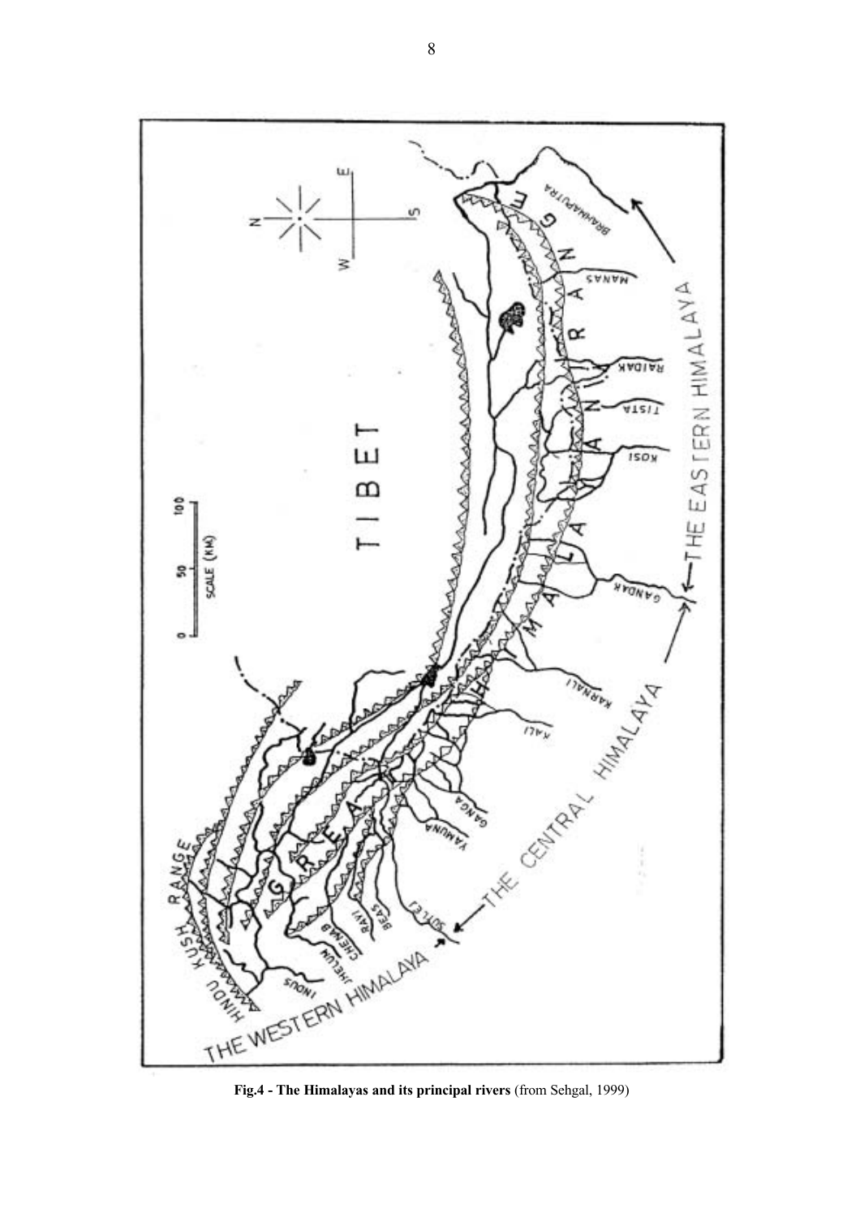**Fig.4 - The Himalayas and its principal rivers** (from Sehgal, 1999)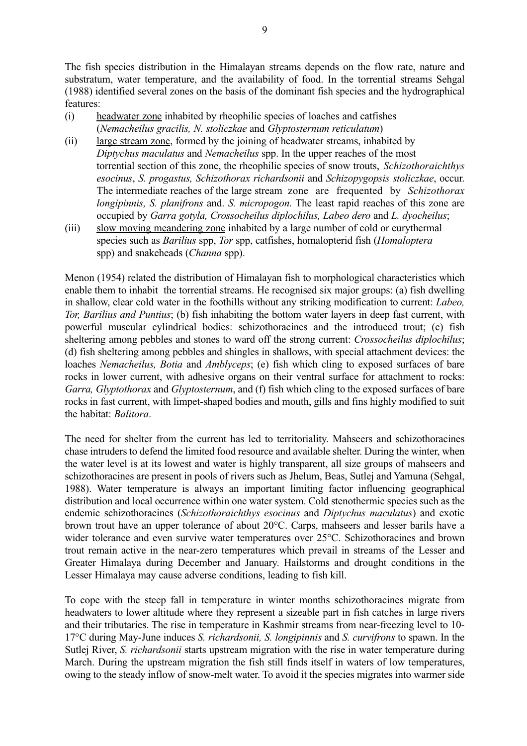The fish species distribution in the Himalayan streams depends on the flow rate, nature and substratum, water temperature, and the availability of food. In the torrential streams Sehgal (1988) identified several zones on the basis of the dominant fish species and the hydrographical features:

(i) headwater zone inhabited by rheophilic species of loaches and catfishes (*Nemacheilus gracilis, N. stoliczkae* and *Glyptosternum reticulatum*)

(ii) large stream zone, formed by the joining of headwater streams, inhabited by *Diptychus maculatus* and *Nemacheilus* spp. In the upper reaches of the most torrential section of this zone, the rheophilic species of snow trouts, *Schizothoraichthys esocinus*, *S. progastus, Schizothorax richardsonii* and *Schizopygopsis stoliczkae*, occur. The intermediate reaches of the large stream zone are frequented by *Schizothorax longipinnis, S. planifrons* and. *S. micropogon*. The least rapid reaches of this zone are occupied by *Garra gotyla, Crossocheilus diplochilus, Labeo dero* and *L. dyocheilus*;

(iii) slow moving meandering zone inhabited by a large number of cold or eurythermal species such as *Barilius* spp, *Tor* spp, catfishes, homalopterid fish (*Homaloptera* spp) and snakeheads (*Channa* spp).

Menon (1954) related the distribution of Himalayan fish to morphological characteristics which enable them to inhabit the torrential streams. He recognised six major groups: (a) fish dwelling in shallow, clear cold water in the foothills without any striking modification to current: *Labeo, Tor, Barilius and Puntius*; (b) fish inhabiting the bottom water layers in deep fast current, with powerful muscular cylindrical bodies: schizothoracines and the introduced trout; (c) fish sheltering among pebbles and stones to ward off the strong current: *Crossocheilus diplochilus*; (d) fish sheltering among pebbles and shingles in shallows, with special attachment devices: the loaches *Nemacheilus, Botia* and *Amblyceps*; (e) fish which cling to exposed surfaces of bare rocks in lower current, with adhesive organs on their ventral surface for attachment to rocks: *Garra, Glyptothorax* and *Glyptosternum*, and (f) fish which cling to the exposed surfaces of bare rocks in fast current, with limpet-shaped bodies and mouth, gills and fins highly modified to suit the habitat: *Balitora*.

The need for shelter from the current has led to territoriality. Mahseers and schizothoracines chase intruders to defend the limited food resource and available shelter. During the winter, when the water level is at its lowest and water is highly transparent, all size groups of mahseers and schizothoracines are present in pools of rivers such as Jhelum, Beas, Sutlej and Yamuna (Sehgal, 1988). Water temperature is always an important limiting factor influencing geographical distribution and local occurrence within one water system. Cold stenothermic species such as the endemic schizothoracines (*Schizothoraichthys esocinus* and *Diptychus maculatus*) and exotic brown trout have an upper tolerance of about 20°C. Carps, mahseers and lesser barils have a wider tolerance and even survive water temperatures over 25°C. Schizothoracines and brown trout remain active in the near-zero temperatures which prevail in streams of the Lesser and Greater Himalaya during December and January. Hailstorms and drought conditions in the Lesser Himalaya may cause adverse conditions, leading to fish kill.

To cope with the steep fall in temperature in winter months schizothoracines migrate from headwaters to lower altitude where they represent a sizeable part in fish catches in large rivers and their tributaries. The rise in temperature in Kashmir streams from near-freezing level to 10-17°C during May-June induces *S. richardsonii, S. longipinnis* and *S. curvifrons* to spawn. In the Sutlej River, *S. richardsonii* starts upstream migration with the rise in water temperature during March. During the upstream migration the fish still finds itself in waters of low temperatures, owing to the steady inflow of snow-melt water. To avoid it the species migrates into warmer side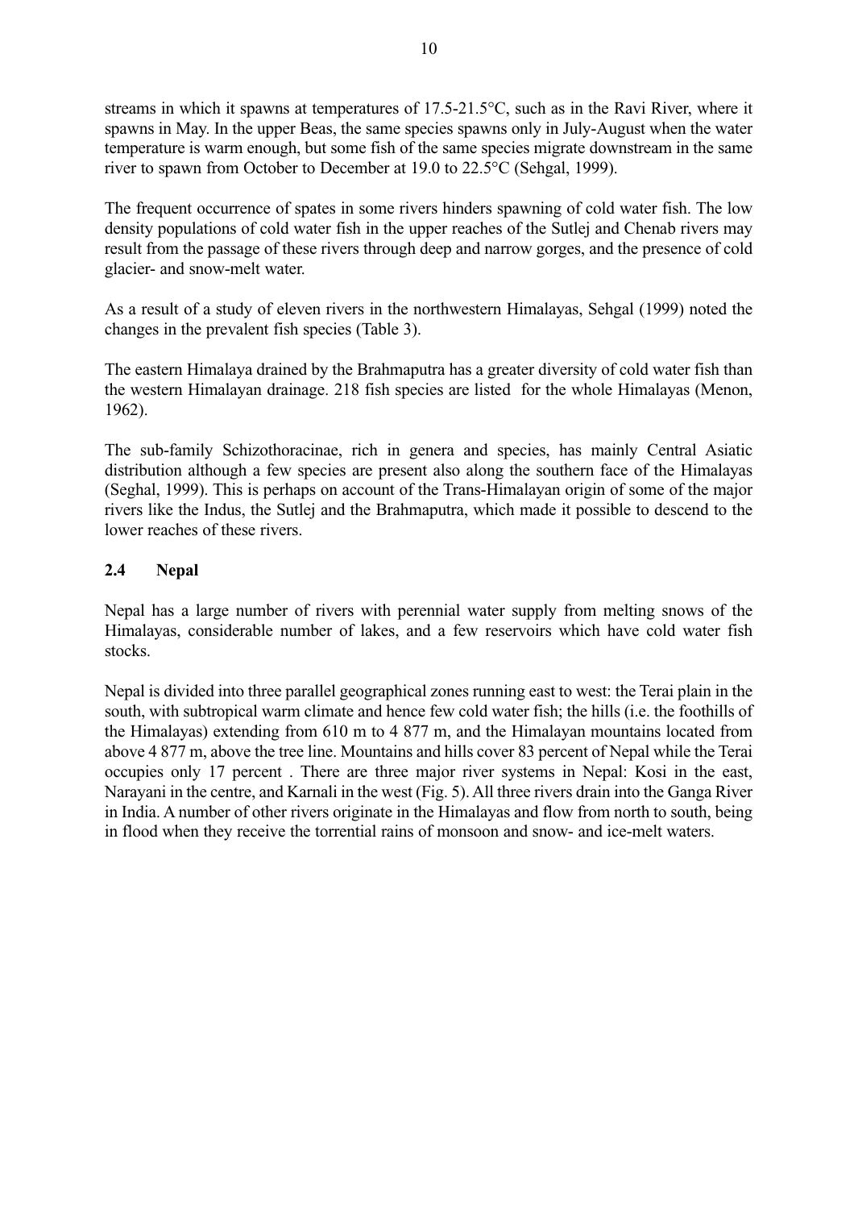streams in which it spawns at temperatures of 17.5-21.5°C, such as in the Ravi River, where it spawns in May. In the upper Beas, the same species spawns only in July-August when the water temperature is warm enough, but some fish of the same species migrate downstream in the same river to spawn from October to December at 19.0 to 22.5°C (Sehgal, 1999).

The frequent occurrence of spates in some rivers hinders spawning of cold water fish. The low density populations of cold water fish in the upper reaches of the Sutlej and Chenab rivers may result from the passage of these rivers through deep and narrow gorges, and the presence of cold glacier- and snow-melt water.

As a result of a study of eleven rivers in the northwestern Himalayas, Sehgal (1999) noted the changes in the prevalent fish species (Table 3).

The eastern Himalaya drained by the Brahmaputra has a greater diversity of cold water fish than the western Himalayan drainage. 218 fish species are listed for the whole Himalayas (Menon, 1962).

The sub-family Schizothoracinae, rich in genera and species, has mainly Central Asiatic distribution although a few species are present also along the southern face of the Himalayas (Seghal, 1999). This is perhaps on account of the Trans-Himalayan origin of some of the major rivers like the Indus, the Sutlej and the Brahmaputra, which made it possible to descend to the lower reaches of these rivers.

## 2.4 Nepal

Nepal has a large number of rivers with perennial water supply from melting snows of the Himalayas, considerable number of lakes, and a few reservoirs which have cold water fish stocks.

Nepal is divided into three parallel geographical zones running east to west: the Terai plain in the south, with subtropical warm climate and hence few cold water fish; the hills (i.e. the foothills of the Himalayas) extending from 610 m to 4 877 m, and the Himalayan mountains located from above 4 877 m, above the tree line. Mountains and hills cover 83 percent of Nepal while the Terai occupies only 17 percent . There are three major river systems in Nepal: Kosi in the east, Narayani in the centre, and Karnali in the west (Fig. 5). All three rivers drain into the Ganga River in India. A number of other rivers originate in the Himalayas and flow from north to south, being in flood when they receive the torrential rains of monsoon and snow- and ice-melt waters.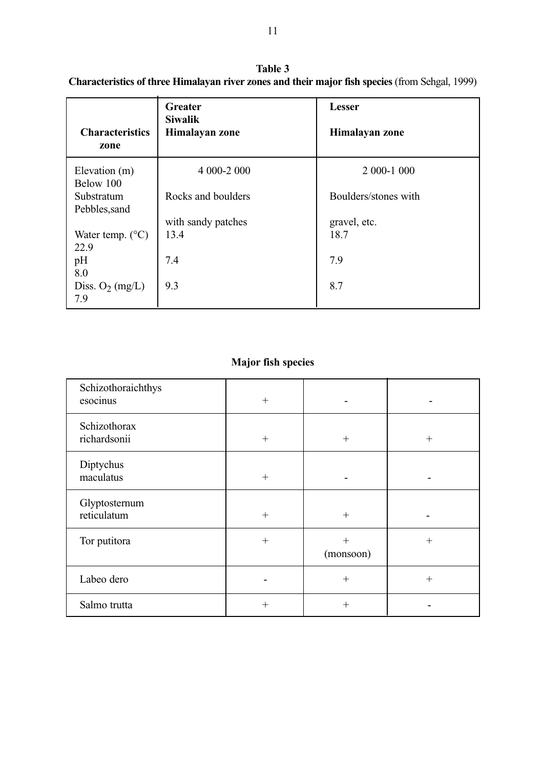**Table 3**
**Characteristics of three Himalayan river zones and their major fish species** (from Sehgal, 1999)

| Characteristics | Greater Himalayan zone | Lesser Himalayan zone | Siwalik zone |
|---|---|---|---|
| Elevation (m) | 4 000-2 000 | 2 000-1 000 | Below 100 |
| Substratum | Rocks and boulders with sandy patches | Boulders/stones with gravel, etc. | Pebbles,sand |
| Water temp. (°C) | 13.4 | 18.7 | 22.9 |
| pH | 7.4 | 7.9 | 8.0 |
| Diss. $O_2$ (mg/L) | 9.3 | 8.7 | 7.9 |

**Major fish species**

| | | | |
|---|---|---|---|
| Schizothoraichthys esocinus | + | - | - |
| Schizothorax richardsonii | + | + | + |
| Diptychus maculatus | + | - | - |
| Glyptosternum reticulatum | + | + | - |
| Tor putitora | + | + (monsoon) | + |
| Labeo dero | - | + | + |
| Salmo trutta | + | + | - |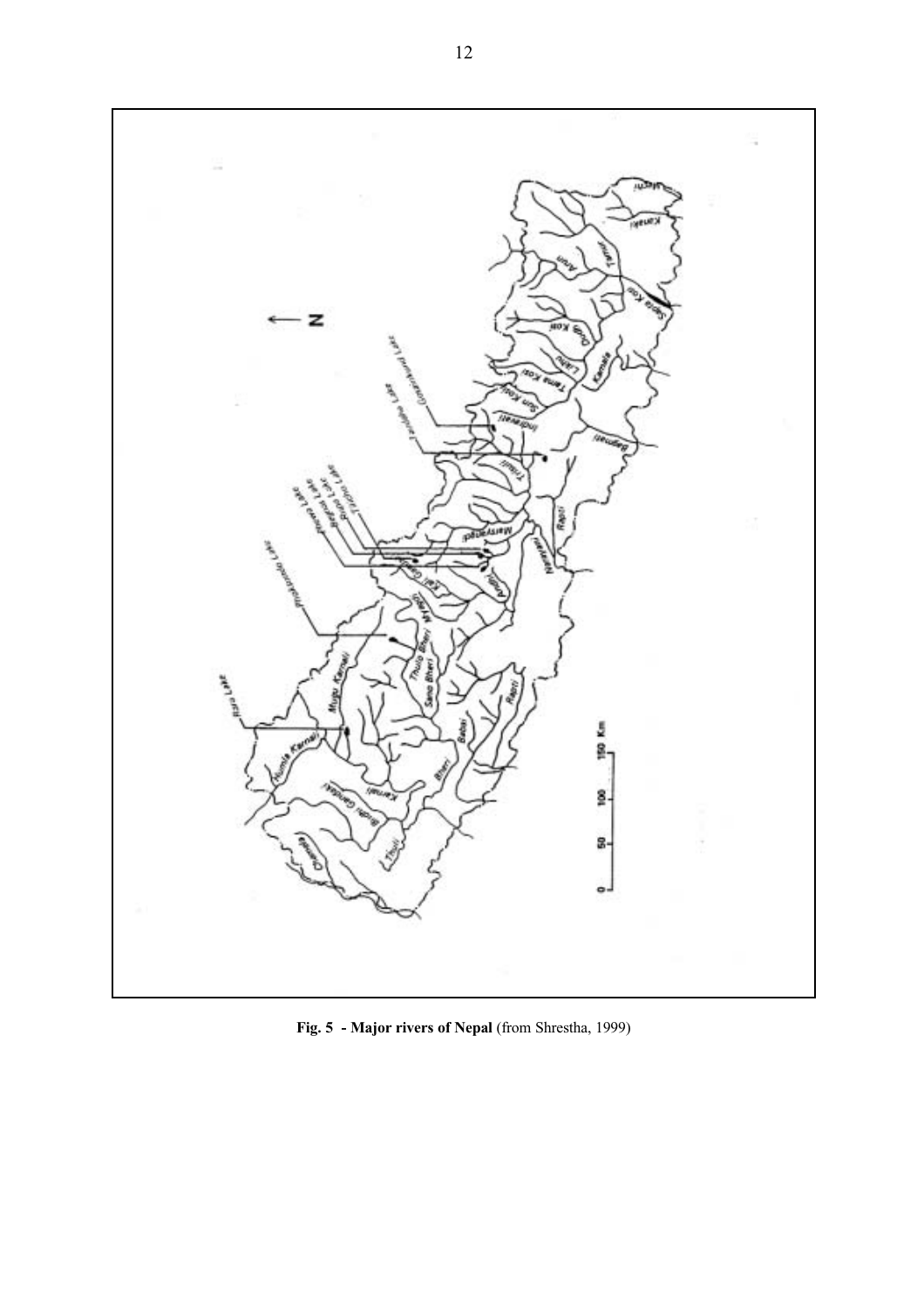**Fig. 5 - Major rivers of Nepal** (from Shrestha, 1999)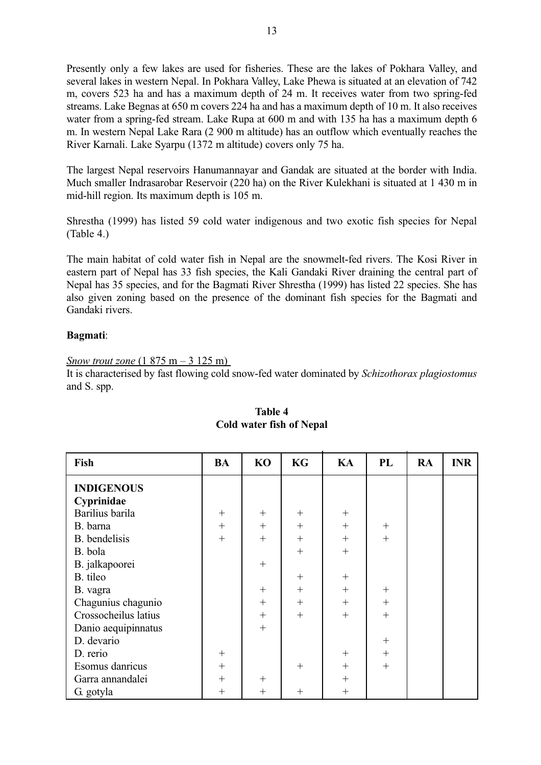Presently only a few lakes are used for fisheries. These are the lakes of Pokhara Valley, and several lakes in western Nepal. In Pokhara Valley, Lake Phewa is situated at an elevation of 742 m, covers 523 ha and has a maximum depth of 24 m. It receives water from two spring-fed streams. Lake Begnas at 650 m covers 224 ha and has a maximum depth of 10 m. It also receives water from a spring-fed stream. Lake Rupa at 600 m and with 135 ha has a maximum depth 6 m. In western Nepal Lake Rara (2 900 m altitude) has an outflow which eventually reaches the River Karnali. Lake Syarpu (1372 m altitude) covers only 75 ha.

The largest Nepal reservoirs Hanumannayar and Gandak are situated at the border with India. Much smaller Indrasarobar Reservoir (220 ha) on the River Kulekhani is situated at 1 430 m in mid-hill region. Its maximum depth is 105 m.

Shrestha (1999) has listed 59 cold water indigenous and two exotic fish species for Nepal (Table 4.)

The main habitat of cold water fish in Nepal are the snowmelt-fed rivers. The Kosi River in eastern part of Nepal has 33 fish species, the Kali Gandaki River draining the central part of Nepal has 35 species, and for the Bagmati River Shrestha (1999) has listed 22 species. She has also given zoning based on the presence of the dominant fish species for the Bagmati and Gandaki rivers.

**Bagmati**:

*Snow trout zone* (1 875 m – 3 125 m)

It is characterised by fast flowing cold snow-fed water dominated by *Schizothorax plagiostomus* and S. spp.

**Table 4**
**Cold water fish of Nepal**

| Fish | BA | KO | KG | KA | PL | RA | INR |
|---|---|---|---|---|---|---|---|
| **INDIGENOUS** | | | | | | | |
| **Cyprinidae** | | | | | | | |
| Barilius barila | + | + | + | + | | | |
| B. barna | + | + | + | + | + | | |
| B. bendelisis | + | + | + | + | + | | |
| B. bola | | | + | + | | | |
| B. jalkapoorei | | + | | | | | |
| B. tileo | | | + | + | | | |
| B. vagra | | + | + | + | + | | |
| Chagunius chagunio | | + | + | + | + | | |
| Crossocheilus latius | | + | + | + | + | | |
| Danio aequipinnatus | | + | | | | | |
| D. devario | | | | | + | | |
| D. rerio | + | | | + | + | | |
| Esomus danricus | + | | + | + | + | | |
| Garra annandalei | + | + | | + | | | |
| G. gotyla | + | + | + | + | | | |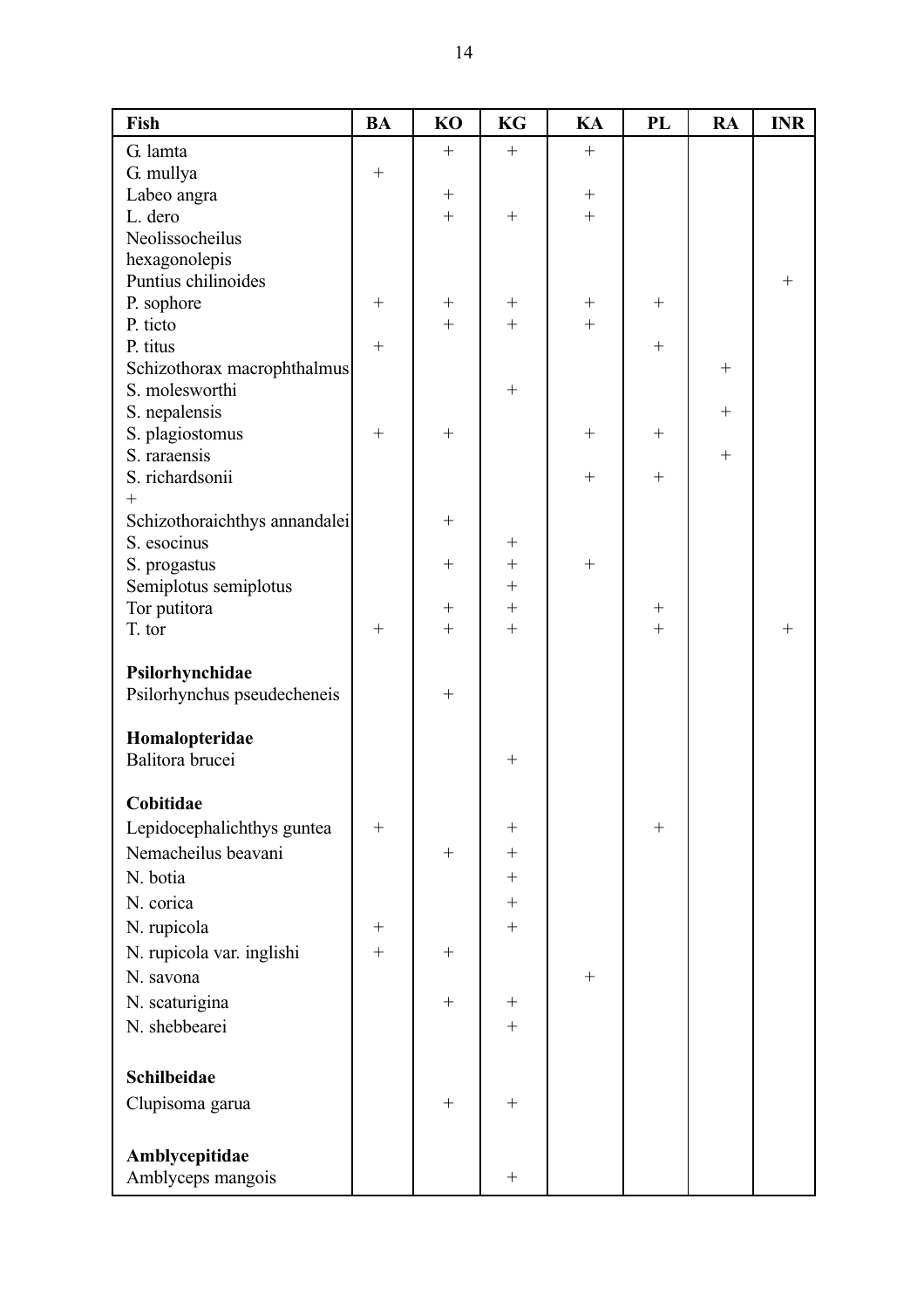| Fish | BA | KO | KG | KA | PL | RA | INR |
|---|---|---|---|---|---|---|---|
| G. lamta | | + | + | + | | | |
| G. mullya | + | | | | | | |
| Labeo angra | | + | | + | | | |
| L. dero | | + | + | + | | | |
| Neolissocheilus hexagonolepis | | | | | | | |
| Puntius chilinoides | | | | | | | + |
| P. sophore | + | + | + | + | + | | |
| P. ticto | | + | + | + | | | |
| P. titus | + | | | | + | | |
| Schizothorax macrophthalmus | | | | | | + | |
| S. molesworthi | | | + | | | | |
| S. nepalensis | | | | | | + | |
| S. plagiostomus | + | + | | + | + | | |
| S. raraensis | | | | | | + | |
| S. richardsonii | | | | + | + | | |
| + | | | | | | | |
| Schizothoraichthys annandalei | | + | | | | | |
| S. esocinus | | | + | | | | |
| S. progastus | | + | + | + | | | |
| Semiplotus semiplotus | | | + | | | | |
| Tor putitora | | + | + | | + | | |
| T. tor | + | + | + | | + | | + |
| **Psilorhynchidae** | | | | | | | |
| Psilorhynchus pseudecheneis | | + | | | | | |
| **Homalopteridae** | | | | | | | |
| Balitora brucei | | | + | | | | |
| **Cobitidae** | | | | | | | |
| Lepidocephalichthys guntea | + | | + | | + | | |
| Nemacheilus beavani | | + | + | | | | |
| N. botia | | | + | | | | |
| N. corica | | | + | | | | |
| N. rupicola | + | | + | | | | |
| N. rupicola var. inglishi | + | + | | | | | |
| N. savona | | | | + | | | |
| N. scaturigina | | + | + | | | | |
| N. shebbearei | | | + | | | | |
| **Schilbeidae** | | | | | | | |
| Clupisoma garua | | + | + | | | | |
| **Amblycepitidae** | | | | | | | |
| Amblyceps mangois | | | + | | | | |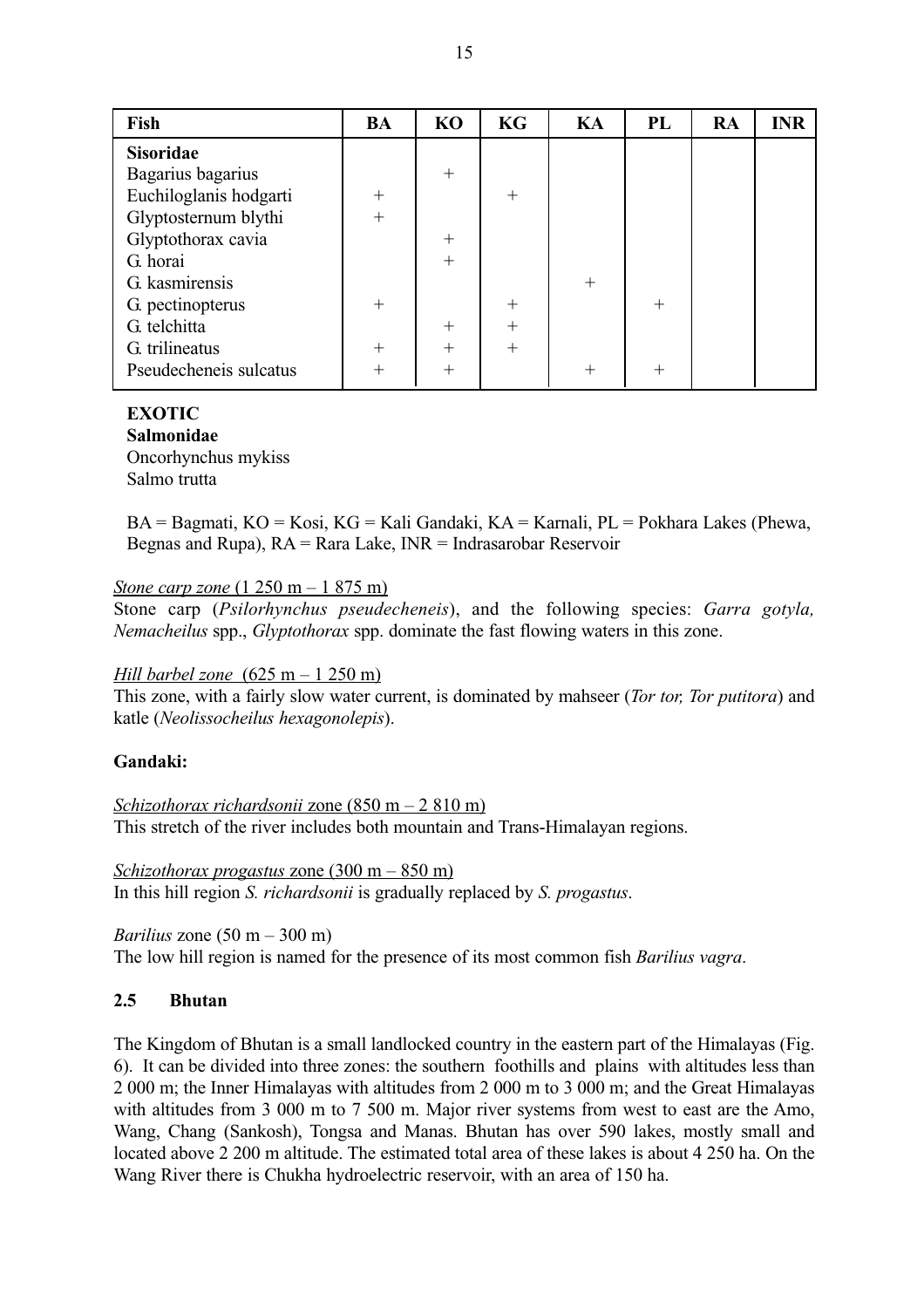| Fish | BA | KO | KG | KA | PL | RA | INR |
|---|---|---|---|---|---|---|---|
| **Sisoridae** | | | | | | | |
| Bagarius bagarius | | + | | | | | |
| Euchiloglanis hodgarti | + | | + | | | | |
| Glyptosternum blythi | + | | | | | | |
| Glyptothorax cavia | | + | | | | | |
| G. horai | | + | | | | | |
| G. kasmirensis | | | | + | | | |
| G. pectinopterus | + | | + | | + | | |
| G. telchitta | | + | + | | | | |
| G. trilineatus | + | + | + | | | | |
| Pseudecheneis sulcatus | + | + | | + | + | | |

**EXOTIC**
**Salmonidae**
Oncorhynchus mykiss
Salmo trutta

BA = Bagmati, KO = Kosi, KG = Kali Gandaki, KA = Karnali, PL = Pokhara Lakes (Phewa, Begnas and Rupa), RA = Rara Lake, INR = Indrasarobar Reservoir

*Stone carp zone* (1 250 m – 1 875 m)
Stone carp (*Psilorhynchus pseudecheneis*), and the following species: *Garra gotyla, Nemacheilus* spp., *Glyptothorax* spp. dominate the fast flowing waters in this zone.

*Hill barbel zone* (625 m – 1 250 m)
This zone, with a fairly slow water current, is dominated by mahseer (*Tor tor, Tor putitora*) and katle (*Neolissocheilus hexagonolepis*).

**Gandaki:**

*Schizothorax richardsonii* zone (850 m – 2 810 m)
This stretch of the river includes both mountain and Trans-Himalayan regions.

*Schizothorax progastus* zone (300 m – 850 m)
In this hill region *S. richardsonii* is gradually replaced by *S. progastus*.

*Barilius* zone (50 m – 300 m)
The low hill region is named for the presence of its most common fish *Barilius vagra*.

### 2.5 Bhutan

The Kingdom of Bhutan is a small landlocked country in the eastern part of the Himalayas (Fig. 6). It can be divided into three zones: the southern foothills and plains with altitudes less than 2 000 m; the Inner Himalayas with altitudes from 2 000 m to 3 000 m; and the Great Himalayas with altitudes from 3 000 m to 7 500 m. Major river systems from west to east are the Amo, Wang, Chang (Sankosh), Tongsa and Manas. Bhutan has over 590 lakes, mostly small and located above 2 200 m altitude. The estimated total area of these lakes is about 4 250 ha. On the Wang River there is Chukha hydroelectric reservoir, with an area of 150 ha.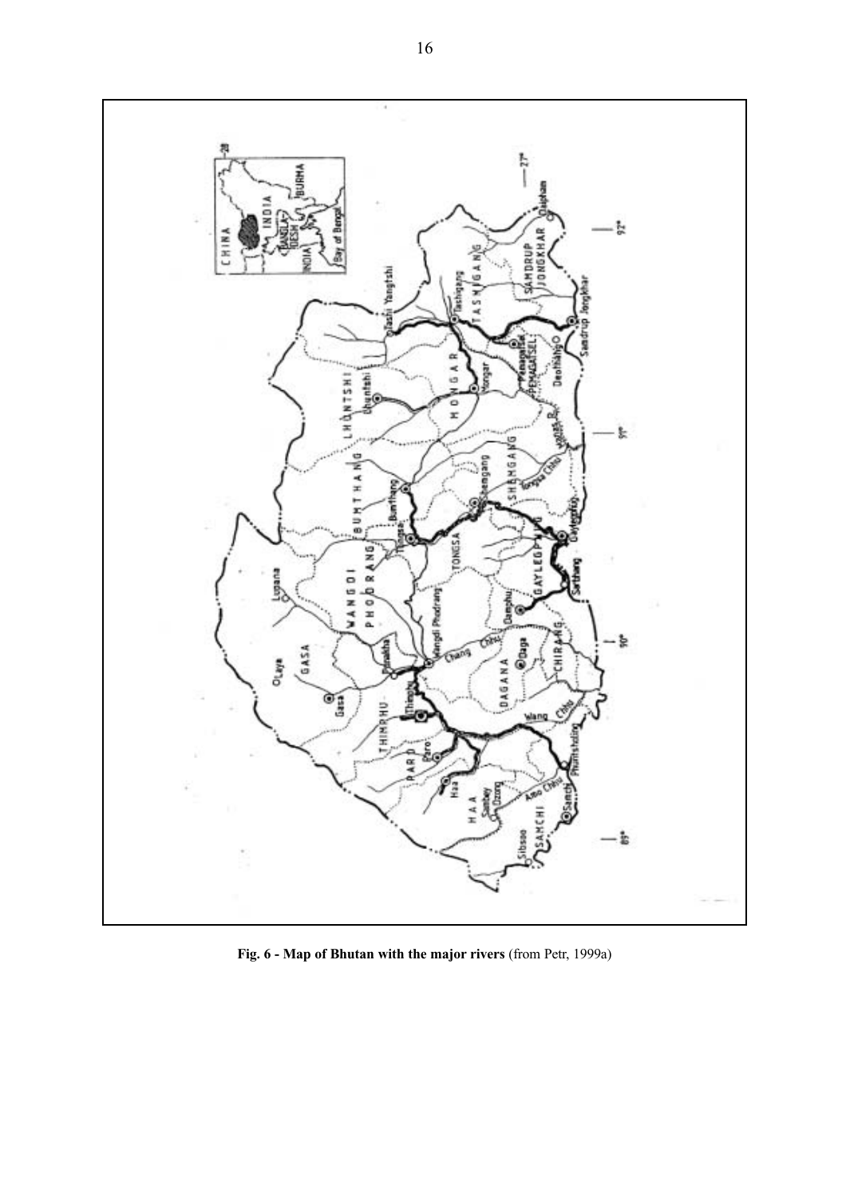**Fig. 6 - Map of Bhutan with the major rivers** (from Petr, 1999a)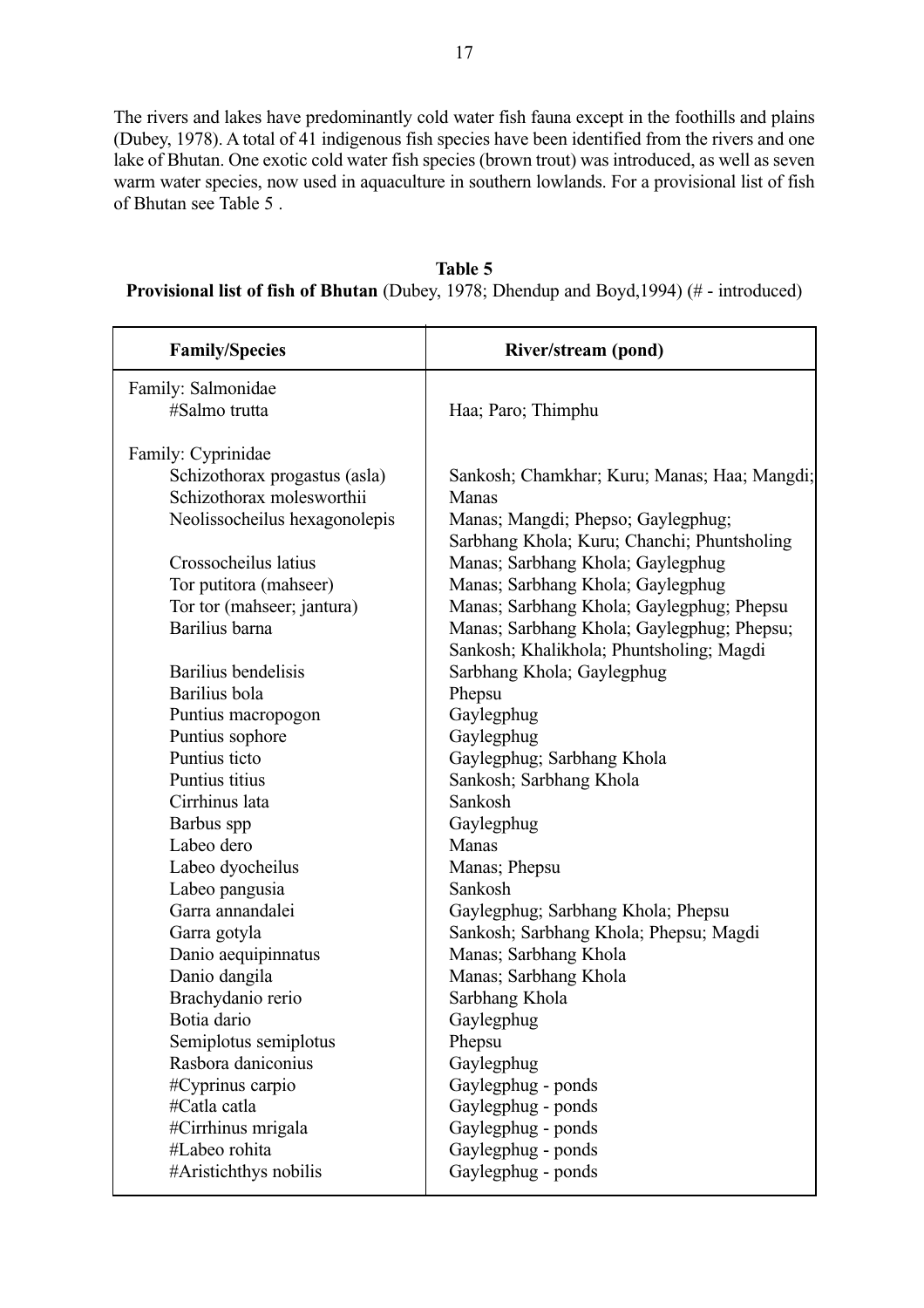The rivers and lakes have predominantly cold water fish fauna except in the foothills and plains (Dubey, 1978). A total of 41 indigenous fish species have been identified from the rivers and one lake of Bhutan. One exotic cold water fish species (brown trout) was introduced, as well as seven warm water species, now used in aquaculture in southern lowlands. For a provisional list of fish of Bhutan see Table 5 .

**Table 5**
**Provisional list of fish of Bhutan** (Dubey, 1978; Dhendup and Boyd,1994) (# - introduced)

| Family/Species | River/stream (pond) |
|---|---|
| Family: Salmonidae | |
| #Salmo trutta | Haa; Paro; Thimphu |
| Family: Cyprinidae | |
| Schizothorax progastus (asla) | Sankosh; Chamkhar; Kuru; Manas; Haa; Mangdi; |
| Schizothorax molesworthii | Manas |
| Neolissocheilus hexagonolepis | Manas; Mangdi; Phepso; Gaylegphug; Sarbhang Khola; Kuru; Chanchi; Phuntsholing |
| Crossocheilus latius | Manas; Sarbhang Khola; Gaylegphug |
| Tor putitora (mahseer) | Manas; Sarbhang Khola; Gaylegphug |
| Tor tor (mahseer; jantura) | Manas; Sarbhang Khola; Gaylegphug; Phepsu |
| Barilius barna | Manas; Sarbhang Khola; Gaylegphug; Phepsu; Sankosh; Khalikhola; Phuntsholing; Magdi |
| Barilius bendelisis | Sarbhang Khola; Gaylegphug |
| Barilius bola | Phepsu |
| Puntius macropogon | Gaylegphug |
| Puntius sophore | Gaylegphug |
| Puntius ticto | Gaylegphug; Sarbhang Khola |
| Puntius titius | Sankosh; Sarbhang Khola |
| Cirrhinus lata | Sankosh |
| Barbus spp | Gaylegphug |
| Labeo dero | Manas |
| Labeo dyocheilus | Manas; Phepsu |
| Labeo pangusia | Sankosh |
| Garra annandalei | Gaylegphug; Sarbhang Khola; Phepsu |
| Garra gotyla | Sankosh; Sarbhang Khola; Phepsu; Magdi |
| Danio aequipinnatus | Manas; Sarbhang Khola |
| Danio dangila | Manas; Sarbhang Khola |
| Brachydanio rerio | Sarbhang Khola |
| Botia dario | Gaylegphug |
| Semiplotus semiplotus | Phepsu |
| Rasbora daniconius | Gaylegphug |
| #Cyprinus carpio | Gaylegphug - ponds |
| #Catla catla | Gaylegphug - ponds |
| #Cirrhinus mrigala | Gaylegphug - ponds |
| #Labeo rohita | Gaylegphug - ponds |
| #Aristichthys nobilis | Gaylegphug - ponds |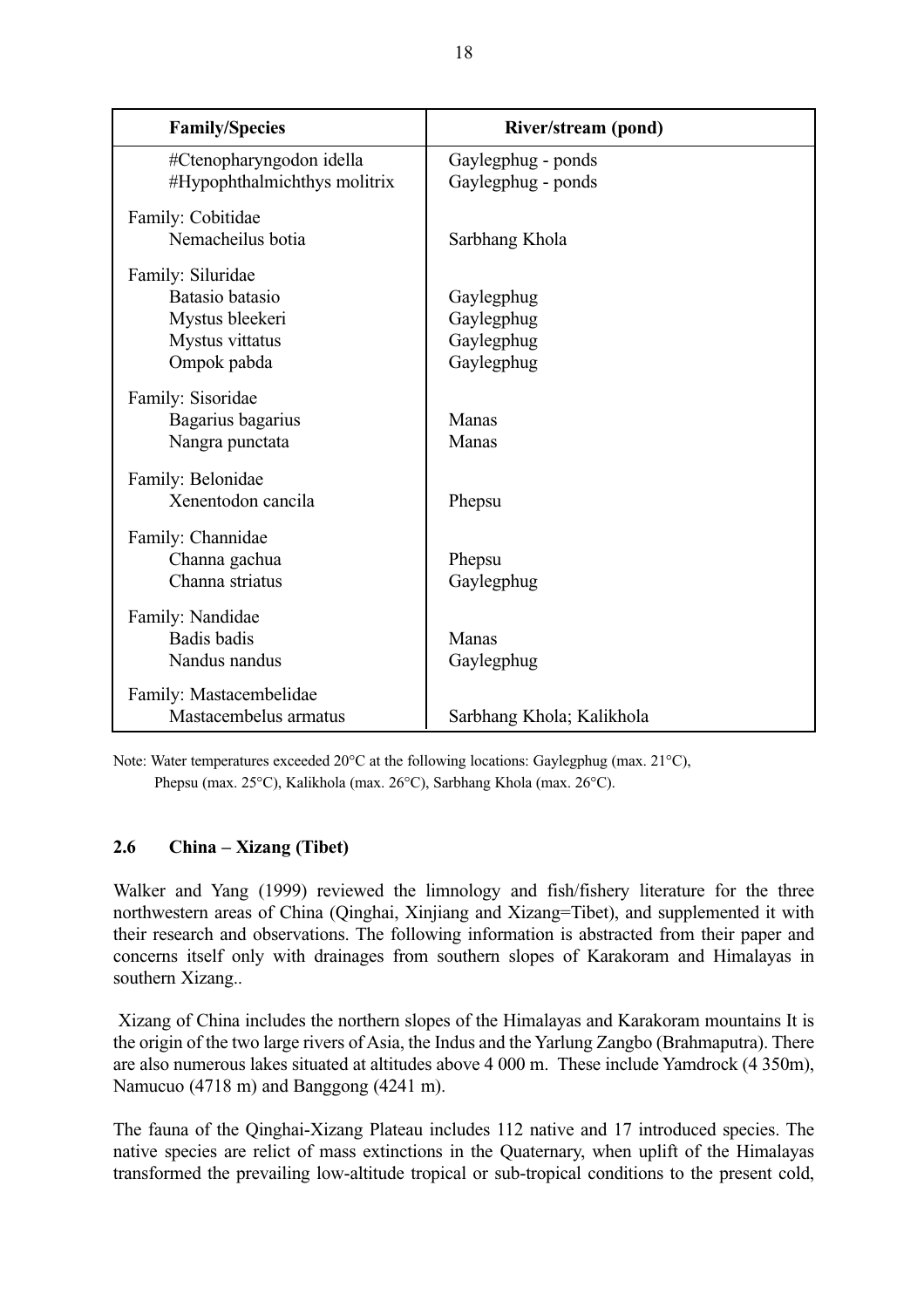| Family/Species | River/stream (pond) |
|---|---|
| #Ctenopharyngodon idella | Gaylegphug - ponds |
| #Hypophthalmichthys molitrix | Gaylegphug - ponds |
| Family: Cobitidae | |
| Nemacheilus botia | Sarbhang Khola |
| Family: Siluridae | |
| Batasio batasio | Gaylegphug |
| Mystus bleekeri | Gaylegphug |
| Mystus vittatus | Gaylegphug |
| Ompok pabda | Gaylegphug |
| Family: Sisoridae | |
| Bagarius bagarius | Manas |
| Nangra punctata | Manas |
| Family: Belonidae | |
| Xenentodon cancila | Phepsu |
| Family: Channidae | |
| Channa gachua | Phepsu |
| Channa striatus | Gaylegphug |
| Family: Nandidae | |
| Badis badis | Manas |
| Nandus nandus | Gaylegphug |
| Family: Mastacembelidae | |
| Mastacembelus armatus | Sarbhang Khola; Kalikhola |

Note: Water temperatures exceeded 20°C at the following locations: Gaylegphug (max. 21°C), Phepsu (max. 25°C), Kalikhola (max. 26°C), Sarbhang Khola (max. 26°C).

## 2.6 China – Xizang (Tibet)

Walker and Yang (1999) reviewed the limnology and fish/fishery literature for the three northwestern areas of China (Qinghai, Xinjiang and Xizang=Tibet), and supplemented it with their research and observations. The following information is abstracted from their paper and concerns itself only with drainages from southern slopes of Karakoram and Himalayas in southern Xizang..

Xizang of China includes the northern slopes of the Himalayas and Karakoram mountains It is the origin of the two large rivers of Asia, the Indus and the Yarlung Zangbo (Brahmaputra). There are also numerous lakes situated at altitudes above 4 000 m. These include Yamdrock (4 350m), Namucuo (4718 m) and Banggong (4241 m).

The fauna of the Qinghai-Xizang Plateau includes 112 native and 17 introduced species. The native species are relict of mass extinctions in the Quaternary, when uplift of the Himalayas transformed the prevailing low-altitude tropical or sub-tropical conditions to the present cold,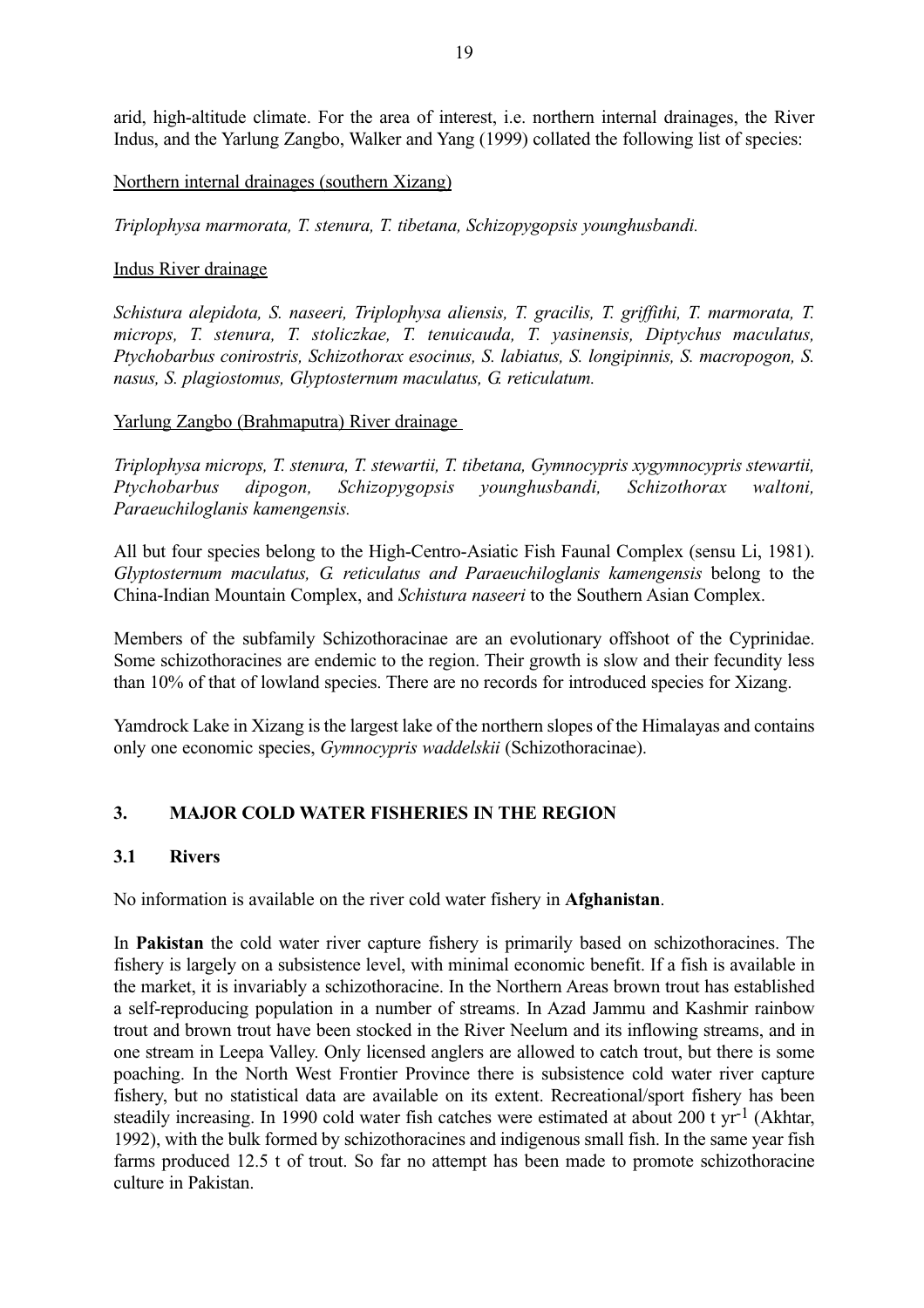arid, high-altitude climate. For the area of interest, i.e. northern internal drainages, the River Indus, and the Yarlung Zangbo, Walker and Yang (1999) collated the following list of species:

Northern internal drainages (southern Xizang)

*Triplophysa marmorata, T. stenura, T. tibetana, Schizopygopsis younghusbandi.*

Indus River drainage

*Schistura alepidota, S. naseeri, Triplophysa aliensis, T. gracilis, T. griffithi, T. marmorata, T. microps, T. stenura, T. stoliczkae, T. tenuicauda, T. yasinensis, Diptychus maculatus, Ptychobarbus conirostris, Schizothorax esocinus, S. labiatus, S. longipinnis, S. macropogon, S. nasus, S. plagiostomus, Glyptosternum maculatus, G. reticulatum.*

Yarlung Zangbo (Brahmaputra) River drainage

*Triplophysa microps, T. stenura, T. stewartii, T. tibetana, Gymnocypris xygymnocypris stewartii, Ptychobarbus dipogon, Schizopygopsis younghusbandi, Schizothorax waltoni, Paraeuchiloglanis kamengensis.*

All but four species belong to the High-Centro-Asiatic Fish Faunal Complex (sensu Li, 1981). *Glyptosternum maculatus, G. reticulatus and Paraeuchiloglanis kamengensis* belong to the China-Indian Mountain Complex, and *Schistura naseeri* to the Southern Asian Complex.

Members of the subfamily Schizothoracinae are an evolutionary offshoot of the Cyprinidae. Some schizothoracines are endemic to the region. Their growth is slow and their fecundity less than 10% of that of lowland species. There are no records for introduced species for Xizang.

Yamdrock Lake in Xizang is the largest lake of the northern slopes of the Himalayas and contains only one economic species, *Gymnocypris waddelskii* (Schizothoracinae).

## 3. MAJOR COLD WATER FISHERIES IN THE REGION

### 3.1 Rivers

No information is available on the river cold water fishery in **Afghanistan**.

In **Pakistan** the cold water river capture fishery is primarily based on schizothoracines. The fishery is largely on a subsistence level, with minimal economic benefit. If a fish is available in the market, it is invariably a schizothoracine. In the Northern Areas brown trout has established a self-reproducing population in a number of streams. In Azad Jammu and Kashmir rainbow trout and brown trout have been stocked in the River Neelum and its inflowing streams, and in one stream in Leepa Valley. Only licensed anglers are allowed to catch trout, but there is some poaching. In the North West Frontier Province there is subsistence cold water river capture fishery, but no statistical data are available on its extent. Recreational/sport fishery has been steadily increasing. In 1990 cold water fish catches were estimated at about 200 t $yr^{-1}$ (Akhtar, 1992), with the bulk formed by schizothoracines and indigenous small fish. In the same year fish farms produced 12.5 t of trout. So far no attempt has been made to promote schizothoracine culture in Pakistan.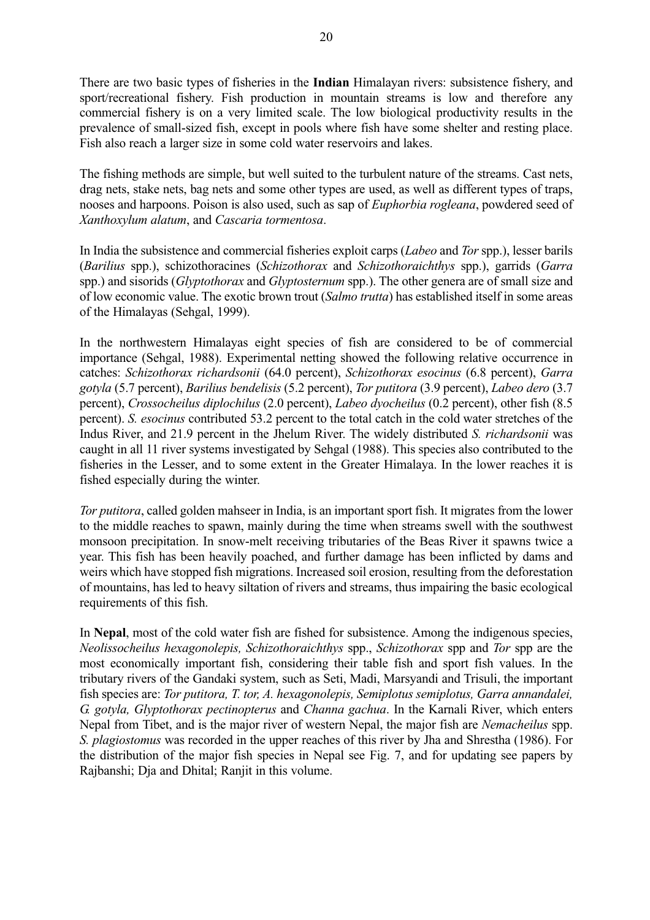There are two basic types of fisheries in the **Indian** Himalayan rivers: subsistence fishery, and sport/recreational fishery. Fish production in mountain streams is low and therefore any commercial fishery is on a very limited scale. The low biological productivity results in the prevalence of small-sized fish, except in pools where fish have some shelter and resting place. Fish also reach a larger size in some cold water reservoirs and lakes.

The fishing methods are simple, but well suited to the turbulent nature of the streams. Cast nets, drag nets, stake nets, bag nets and some other types are used, as well as different types of traps, nooses and harpoons. Poison is also used, such as sap of *Euphorbia rogleana*, powdered seed of *Xanthoxylum alatum*, and *Cascaria tormentosa*.

In India the subsistence and commercial fisheries exploit carps (*Labeo* and *Tor* spp.), lesser barils (*Barilius* spp.), schizothoracines (*Schizothorax* and *Schizothoraichthys* spp.), garrids (*Garra* spp.) and sisorids (*Glyptothorax* and *Glyptosternum* spp.). The other genera are of small size and of low economic value. The exotic brown trout (*Salmo trutta*) has established itself in some areas of the Himalayas (Sehgal, 1999).

In the northwestern Himalayas eight species of fish are considered to be of commercial importance (Sehgal, 1988). Experimental netting showed the following relative occurrence in catches: *Schizothorax richardsonii* (64.0 percent), *Schizothorax esocinus* (6.8 percent), *Garra gotyla* (5.7 percent), *Barilius bendelisis* (5.2 percent), *Tor putitora* (3.9 percent), *Labeo dero* (3.7 percent), *Crossocheilus diplochilus* (2.0 percent), *Labeo dyocheilus* (0.2 percent), other fish (8.5 percent). *S. esocinus* contributed 53.2 percent to the total catch in the cold water stretches of the Indus River, and 21.9 percent in the Jhelum River. The widely distributed *S. richardsonii* was caught in all 11 river systems investigated by Sehgal (1988). This species also contributed to the fisheries in the Lesser, and to some extent in the Greater Himalaya. In the lower reaches it is fished especially during the winter.

*Tor putitora*, called golden mahseer in India, is an important sport fish. It migrates from the lower to the middle reaches to spawn, mainly during the time when streams swell with the southwest monsoon precipitation. In snow-melt receiving tributaries of the Beas River it spawns twice a year. This fish has been heavily poached, and further damage has been inflicted by dams and weirs which have stopped fish migrations. Increased soil erosion, resulting from the deforestation of mountains, has led to heavy siltation of rivers and streams, thus impairing the basic ecological requirements of this fish.

In **Nepal**, most of the cold water fish are fished for subsistence. Among the indigenous species, *Neolissocheilus hexagonolepis, Schizothoraichthys* spp., *Schizothorax* spp and *Tor* spp are the most economically important fish, considering their table fish and sport fish values. In the tributary rivers of the Gandaki system, such as Seti, Madi, Marsyandi and Trisuli, the important fish species are: *Tor putitora, T. tor, A. hexagonolepis, Semiplotus semiplotus, Garra annandalei, G. gotyla, Glyptothorax pectinopterus* and *Channa gachua*. In the Karnali River, which enters Nepal from Tibet, and is the major river of western Nepal, the major fish are *Nemacheilus* spp. *S. plagiostomus* was recorded in the upper reaches of this river by Jha and Shrestha (1986). For the distribution of the major fish species in Nepal see Fig. 7, and for updating see papers by Rajbanshi; Dja and Dhital; Ranjit in this volume.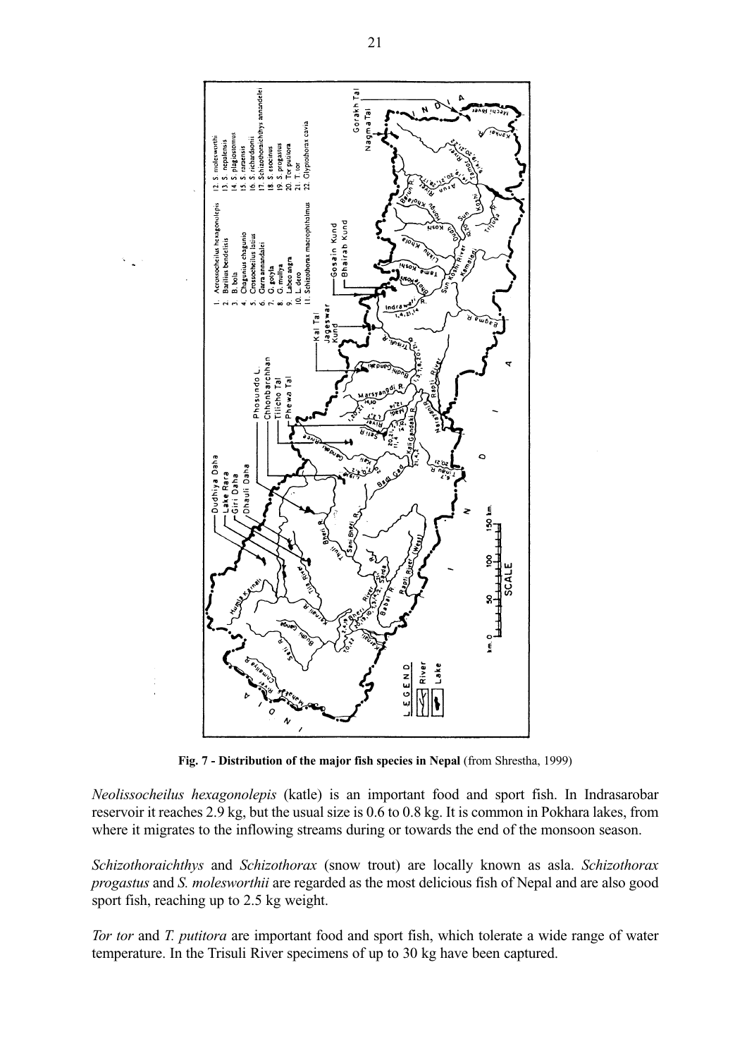**Fig. 7 - Distribution of the major fish species in Nepal** (from Shrestha, 1999)

*Neolissocheilus hexagonolepis* (katle) is an important food and sport fish. In Indrasarobar reservoir it reaches 2.9 kg, but the usual size is 0.6 to 0.8 kg. It is common in Pokhara lakes, from where it migrates to the inflowing streams during or towards the end of the monsoon season.

*Schizothoraichthys* and *Schizothorax* (snow trout) are locally known as asla. *Schizothorax progastus* and *S. molesworthii* are regarded as the most delicious fish of Nepal and are also good sport fish, reaching up to 2.5 kg weight.

*Tor tor* and *T. putitora* are important food and sport fish, which tolerate a wide range of water temperature. In the Trisuli River specimens of up to 30 kg have been captured.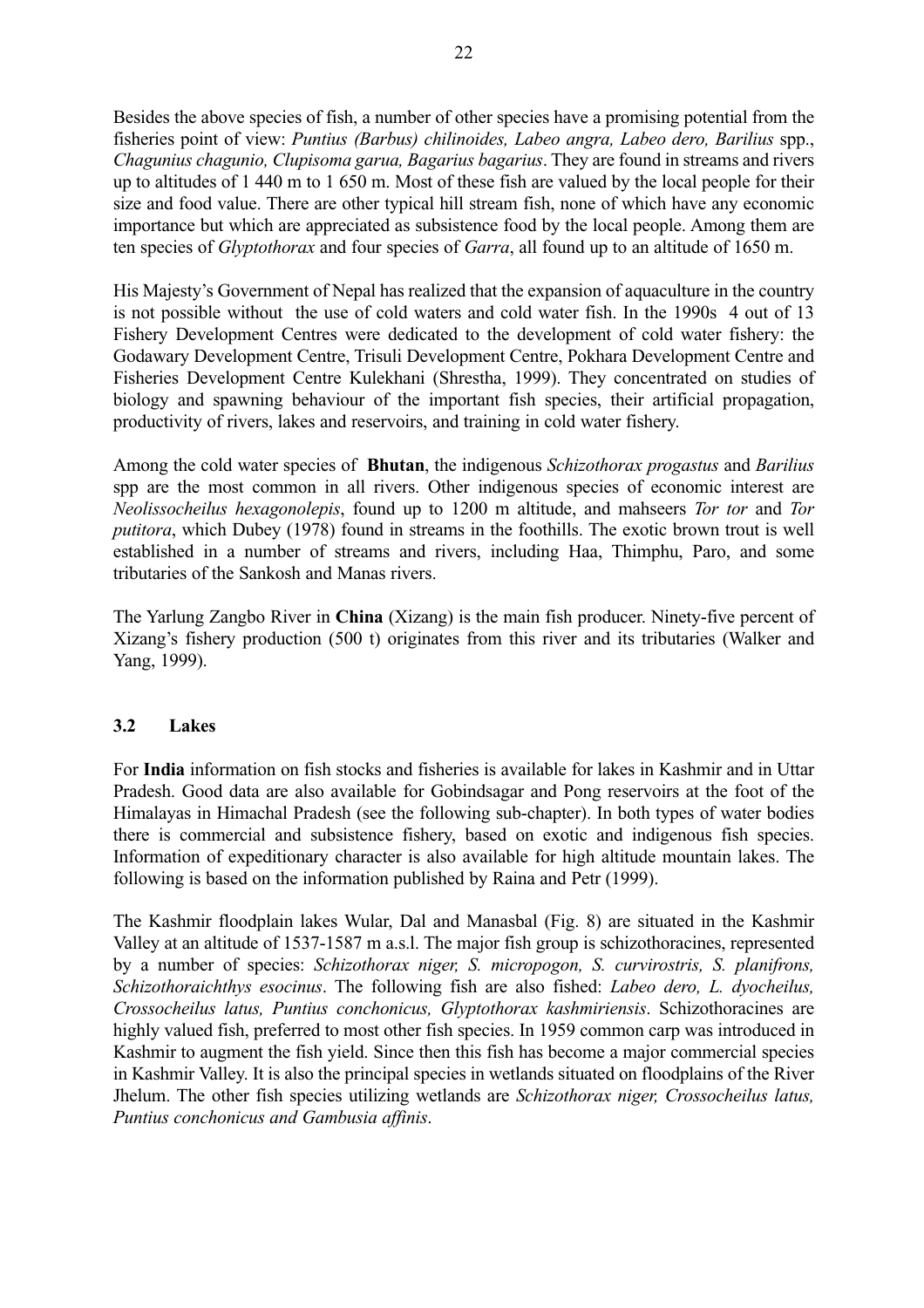Besides the above species of fish, a number of other species have a promising potential from the fisheries point of view: *Puntius (Barbus) chilinoides, Labeo angra, Labeo dero, Barilius* spp., *Chagunius chagunio, Clupisoma garua, Bagarius bagarius*. They are found in streams and rivers up to altitudes of 1 440 m to 1 650 m. Most of these fish are valued by the local people for their size and food value. There are other typical hill stream fish, none of which have any economic importance but which are appreciated as subsistence food by the local people. Among them are ten species of *Glyptothorax* and four species of *Garra*, all found up to an altitude of 1650 m.

His Majesty's Government of Nepal has realized that the expansion of aquaculture in the country is not possible without the use of cold waters and cold water fish. In the 1990s 4 out of 13 Fishery Development Centres were dedicated to the development of cold water fishery: the Godawary Development Centre, Trisuli Development Centre, Pokhara Development Centre and Fisheries Development Centre Kulekhani (Shrestha, 1999). They concentrated on studies of biology and spawning behaviour of the important fish species, their artificial propagation, productivity of rivers, lakes and reservoirs, and training in cold water fishery.

Among the cold water species of **Bhutan**, the indigenous *Schizothorax progastus* and *Barilius* spp are the most common in all rivers. Other indigenous species of economic interest are *Neolissocheilus hexagonolepis*, found up to 1200 m altitude, and mahseers *Tor tor* and *Tor putitora*, which Dubey (1978) found in streams in the foothills. The exotic brown trout is well established in a number of streams and rivers, including Haa, Thimphu, Paro, and some tributaries of the Sankosh and Manas rivers.

The Yarlung Zangbo River in **China** (Xizang) is the main fish producer. Ninety-five percent of Xizang's fishery production (500 t) originates from this river and its tributaries (Walker and Yang, 1999).

### 3.2 Lakes

For **India** information on fish stocks and fisheries is available for lakes in Kashmir and in Uttar Pradesh. Good data are also available for Gobindsagar and Pong reservoirs at the foot of the Himalayas in Himachal Pradesh (see the following sub-chapter). In both types of water bodies there is commercial and subsistence fishery, based on exotic and indigenous fish species. Information of expeditionary character is also available for high altitude mountain lakes. The following is based on the information published by Raina and Petr (1999).

The Kashmir floodplain lakes Wular, Dal and Manasbal (Fig. 8) are situated in the Kashmir Valley at an altitude of 1537-1587 m a.s.l. The major fish group is schizothoracines, represented by a number of species: *Schizothorax niger, S. micropogon, S. curvirostris, S. planifrons, Schizothoraichthys esocinus*. The following fish are also fished: *Labeo dero, L. dyocheilus, Crossocheilus latus, Puntius conchonicus, Glyptothorax kashmiriensis*. Schizothoracines are highly valued fish, preferred to most other fish species. In 1959 common carp was introduced in Kashmir to augment the fish yield. Since then this fish has become a major commercial species in Kashmir Valley. It is also the principal species in wetlands situated on floodplains of the River Jhelum. The other fish species utilizing wetlands are *Schizothorax niger, Crossocheilus latus, Puntius conchonicus and Gambusia affinis*.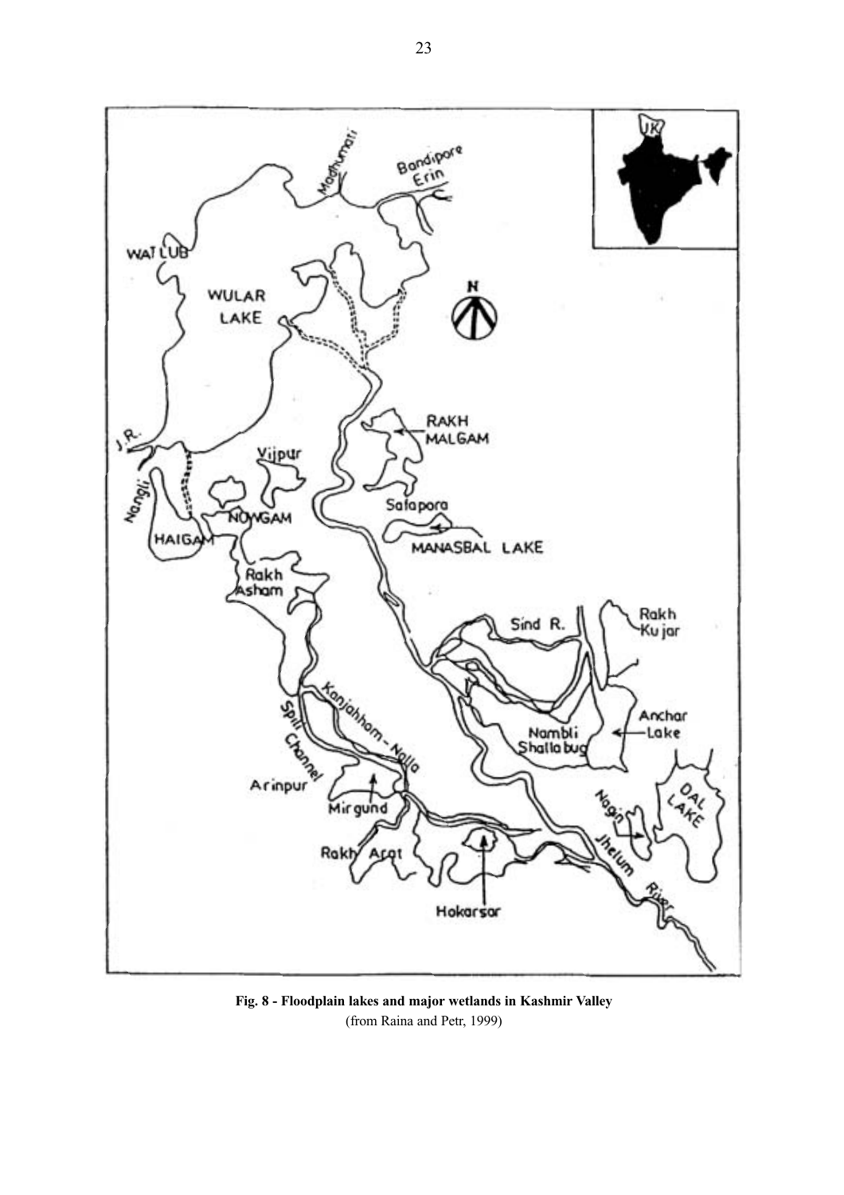**Fig. 8 - Floodplain lakes and major wetlands in Kashmir Valley**
(from Raina and Petr, 1999)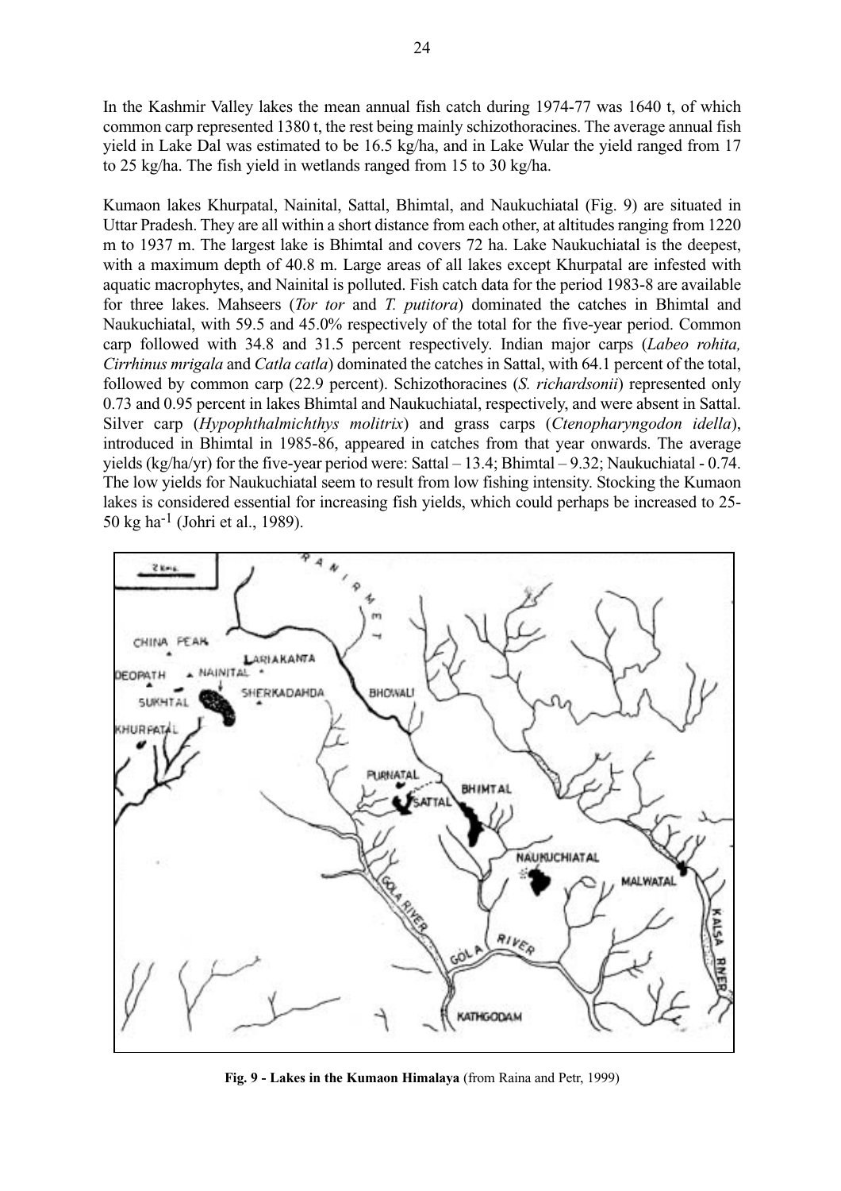In the Kashmir Valley lakes the mean annual fish catch during 1974-77 was 1640 t, of which common carp represented 1380 t, the rest being mainly schizothoracines. The average annual fish yield in Lake Dal was estimated to be 16.5 kg/ha, and in Lake Wular the yield ranged from 17 to 25 kg/ha. The fish yield in wetlands ranged from 15 to 30 kg/ha.

Kumaon lakes Khurpatal, Nainital, Sattal, Bhimtal, and Naukuchiatal (Fig. 9) are situated in Uttar Pradesh. They are all within a short distance from each other, at altitudes ranging from 1220 m to 1937 m. The largest lake is Bhimtal and covers 72 ha. Lake Naukuchiatal is the deepest, with a maximum depth of 40.8 m. Large areas of all lakes except Khurpatal are infested with aquatic macrophytes, and Nainital is polluted. Fish catch data for the period 1983-8 are available for three lakes. Mahseers (*Tor tor* and *T. putitora*) dominated the catches in Bhimtal and Naukuchiatal, with 59.5 and 45.0% respectively of the total for the five-year period. Common carp followed with 34.8 and 31.5 percent respectively. Indian major carps (*Labeo rohita, Cirrhinus mrigala* and *Catla catla*) dominated the catches in Sattal, with 64.1 percent of the total, followed by common carp (22.9 percent). Schizothoracines (*S. richardsonii*) represented only 0.73 and 0.95 percent in lakes Bhimtal and Naukuchiatal, respectively, and were absent in Sattal. Silver carp (*Hypophthalmichthys molitrix*) and grass carps (*Ctenopharyngodon idella*), introduced in Bhimtal in 1985-86, appeared in catches from that year onwards. The average yields (kg/ha/yr) for the five-year period were: Sattal – 13.4; Bhimtal – 9.32; Naukuchiatal - 0.74. The low yields for Naukuchiatal seem to result from low fishing intensity. Stocking the Kumaon lakes is considered essential for increasing fish yields, which could perhaps be increased to 25-50 kg $ha^{-1}$ (Johri et al., 1989).

**Fig. 9 - Lakes in the Kumaon Himalaya** (from Raina and Petr, 1999)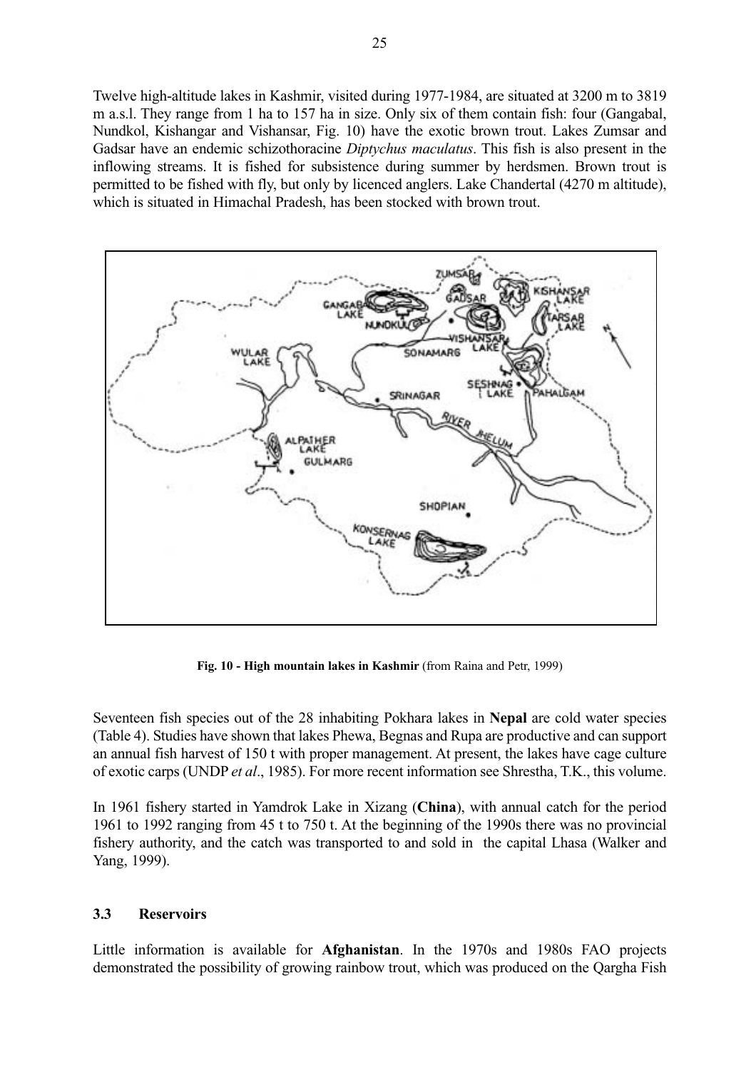Twelve high-altitude lakes in Kashmir, visited during 1977-1984, are situated at 3200 m to 3819 m a.s.l. They range from 1 ha to 157 ha in size. Only six of them contain fish: four (Gangabal, Nundkol, Kishangar and Vishansar, Fig. 10) have the exotic brown trout. Lakes Zumsar and Gadsar have an endemic schizothoracine *Diptychus maculatus*. This fish is also present in the inflowing streams. It is fished for subsistence during summer by herdsmen. Brown trout is permitted to be fished with fly, but only by licenced anglers. Lake Chandertal (4270 m altitude), which is situated in Himachal Pradesh, has been stocked with brown trout.

**Fig. 10 - High mountain lakes in Kashmir** (from Raina and Petr, 1999)

Seventeen fish species out of the 28 inhabiting Pokhara lakes in **Nepal** are cold water species (Table 4). Studies have shown that lakes Phewa, Begnas and Rupa are productive and can support an annual fish harvest of 150 t with proper management. At present, the lakes have cage culture of exotic carps (UNDP *et al*., 1985). For more recent information see Shrestha, T.K., this volume.

In 1961 fishery started in Yamdrok Lake in Xizang (**China**), with annual catch for the period 1961 to 1992 ranging from 45 t to 750 t. At the beginning of the 1990s there was no provincial fishery authority, and the catch was transported to and sold in the capital Lhasa (Walker and Yang, 1999).

### 3.3 Reservoirs

Little information is available for **Afghanistan**. In the 1970s and 1980s FAO projects demonstrated the possibility of growing rainbow trout, which was produced on the Qargha Fish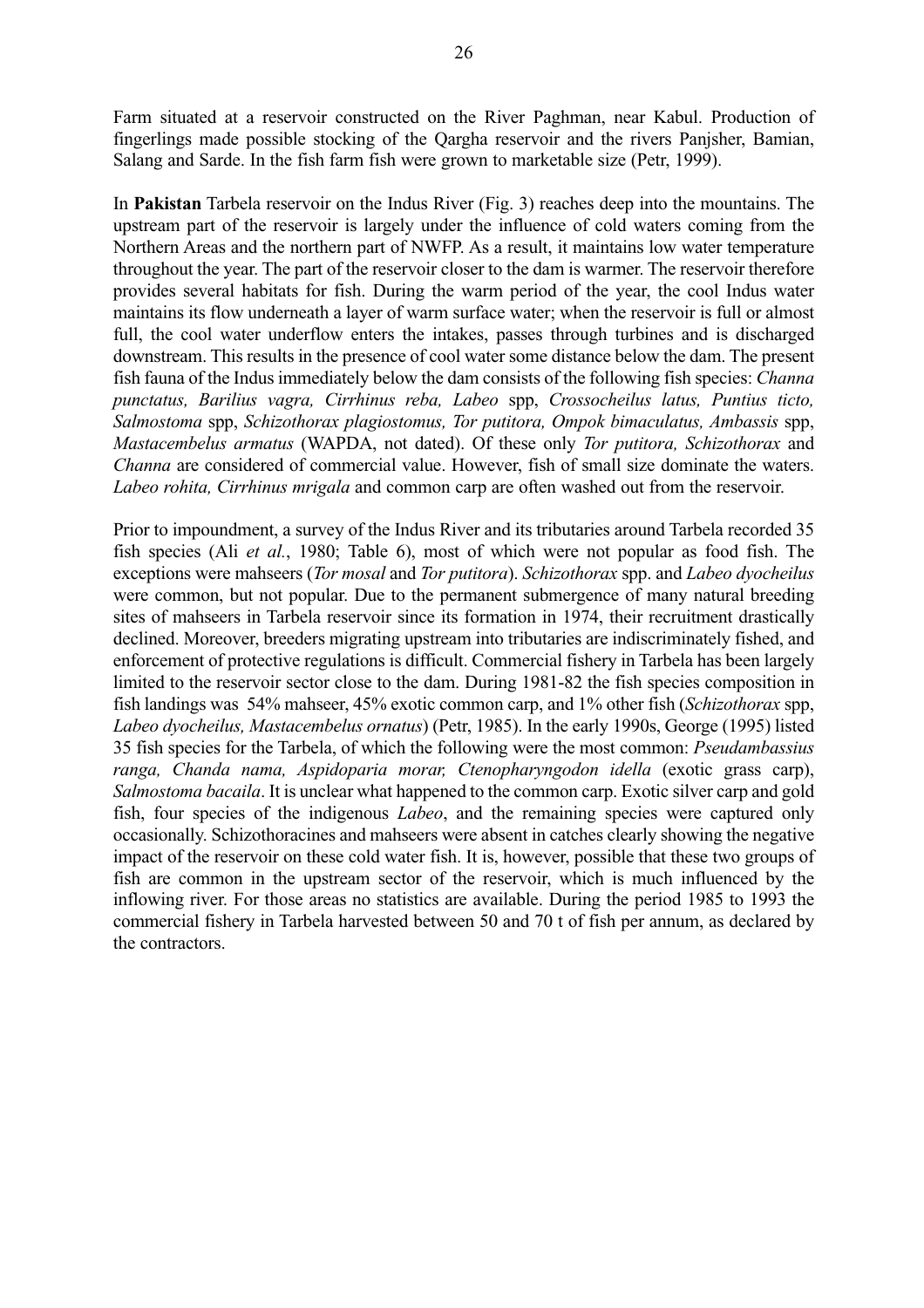Farm situated at a reservoir constructed on the River Paghman, near Kabul. Production of fingerlings made possible stocking of the Qargha reservoir and the rivers Panjsher, Bamian, Salang and Sarde. In the fish farm fish were grown to marketable size (Petr, 1999).

In **Pakistan** Tarbela reservoir on the Indus River (Fig. 3) reaches deep into the mountains. The upstream part of the reservoir is largely under the influence of cold waters coming from the Northern Areas and the northern part of NWFP. As a result, it maintains low water temperature throughout the year. The part of the reservoir closer to the dam is warmer. The reservoir therefore provides several habitats for fish. During the warm period of the year, the cool Indus water maintains its flow underneath a layer of warm surface water; when the reservoir is full or almost full, the cool water underflow enters the intakes, passes through turbines and is discharged downstream. This results in the presence of cool water some distance below the dam. The present fish fauna of the Indus immediately below the dam consists of the following fish species: *Channa punctatus, Barilius vagra, Cirrhinus reba, Labeo* spp, *Crossocheilus latus, Puntius ticto, Salmostoma* spp, *Schizothorax plagiostomus, Tor putitora, Ompok bimaculatus, Ambassis* spp, *Mastacembelus armatus* (WAPDA, not dated). Of these only *Tor putitora, Schizothorax* and *Channa* are considered of commercial value. However, fish of small size dominate the waters. *Labeo rohita, Cirrhinus mrigala* and common carp are often washed out from the reservoir.

Prior to impoundment, a survey of the Indus River and its tributaries around Tarbela recorded 35 fish species (Ali *et al.*, 1980; Table 6), most of which were not popular as food fish. The exceptions were mahseers (*Tor mosal* and *Tor putitora*). *Schizothorax* spp. and *Labeo dyocheilus* were common, but not popular. Due to the permanent submergence of many natural breeding sites of mahseers in Tarbela reservoir since its formation in 1974, their recruitment drastically declined. Moreover, breeders migrating upstream into tributaries are indiscriminately fished, and enforcement of protective regulations is difficult. Commercial fishery in Tarbela has been largely limited to the reservoir sector close to the dam. During 1981-82 the fish species composition in fish landings was 54% mahseer, 45% exotic common carp, and 1% other fish (*Schizothorax* spp, *Labeo dyocheilus, Mastacembelus ornatus*) (Petr, 1985). In the early 1990s, George (1995) listed 35 fish species for the Tarbela, of which the following were the most common: *Pseudambassius ranga, Chanda nama, Aspidoparia morar, Ctenopharyngodon idella* (exotic grass carp), *Salmostoma bacaila*. It is unclear what happened to the common carp. Exotic silver carp and gold fish, four species of the indigenous *Labeo*, and the remaining species were captured only occasionally. Schizothoracines and mahseers were absent in catches clearly showing the negative impact of the reservoir on these cold water fish. It is, however, possible that these two groups of fish are common in the upstream sector of the reservoir, which is much influenced by the inflowing river. For those areas no statistics are available. During the period 1985 to 1993 the commercial fishery in Tarbela harvested between 50 and 70 t of fish per annum, as declared by the contractors.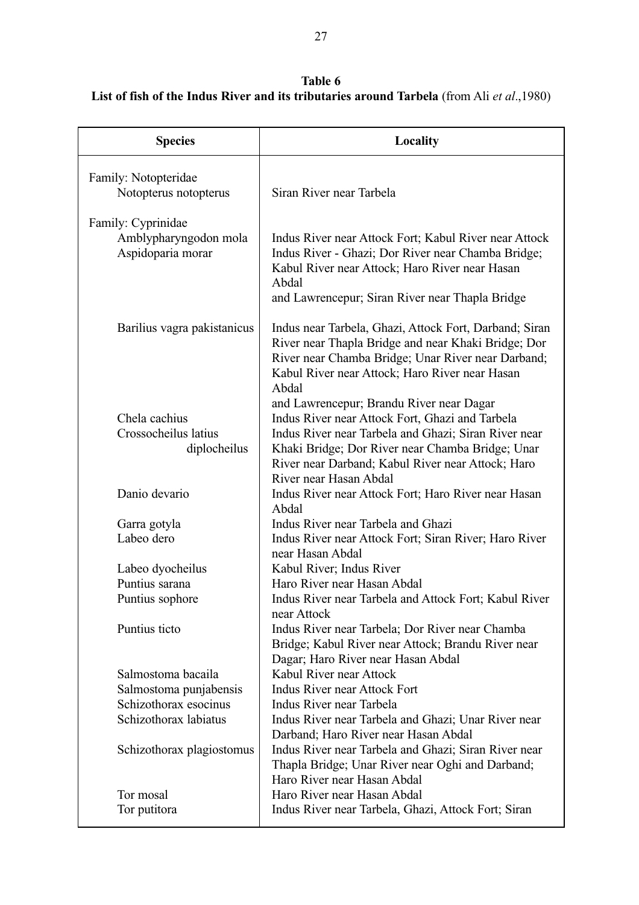**Table 6**
**List of fish of the Indus River and its tributaries around Tarbela** (from Ali *et al*.,1980)

| Species | Locality |
|---|---|
| Family: Notopteridae | |
| Notopterus notopterus | Siran River near Tarbela |
| Family: Cyprinidae | |
| Amblypharyngodon mola | Indus River near Attock Fort; Kabul River near Attock |
| Aspidoparia morar | Indus River - Ghazi; Dor River near Chamba Bridge; Kabul River near Attock; Haro River near Hasan Abdal and Lawrencepur; Siran River near Thapla Bridge |
| Barilius vagra pakistanicus | Indus near Tarbela, Ghazi, Attock Fort, Darband; Siran River near Thapla Bridge and near Khaki Bridge; Dor River near Chamba Bridge; Unar River near Darband; Kabul River near Attock; Haro River near Hasan Abdal and Lawrencepur; Brandu River near Dagar |
| Chela cachius | Indus River near Attock Fort, Ghazi and Tarbela |
| Crossocheilus latius diplocheilus | Indus River near Tarbela and Ghazi; Siran River near Khaki Bridge; Dor River near Chamba Bridge; Unar River near Darband; Kabul River near Attock; Haro River near Hasan Abdal |
| Danio devario | Indus River near Attock Fort; Haro River near Hasan Abdal |
| Garra gotyla | Indus River near Tarbela and Ghazi |
| Labeo dero | Indus River near Attock Fort; Siran River; Haro River near Hasan Abdal |
| Labeo dyocheilus | Kabul River; Indus River |
| Puntius sarana | Haro River near Hasan Abdal |
| Puntius sophore | Indus River near Tarbela and Attock Fort; Kabul River near Attock |
| Puntius ticto | Indus River near Tarbela; Dor River near Chamba Bridge; Kabul River near Attock; Brandu River near Dagar; Haro River near Hasan Abdal |
| Salmostoma bacaila | Kabul River near Attock |
| Salmostoma punjabensis | Indus River near Attock Fort |
| Schizothorax esocinus | Indus River near Tarbela |
| Schizothorax labiatus | Indus River near Tarbela and Ghazi; Unar River near Darband; Haro River near Hasan Abdal |
| Schizothorax plagiostomus | Indus River near Tarbela and Ghazi; Siran River near Thapla Bridge; Unar River near Oghi and Darband; Haro River near Hasan Abdal |
| Tor mosal | Haro River near Hasan Abdal |
| Tor putitora | Indus River near Tarbela, Ghazi, Attock Fort; Siran |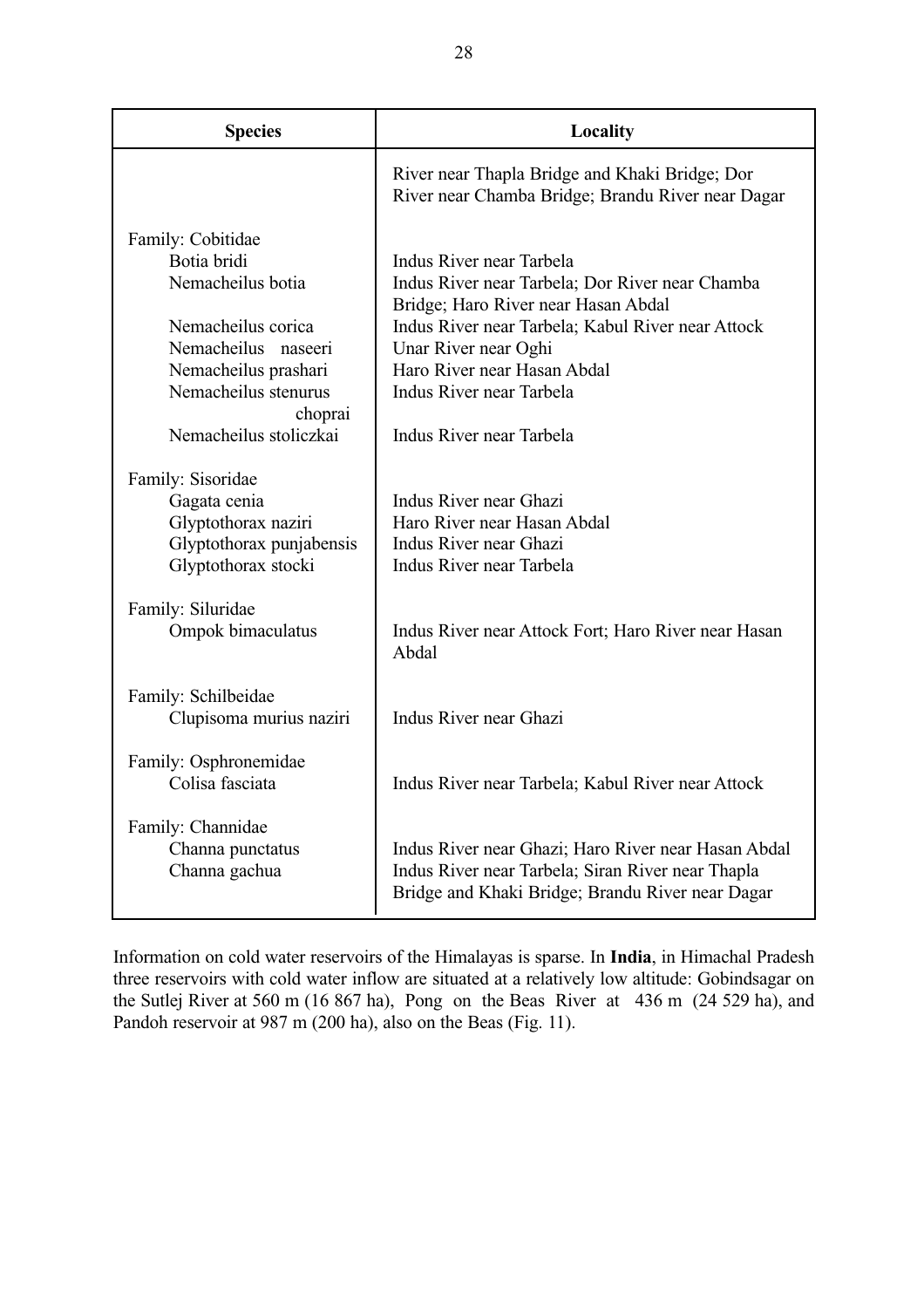| Species | Locality |
| --- | --- |
| | River near Thapla Bridge and Khaki Bridge; Dor River near Chamba Bridge; Brandu River near Dagar |
| Family: Cobitidae | |
| Botia bridi | Indus River near Tarbela |
| Nemacheilus botia | Indus River near Tarbela; Dor River near Chamba Bridge; Haro River near Hasan Abdal |
| Nemacheilus corica | Indus River near Tarbela; Kabul River near Attock |
| Nemacheilus naseeri | Unar River near Oghi |
| Nemacheilus prashari | Haro River near Hasan Abdal |
| Nemacheilus stenurus choprai | Indus River near Tarbela |
| Nemacheilus stoliczkai | Indus River near Tarbela |
| Family: Sisoridae | |
| Gagata cenia | Indus River near Ghazi |
| Glyptothorax naziri | Haro River near Hasan Abdal |
| Glyptothorax punjabensis | Indus River near Ghazi |
| Glyptothorax stocki | Indus River near Tarbela |
| Family: Siluridae | |
| Ompok bimaculatus | Indus River near Attock Fort; Haro River near Hasan Abdal |
| Family: Schilbeidae | |
| Clupisoma murius naziri | Indus River near Ghazi |
| Family: Osphronemidae | |
| Colisa fasciata | Indus River near Tarbela; Kabul River near Attock |
| Family: Channidae | |
| Channa punctatus | Indus River near Ghazi; Haro River near Hasan Abdal |
| Channa gachua | Indus River near Tarbela; Siran River near Thapla Bridge and Khaki Bridge; Brandu River near Dagar |

Information on cold water reservoirs of the Himalayas is sparse. In **India**, in Himachal Pradesh three reservoirs with cold water inflow are situated at a relatively low altitude: Gobindsagar on the Sutlej River at 560 m (16 867 ha), Pong on the Beas River at 436 m (24 529 ha), and Pandoh reservoir at 987 m (200 ha), also on the Beas (Fig. 11).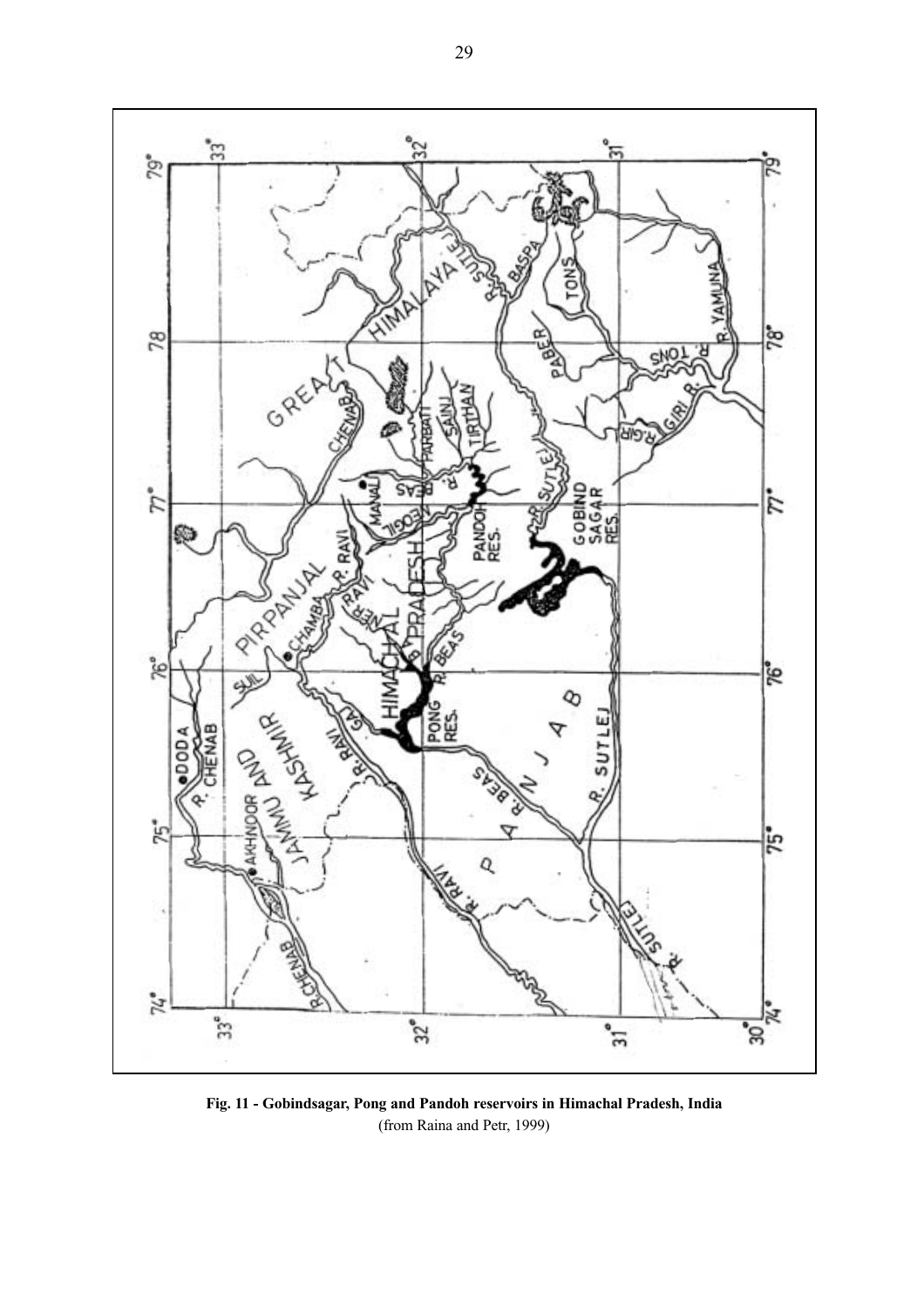**Fig. 11 - Gobindsagar, Pong and Pandoh reservoirs in Himachal Pradesh, India**
(from Raina and Petr, 1999)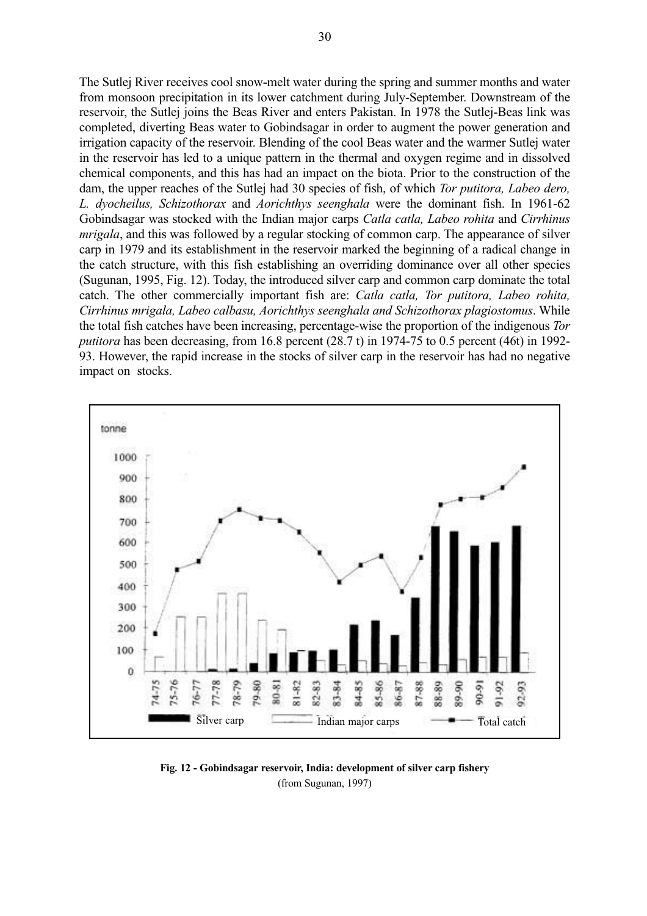The Sutlej River receives cool snow-melt water during the spring and summer months and water from monsoon precipitation in its lower catchment during July-September. Downstream of the reservoir, the Sutlej joins the Beas River and enters Pakistan. In 1978 the Sutlej-Beas link was completed, diverting Beas water to Gobindsagar in order to augment the power generation and irrigation capacity of the reservoir. Blending of the cool Beas water and the warmer Sutlej water in the reservoir has led to a unique pattern in the thermal and oxygen regime and in dissolved chemical components, and this has had an impact on the biota. Prior to the construction of the dam, the upper reaches of the Sutlej had 30 species of fish, of which *Tor putitora, Labeo dero, L. dyocheilus, Schizothorax* and *Aorichthys seenghala* were the dominant fish. In 1961-62 Gobindsagar was stocked with the Indian major carps *Catla catla, Labeo rohita* and *Cirrhinus mrigala*, and this was followed by a regular stocking of common carp. The appearance of silver carp in 1979 and its establishment in the reservoir marked the beginning of a radical change in the catch structure, with this fish establishing an overriding dominance over all other species (Sugunan, 1995, Fig. 12). Today, the introduced silver carp and common carp dominate the total catch. The other commercially important fish are: *Catla catla, Tor putitora, Labeo rohita, Cirrhinus mrigala, Labeo calbasu, Aorichthys seenghala and Schizothorax plagiostomus*. While the total fish catches have been increasing, percentage-wise the proportion of the indigenous *Tor putitora* has been decreasing, from 16.8 percent (28.7 t) in 1974-75 to 0.5 percent (46t) in 1992-93. However, the rapid increase in the stocks of silver carp in the reservoir has had no negative impact on stocks.

**Fig. 12 - Gobindsagar reservoir, India: development of silver carp fishery**
(from Sugunan, 1997)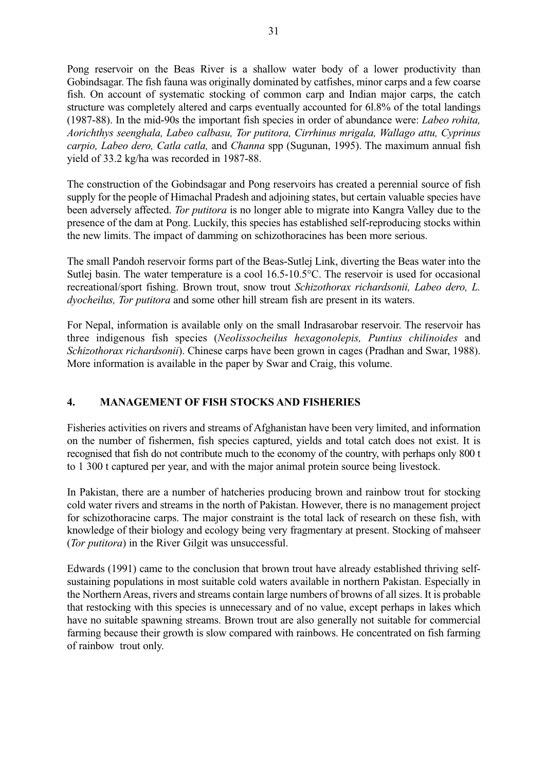Pong reservoir on the Beas River is a shallow water body of a lower productivity than Gobindsagar. The fish fauna was originally dominated by catfishes, minor carps and a few coarse fish. On account of systematic stocking of common carp and Indian major carps, the catch structure was completely altered and carps eventually accounted for 6l.8% of the total landings (1987-88). In the mid-90s the important fish species in order of abundance were: *Labeo rohita, Aorichthys seenghala, Labeo calbasu, Tor putitora, Cirrhinus mrigala, Wallago attu, Cyprinus carpio, Labeo dero, Catla catla,* and *Channa* spp (Sugunan, 1995). The maximum annual fish yield of 33.2 kg/ha was recorded in 1987-88.

The construction of the Gobindsagar and Pong reservoirs has created a perennial source of fish supply for the people of Himachal Pradesh and adjoining states, but certain valuable species have been adversely affected. *Tor putitora* is no longer able to migrate into Kangra Valley due to the presence of the dam at Pong. Luckily, this species has established self-reproducing stocks within the new limits. The impact of damming on schizothoracines has been more serious.

The small Pandoh reservoir forms part of the Beas-Sutlej Link, diverting the Beas water into the Sutlej basin. The water temperature is a cool 16.5-10.5°C. The reservoir is used for occasional recreational/sport fishing. Brown trout, snow trout *Schizothorax richardsonii, Labeo dero, L. dyocheilus, Tor putitora* and some other hill stream fish are present in its waters.

For Nepal, information is available only on the small Indrasarobar reservoir. The reservoir has three indigenous fish species (*Neolissocheilus hexagonolepis, Puntius chilinoides* and *Schizothorax richardsonii*). Chinese carps have been grown in cages (Pradhan and Swar, 1988). More information is available in the paper by Swar and Craig, this volume.

## 4. MANAGEMENT OF FISH STOCKS AND FISHERIES

Fisheries activities on rivers and streams of Afghanistan have been very limited, and information on the number of fishermen, fish species captured, yields and total catch does not exist. It is recognised that fish do not contribute much to the economy of the country, with perhaps only 800 t to 1 300 t captured per year, and with the major animal protein source being livestock.

In Pakistan, there are a number of hatcheries producing brown and rainbow trout for stocking cold water rivers and streams in the north of Pakistan. However, there is no management project for schizothoracine carps. The major constraint is the total lack of research on these fish, with knowledge of their biology and ecology being very fragmentary at present. Stocking of mahseer (*Tor putitora*) in the River Gilgit was unsuccessful.

Edwards (1991) came to the conclusion that brown trout have already established thriving self-sustaining populations in most suitable cold waters available in northern Pakistan. Especially in the Northern Areas, rivers and streams contain large numbers of browns of all sizes. It is probable that restocking with this species is unnecessary and of no value, except perhaps in lakes which have no suitable spawning streams. Brown trout are also generally not suitable for commercial farming because their growth is slow compared with rainbows. He concentrated on fish farming of rainbow trout only.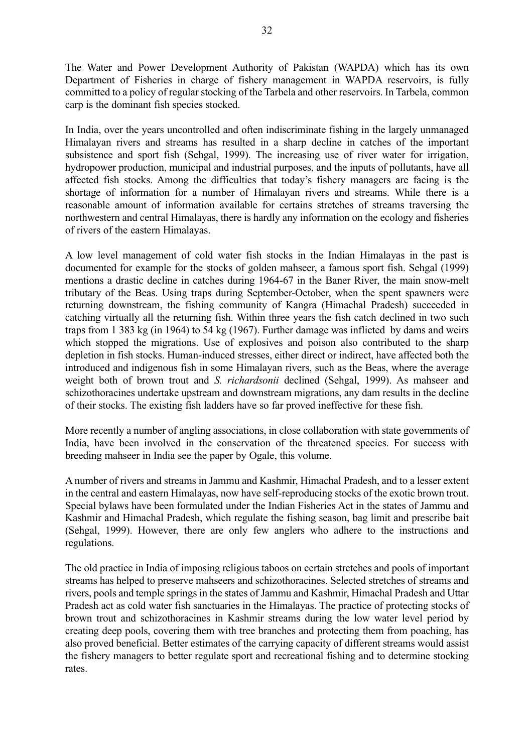The Water and Power Development Authority of Pakistan (WAPDA) which has its own Department of Fisheries in charge of fishery management in WAPDA reservoirs, is fully committed to a policy of regular stocking of the Tarbela and other reservoirs. In Tarbela, common carp is the dominant fish species stocked.

In India, over the years uncontrolled and often indiscriminate fishing in the largely unmanaged Himalayan rivers and streams has resulted in a sharp decline in catches of the important subsistence and sport fish (Sehgal, 1999). The increasing use of river water for irrigation, hydropower production, municipal and industrial purposes, and the inputs of pollutants, have all affected fish stocks. Among the difficulties that today's fishery managers are facing is the shortage of information for a number of Himalayan rivers and streams. While there is a reasonable amount of information available for certains stretches of streams traversing the northwestern and central Himalayas, there is hardly any information on the ecology and fisheries of rivers of the eastern Himalayas.

A low level management of cold water fish stocks in the Indian Himalayas in the past is documented for example for the stocks of golden mahseer, a famous sport fish. Sehgal (1999) mentions a drastic decline in catches during 1964-67 in the Baner River, the main snow-melt tributary of the Beas. Using traps during September-October, when the spent spawners were returning downstream, the fishing community of Kangra (Himachal Pradesh) succeeded in catching virtually all the returning fish. Within three years the fish catch declined in two such traps from 1 383 kg (in 1964) to 54 kg (1967). Further damage was inflicted by dams and weirs which stopped the migrations. Use of explosives and poison also contributed to the sharp depletion in fish stocks. Human-induced stresses, either direct or indirect, have affected both the introduced and indigenous fish in some Himalayan rivers, such as the Beas, where the average weight both of brown trout and *S. richardsonii* declined (Sehgal, 1999). As mahseer and schizothoracines undertake upstream and downstream migrations, any dam results in the decline of their stocks. The existing fish ladders have so far proved ineffective for these fish.

More recently a number of angling associations, in close collaboration with state governments of India, have been involved in the conservation of the threatened species. For success with breeding mahseer in India see the paper by Ogale, this volume.

A number of rivers and streams in Jammu and Kashmir, Himachal Pradesh, and to a lesser extent in the central and eastern Himalayas, now have self-reproducing stocks of the exotic brown trout. Special bylaws have been formulated under the Indian Fisheries Act in the states of Jammu and Kashmir and Himachal Pradesh, which regulate the fishing season, bag limit and prescribe bait (Sehgal, 1999). However, there are only few anglers who adhere to the instructions and regulations.

The old practice in India of imposing religious taboos on certain stretches and pools of important streams has helped to preserve mahseers and schizothoracines. Selected stretches of streams and rivers, pools and temple springs in the states of Jammu and Kashmir, Himachal Pradesh and Uttar Pradesh act as cold water fish sanctuaries in the Himalayas. The practice of protecting stocks of brown trout and schizothoracines in Kashmir streams during the low water level period by creating deep pools, covering them with tree branches and protecting them from poaching, has also proved beneficial. Better estimates of the carrying capacity of different streams would assist the fishery managers to better regulate sport and recreational fishing and to determine stocking rates.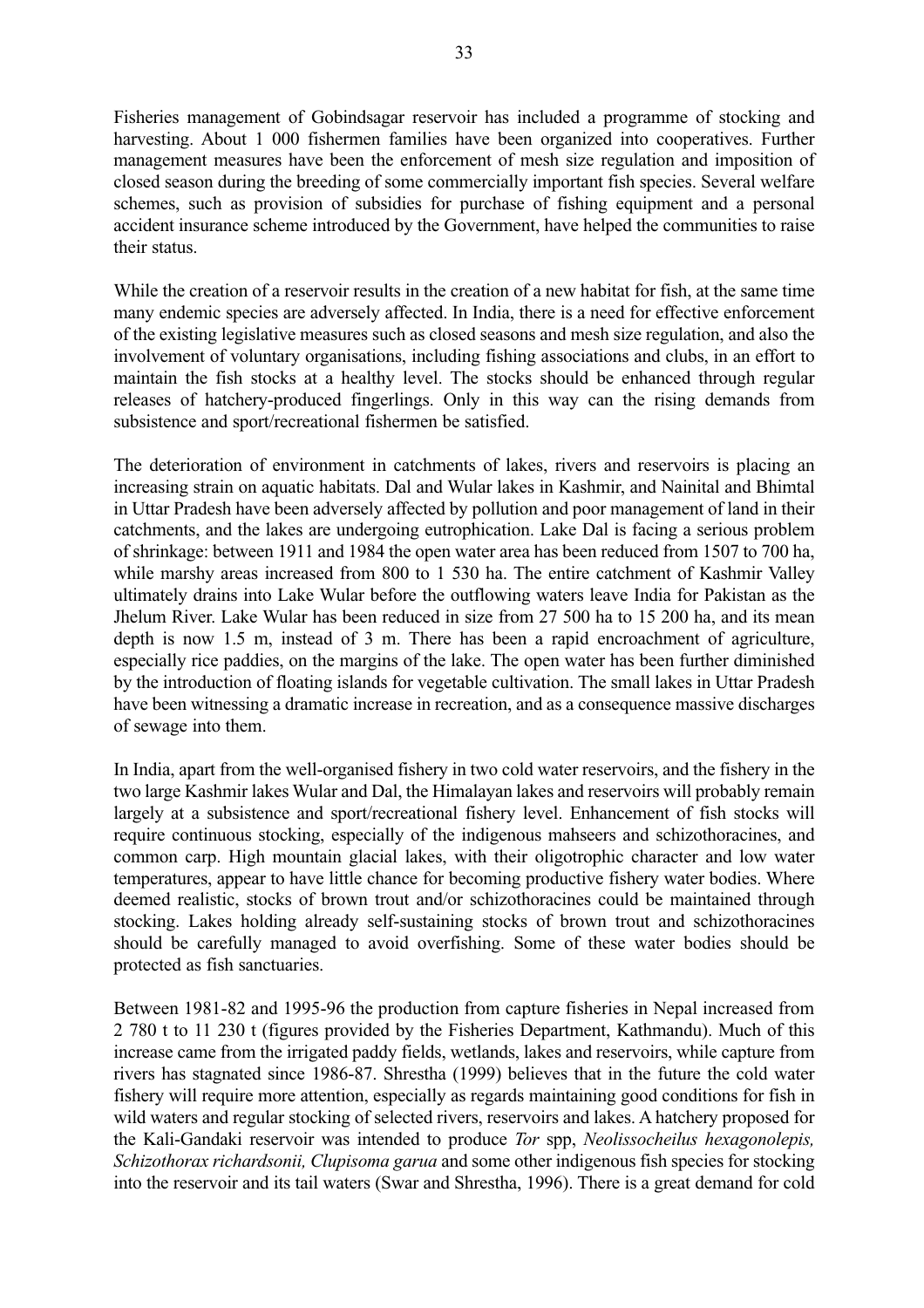Fisheries management of Gobindsagar reservoir has included a programme of stocking and harvesting. About 1 000 fishermen families have been organized into cooperatives. Further management measures have been the enforcement of mesh size regulation and imposition of closed season during the breeding of some commercially important fish species. Several welfare schemes, such as provision of subsidies for purchase of fishing equipment and a personal accident insurance scheme introduced by the Government, have helped the communities to raise their status.

While the creation of a reservoir results in the creation of a new habitat for fish, at the same time many endemic species are adversely affected. In India, there is a need for effective enforcement of the existing legislative measures such as closed seasons and mesh size regulation, and also the involvement of voluntary organisations, including fishing associations and clubs, in an effort to maintain the fish stocks at a healthy level. The stocks should be enhanced through regular releases of hatchery-produced fingerlings. Only in this way can the rising demands from subsistence and sport/recreational fishermen be satisfied.

The deterioration of environment in catchments of lakes, rivers and reservoirs is placing an increasing strain on aquatic habitats. Dal and Wular lakes in Kashmir, and Nainital and Bhimtal in Uttar Pradesh have been adversely affected by pollution and poor management of land in their catchments, and the lakes are undergoing eutrophication. Lake Dal is facing a serious problem of shrinkage: between 1911 and 1984 the open water area has been reduced from 1507 to 700 ha, while marshy areas increased from 800 to 1 530 ha. The entire catchment of Kashmir Valley ultimately drains into Lake Wular before the outflowing waters leave India for Pakistan as the Jhelum River. Lake Wular has been reduced in size from 27 500 ha to 15 200 ha, and its mean depth is now 1.5 m, instead of 3 m. There has been a rapid encroachment of agriculture, especially rice paddies, on the margins of the lake. The open water has been further diminished by the introduction of floating islands for vegetable cultivation. The small lakes in Uttar Pradesh have been witnessing a dramatic increase in recreation, and as a consequence massive discharges of sewage into them.

In India, apart from the well-organised fishery in two cold water reservoirs, and the fishery in the two large Kashmir lakes Wular and Dal, the Himalayan lakes and reservoirs will probably remain largely at a subsistence and sport/recreational fishery level. Enhancement of fish stocks will require continuous stocking, especially of the indigenous mahseers and schizothoracines, and common carp. High mountain glacial lakes, with their oligotrophic character and low water temperatures, appear to have little chance for becoming productive fishery water bodies. Where deemed realistic, stocks of brown trout and/or schizothoracines could be maintained through stocking. Lakes holding already self-sustaining stocks of brown trout and schizothoracines should be carefully managed to avoid overfishing. Some of these water bodies should be protected as fish sanctuaries.

Between 1981-82 and 1995-96 the production from capture fisheries in Nepal increased from 2 780 t to 11 230 t (figures provided by the Fisheries Department, Kathmandu). Much of this increase came from the irrigated paddy fields, wetlands, lakes and reservoirs, while capture from rivers has stagnated since 1986-87. Shrestha (1999) believes that in the future the cold water fishery will require more attention, especially as regards maintaining good conditions for fish in wild waters and regular stocking of selected rivers, reservoirs and lakes. A hatchery proposed for the Kali-Gandaki reservoir was intended to produce *Tor* spp, *Neolissocheilus hexagonolepis, Schizothorax richardsonii, Clupisoma garua* and some other indigenous fish species for stocking into the reservoir and its tail waters (Swar and Shrestha, 1996). There is a great demand for cold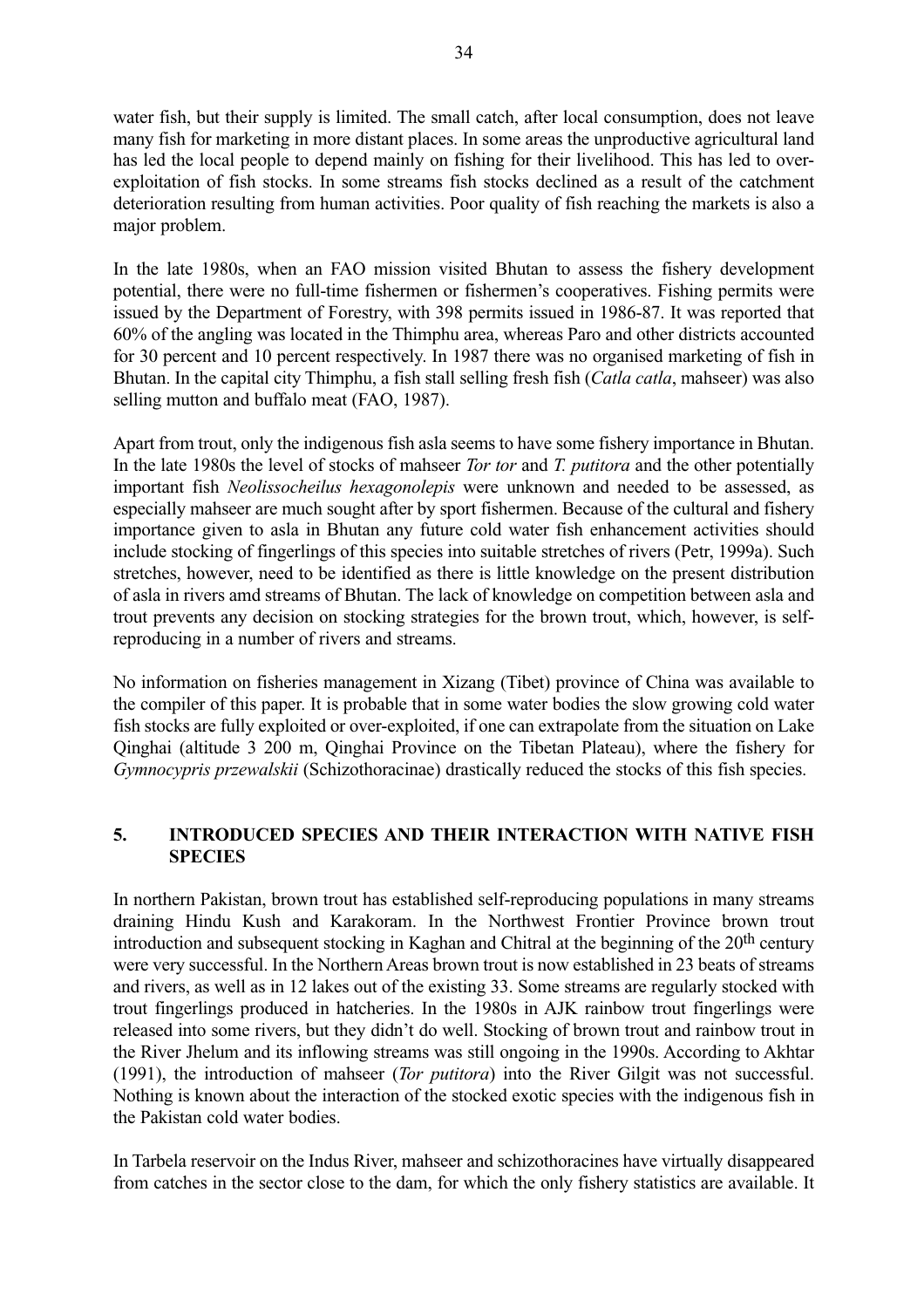water fish, but their supply is limited. The small catch, after local consumption, does not leave many fish for marketing in more distant places. In some areas the unproductive agricultural land has led the local people to depend mainly on fishing for their livelihood. This has led to over-exploitation of fish stocks. In some streams fish stocks declined as a result of the catchment deterioration resulting from human activities. Poor quality of fish reaching the markets is also a major problem.

In the late 1980s, when an FAO mission visited Bhutan to assess the fishery development potential, there were no full-time fishermen or fishermen's cooperatives. Fishing permits were issued by the Department of Forestry, with 398 permits issued in 1986-87. It was reported that 60% of the angling was located in the Thimphu area, whereas Paro and other districts accounted for 30 percent and 10 percent respectively. In 1987 there was no organised marketing of fish in Bhutan. In the capital city Thimphu, a fish stall selling fresh fish (*Catla catla*, mahseer) was also selling mutton and buffalo meat (FAO, 1987).

Apart from trout, only the indigenous fish asla seems to have some fishery importance in Bhutan. In the late 1980s the level of stocks of mahseer *Tor tor* and *T. putitora* and the other potentially important fish *Neolissocheilus hexagonolepis* were unknown and needed to be assessed, as especially mahseer are much sought after by sport fishermen. Because of the cultural and fishery importance given to asla in Bhutan any future cold water fish enhancement activities should include stocking of fingerlings of this species into suitable stretches of rivers (Petr, 1999a). Such stretches, however, need to be identified as there is little knowledge on the present distribution of asla in rivers amd streams of Bhutan. The lack of knowledge on competition between asla and trout prevents any decision on stocking strategies for the brown trout, which, however, is self-reproducing in a number of rivers and streams.

No information on fisheries management in Xizang (Tibet) province of China was available to the compiler of this paper. It is probable that in some water bodies the slow growing cold water fish stocks are fully exploited or over-exploited, if one can extrapolate from the situation on Lake Qinghai (altitude 3 200 m, Qinghai Province on the Tibetan Plateau), where the fishery for *Gymnocypris przewalskii* (Schizothoracinae) drastically reduced the stocks of this fish species.

## 5. INTRODUCED SPECIES AND THEIR INTERACTION WITH NATIVE FISH SPECIES

In northern Pakistan, brown trout has established self-reproducing populations in many streams draining Hindu Kush and Karakoram. In the Northwest Frontier Province brown trout introduction and subsequent stocking in Kaghan and Chitral at the beginning of the 20th century were very successful. In the Northern Areas brown trout is now established in 23 beats of streams and rivers, as well as in 12 lakes out of the existing 33. Some streams are regularly stocked with trout fingerlings produced in hatcheries. In the 1980s in AJK rainbow trout fingerlings were released into some rivers, but they didn't do well. Stocking of brown trout and rainbow trout in the River Jhelum and its inflowing streams was still ongoing in the 1990s. According to Akhtar (1991), the introduction of mahseer (*Tor putitora*) into the River Gilgit was not successful. Nothing is known about the interaction of the stocked exotic species with the indigenous fish in the Pakistan cold water bodies.

In Tarbela reservoir on the Indus River, mahseer and schizothoracines have virtually disappeared from catches in the sector close to the dam, for which the only fishery statistics are available. It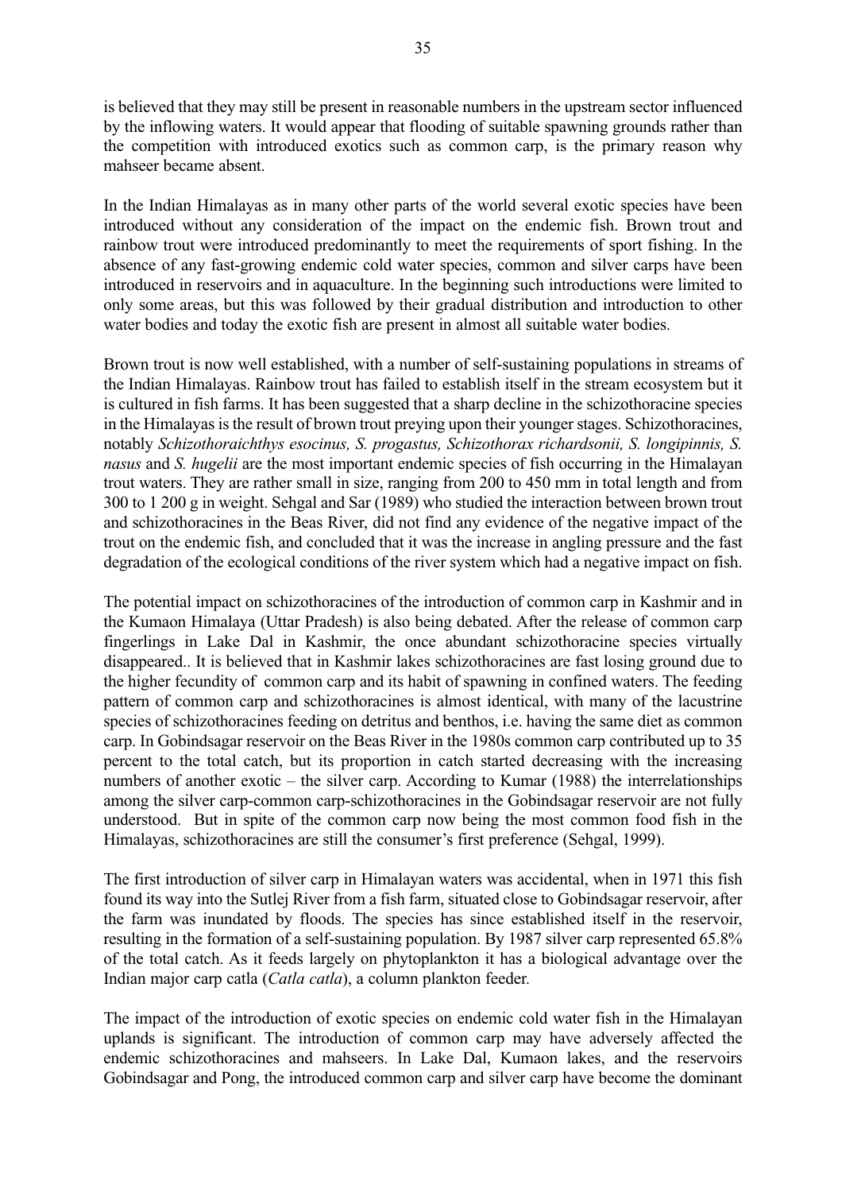is believed that they may still be present in reasonable numbers in the upstream sector influenced by the inflowing waters. It would appear that flooding of suitable spawning grounds rather than the competition with introduced exotics such as common carp, is the primary reason why mahseer became absent.

In the Indian Himalayas as in many other parts of the world several exotic species have been introduced without any consideration of the impact on the endemic fish. Brown trout and rainbow trout were introduced predominantly to meet the requirements of sport fishing. In the absence of any fast-growing endemic cold water species, common and silver carps have been introduced in reservoirs and in aquaculture. In the beginning such introductions were limited to only some areas, but this was followed by their gradual distribution and introduction to other water bodies and today the exotic fish are present in almost all suitable water bodies.

Brown trout is now well established, with a number of self-sustaining populations in streams of the Indian Himalayas. Rainbow trout has failed to establish itself in the stream ecosystem but it is cultured in fish farms. It has been suggested that a sharp decline in the schizothoracine species in the Himalayas is the result of brown trout preying upon their younger stages. Schizothoracines, notably *Schizothoraichthys esocinus, S. progastus, Schizothorax richardsonii, S. longipinnis, S. nasus* and *S. hugelii* are the most important endemic species of fish occurring in the Himalayan trout waters. They are rather small in size, ranging from 200 to 450 mm in total length and from 300 to 1 200 g in weight. Sehgal and Sar (1989) who studied the interaction between brown trout and schizothoracines in the Beas River, did not find any evidence of the negative impact of the trout on the endemic fish, and concluded that it was the increase in angling pressure and the fast degradation of the ecological conditions of the river system which had a negative impact on fish.

The potential impact on schizothoracines of the introduction of common carp in Kashmir and in the Kumaon Himalaya (Uttar Pradesh) is also being debated. After the release of common carp fingerlings in Lake Dal in Kashmir, the once abundant schizothoracine species virtually disappeared.. It is believed that in Kashmir lakes schizothoracines are fast losing ground due to the higher fecundity of common carp and its habit of spawning in confined waters. The feeding pattern of common carp and schizothoracines is almost identical, with many of the lacustrine species of schizothoracines feeding on detritus and benthos, i.e. having the same diet as common carp. In Gobindsagar reservoir on the Beas River in the 1980s common carp contributed up to 35 percent to the total catch, but its proportion in catch started decreasing with the increasing numbers of another exotic – the silver carp. According to Kumar (1988) the interrelationships among the silver carp-common carp-schizothoracines in the Gobindsagar reservoir are not fully understood. But in spite of the common carp now being the most common food fish in the Himalayas, schizothoracines are still the consumer's first preference (Sehgal, 1999).

The first introduction of silver carp in Himalayan waters was accidental, when in 1971 this fish found its way into the Sutlej River from a fish farm, situated close to Gobindsagar reservoir, after the farm was inundated by floods. The species has since established itself in the reservoir, resulting in the formation of a self-sustaining population. By 1987 silver carp represented 65.8% of the total catch. As it feeds largely on phytoplankton it has a biological advantage over the Indian major carp catla (*Catla catla*), a column plankton feeder.

The impact of the introduction of exotic species on endemic cold water fish in the Himalayan uplands is significant. The introduction of common carp may have adversely affected the endemic schizothoracines and mahseers. In Lake Dal, Kumaon lakes, and the reservoirs Gobindsagar and Pong, the introduced common carp and silver carp have become the dominant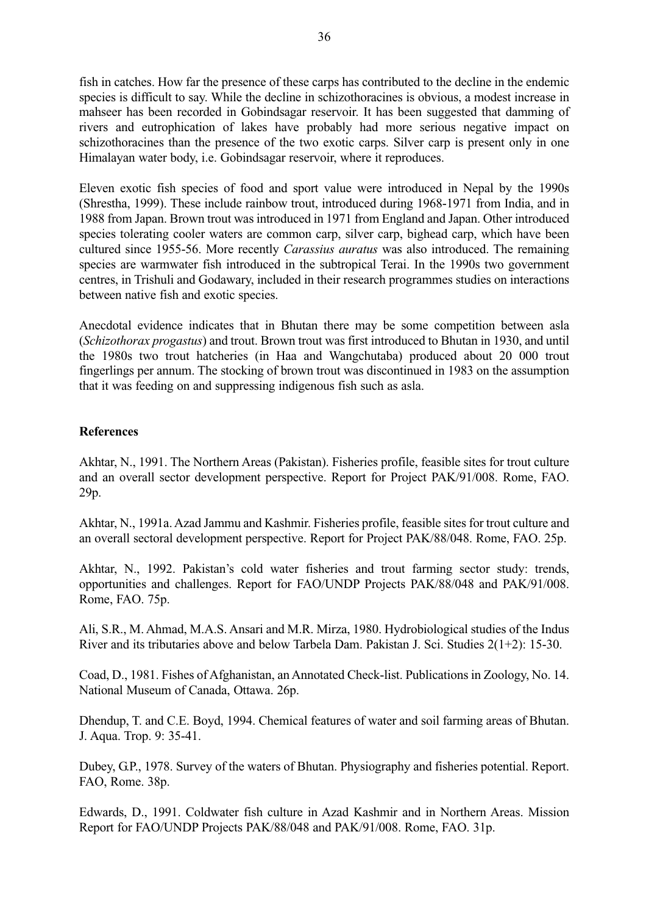fish in catches. How far the presence of these carps has contributed to the decline in the endemic species is difficult to say. While the decline in schizothoracines is obvious, a modest increase in mahseer has been recorded in Gobindsagar reservoir. It has been suggested that damming of rivers and eutrophication of lakes have probably had more serious negative impact on schizothoracines than the presence of the two exotic carps. Silver carp is present only in one Himalayan water body, i.e. Gobindsagar reservoir, where it reproduces.

Eleven exotic fish species of food and sport value were introduced in Nepal by the 1990s (Shrestha, 1999). These include rainbow trout, introduced during 1968-1971 from India, and in 1988 from Japan. Brown trout was introduced in 1971 from England and Japan. Other introduced species tolerating cooler waters are common carp, silver carp, bighead carp, which have been cultured since 1955-56. More recently *Carassius auratus* was also introduced. The remaining species are warmwater fish introduced in the subtropical Terai. In the 1990s two government centres, in Trishuli and Godawary, included in their research programmes studies on interactions between native fish and exotic species.

Anecdotal evidence indicates that in Bhutan there may be some competition between asla (*Schizothorax progastus*) and trout. Brown trout was first introduced to Bhutan in 1930, and until the 1980s two trout hatcheries (in Haa and Wangchutaba) produced about 20 000 trout fingerlings per annum. The stocking of brown trout was discontinued in 1983 on the assumption that it was feeding on and suppressing indigenous fish such as asla.

## References

Akhtar, N., 1991. The Northern Areas (Pakistan). Fisheries profile, feasible sites for trout culture and an overall sector development perspective. Report for Project PAK/91/008. Rome, FAO. 29p.

Akhtar, N., 1991a. Azad Jammu and Kashmir. Fisheries profile, feasible sites for trout culture and an overall sectoral development perspective. Report for Project PAK/88/048. Rome, FAO. 25p.

Akhtar, N., 1992. Pakistan's cold water fisheries and trout farming sector study: trends, opportunities and challenges. Report for FAO/UNDP Projects PAK/88/048 and PAK/91/008. Rome, FAO. 75p.

Ali, S.R., M. Ahmad, M.A.S. Ansari and M.R. Mirza, 1980. Hydrobiological studies of the Indus River and its tributaries above and below Tarbela Dam. Pakistan J. Sci. Studies 2(1+2): 15-30.

Coad, D., 1981. Fishes of Afghanistan, an Annotated Check-list. Publications in Zoology, No. 14. National Museum of Canada, Ottawa. 26p.

Dhendup, T. and C.E. Boyd, 1994. Chemical features of water and soil farming areas of Bhutan. J. Aqua. Trop. 9: 35-41.

Dubey, G.P., 1978. Survey of the waters of Bhutan. Physiography and fisheries potential. Report. FAO, Rome. 38p.

Edwards, D., 1991. Coldwater fish culture in Azad Kashmir and in Northern Areas. Mission Report for FAO/UNDP Projects PAK/88/048 and PAK/91/008. Rome, FAO. 31p.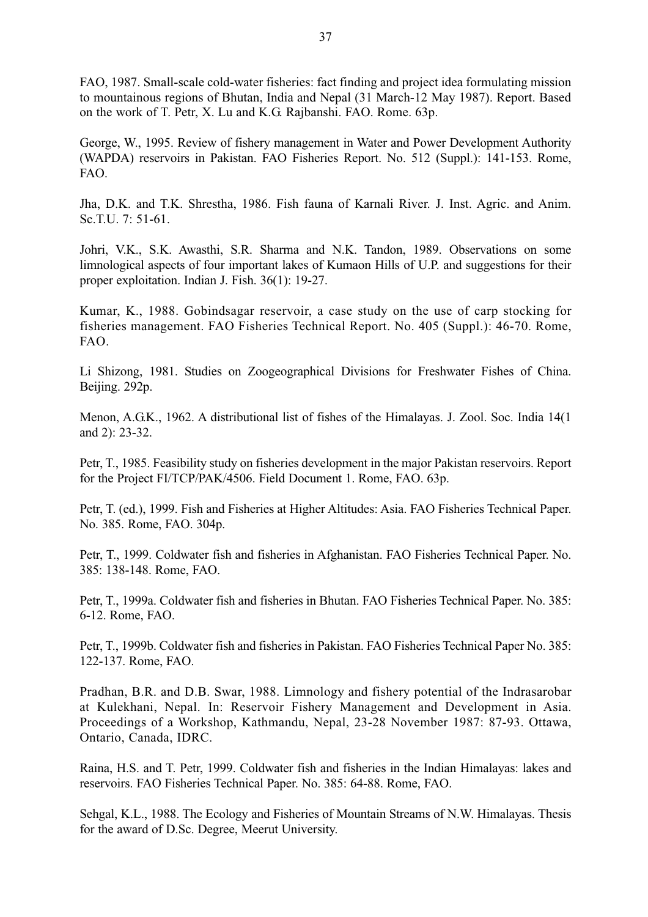FAO, 1987. Small-scale cold-water fisheries: fact finding and project idea formulating mission to mountainous regions of Bhutan, India and Nepal (31 March-12 May 1987). Report. Based on the work of T. Petr, X. Lu and K.G. Rajbanshi. FAO. Rome. 63p.

George, W., 1995. Review of fishery management in Water and Power Development Authority (WAPDA) reservoirs in Pakistan. FAO Fisheries Report. No. 512 (Suppl.): 141-153. Rome, FAO.

Jha, D.K. and T.K. Shrestha, 1986. Fish fauna of Karnali River. J. Inst. Agric. and Anim. Sc.T.U. 7: 51-61.

Johri, V.K., S.K. Awasthi, S.R. Sharma and N.K. Tandon, 1989. Observations on some limnological aspects of four important lakes of Kumaon Hills of U.P. and suggestions for their proper exploitation. Indian J. Fish. 36(1): 19-27.

Kumar, K., 1988. Gobindsagar reservoir, a case study on the use of carp stocking for fisheries management. FAO Fisheries Technical Report. No. 405 (Suppl.): 46-70. Rome, FAO.

Li Shizong, 1981. Studies on Zoogeographical Divisions for Freshwater Fishes of China. Beijing. 292p.

Menon, A.G.K., 1962. A distributional list of fishes of the Himalayas. J. Zool. Soc. India 14(1 and 2): 23-32.

Petr, T., 1985. Feasibility study on fisheries development in the major Pakistan reservoirs. Report for the Project FI/TCP/PAK/4506. Field Document 1. Rome, FAO. 63p.

Petr, T. (ed.), 1999. Fish and Fisheries at Higher Altitudes: Asia. FAO Fisheries Technical Paper. No. 385. Rome, FAO. 304p.

Petr, T., 1999. Coldwater fish and fisheries in Afghanistan. FAO Fisheries Technical Paper. No. 385: 138-148. Rome, FAO.

Petr, T., 1999a. Coldwater fish and fisheries in Bhutan. FAO Fisheries Technical Paper. No. 385: 6-12. Rome, FAO.

Petr, T., 1999b. Coldwater fish and fisheries in Pakistan. FAO Fisheries Technical Paper No. 385: 122-137. Rome, FAO.

Pradhan, B.R. and D.B. Swar, 1988. Limnology and fishery potential of the Indrasarobar at Kulekhani, Nepal. In: Reservoir Fishery Management and Development in Asia. Proceedings of a Workshop, Kathmandu, Nepal, 23-28 November 1987: 87-93. Ottawa, Ontario, Canada, IDRC.

Raina, H.S. and T. Petr, 1999. Coldwater fish and fisheries in the Indian Himalayas: lakes and reservoirs. FAO Fisheries Technical Paper. No. 385: 64-88. Rome, FAO.

Sehgal, K.L., 1988. The Ecology and Fisheries of Mountain Streams of N.W. Himalayas. Thesis for the award of D.Sc. Degree, Meerut University.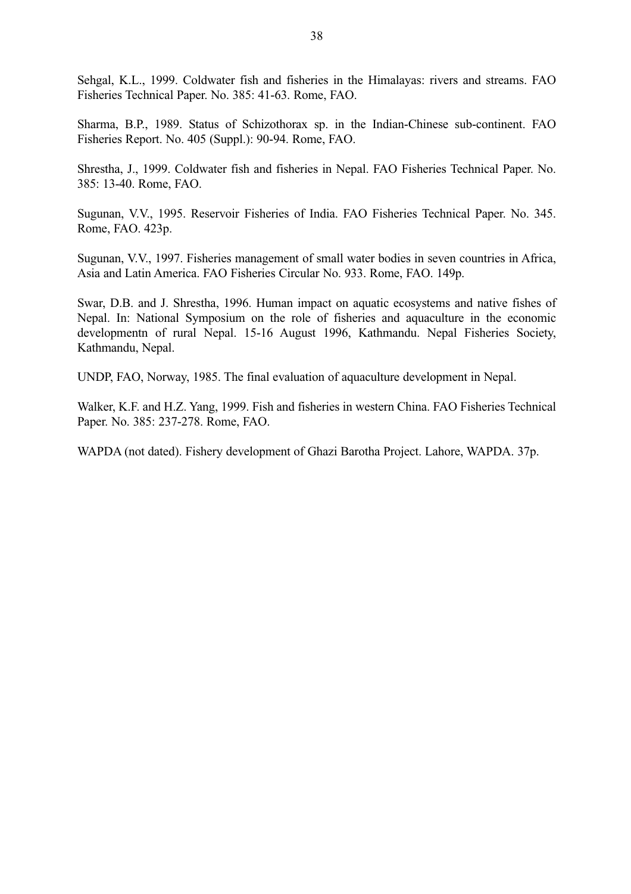Sehgal, K.L., 1999. Coldwater fish and fisheries in the Himalayas: rivers and streams. FAO Fisheries Technical Paper. No. 385: 41-63. Rome, FAO.

Sharma, B.P., 1989. Status of Schizothorax sp. in the Indian-Chinese sub-continent. FAO Fisheries Report. No. 405 (Suppl.): 90-94. Rome, FAO.

Shrestha, J., 1999. Coldwater fish and fisheries in Nepal. FAO Fisheries Technical Paper. No. 385: 13-40. Rome, FAO.

Sugunan, V.V., 1995. Reservoir Fisheries of India. FAO Fisheries Technical Paper. No. 345. Rome, FAO. 423p.

Sugunan, V.V., 1997. Fisheries management of small water bodies in seven countries in Africa, Asia and Latin America. FAO Fisheries Circular No. 933. Rome, FAO. 149p.

Swar, D.B. and J. Shrestha, 1996. Human impact on aquatic ecosystems and native fishes of Nepal. In: National Symposium on the role of fisheries and aquaculture in the economic developmentn of rural Nepal. 15-16 August 1996, Kathmandu. Nepal Fisheries Society, Kathmandu, Nepal.

UNDP, FAO, Norway, 1985. The final evaluation of aquaculture development in Nepal.

Walker, K.F. and H.Z. Yang, 1999. Fish and fisheries in western China. FAO Fisheries Technical Paper. No. 385: 237-278. Rome, FAO.

WAPDA (not dated). Fishery development of Ghazi Barotha Project. Lahore, WAPDA. 37p.